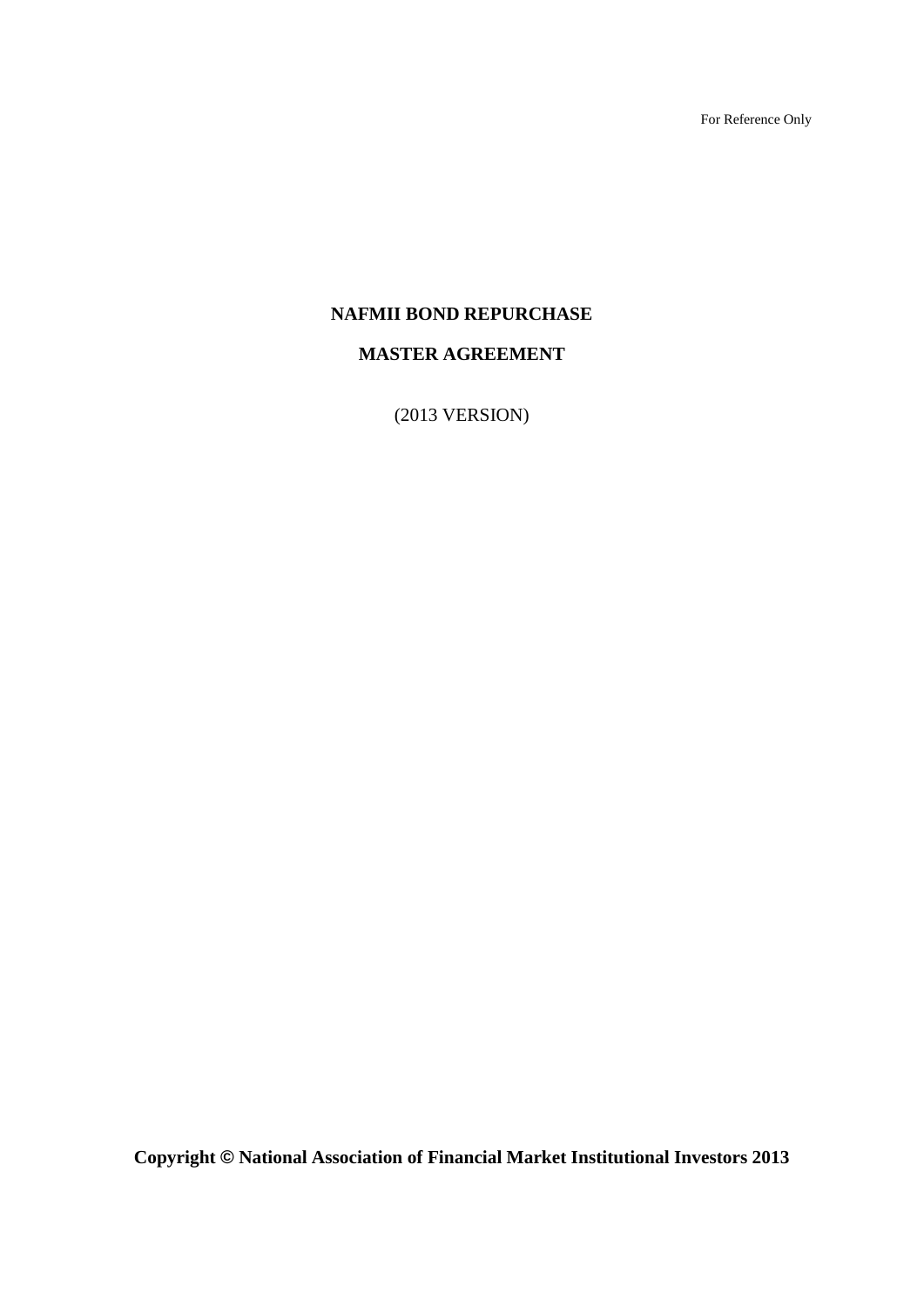For Reference Only

# NAFMII BOND REPURCHASE

# MASTER AGREEMENT

(2013 VERSION)

**Copyright © National Association of Financial Market Institutional Investors 2013**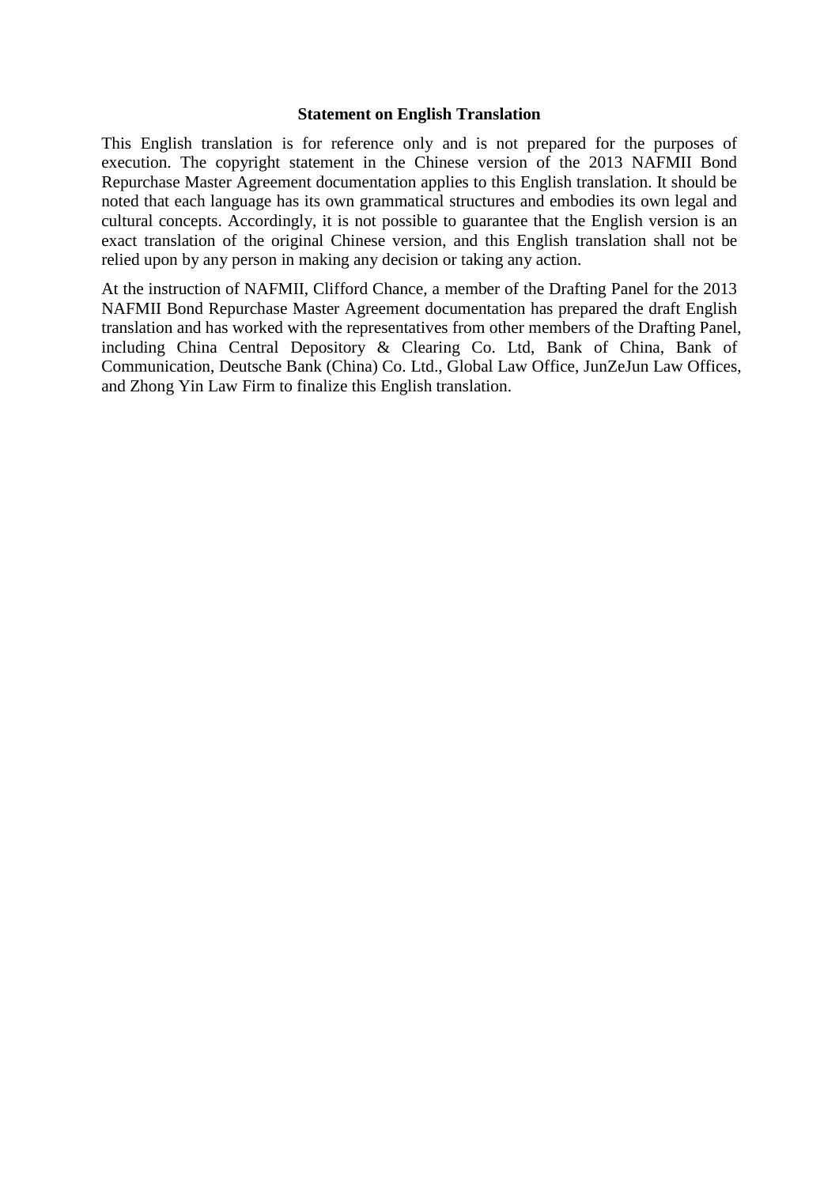**Statement on English Translation**

This English translation is for reference only and is not prepared for the purposes of execution. The copyright statement in the Chinese version of the 2013 NAFMII Bond Repurchase Master Agreement documentation applies to this English translation. It should be noted that each language has its own grammatical structures and embodies its own legal and cultural concepts. Accordingly, it is not possible to guarantee that the English version is an exact translation of the original Chinese version, and this English translation shall not be relied upon by any person in making any decision or taking any action.

At the instruction of NAFMII, Clifford Chance, a member of the Drafting Panel for the 2013 NAFMII Bond Repurchase Master Agreement documentation has prepared the draft English translation and has worked with the representatives from other members of the Drafting Panel, including China Central Depository & Clearing Co. Ltd, Bank of China, Bank of Communication, Deutsche Bank (China) Co. Ltd., Global Law Office, JunZeJun Law Offices, and Zhong Yin Law Firm to finalize this English translation.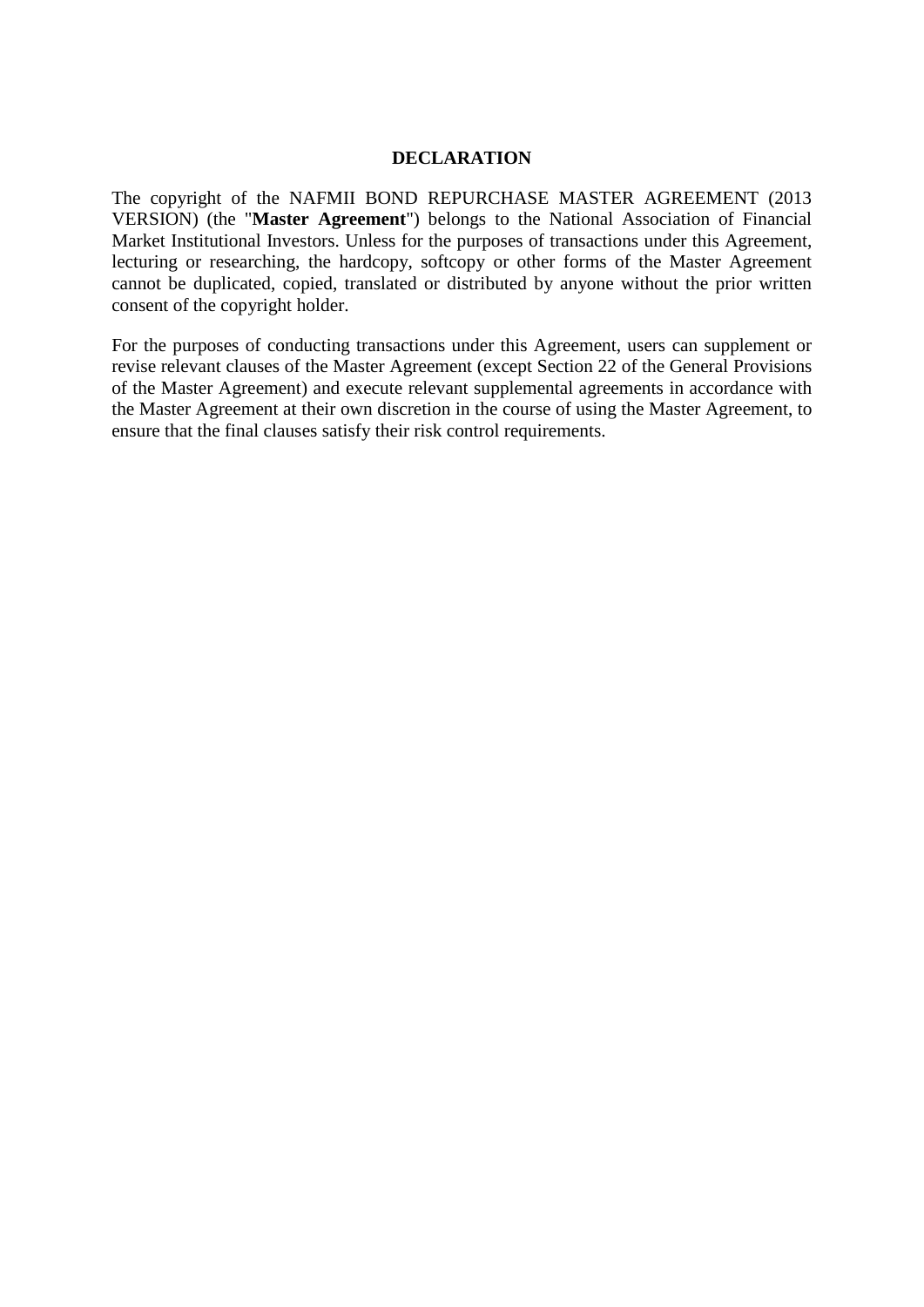# DECLARATION

The copyright of the NAFMII BOND REPURCHASE MASTER AGREEMENT (2013 VERSION) (the "**Master Agreement**") belongs to the National Association of Financial Market Institutional Investors. Unless for the purposes of transactions under this Agreement, lecturing or researching, the hardcopy, softcopy or other forms of the Master Agreement cannot be duplicated, copied, translated or distributed by anyone without the prior written consent of the copyright holder.

For the purposes of conducting transactions under this Agreement, users can supplement or revise relevant clauses of the Master Agreement (except Section 22 of the General Provisions of the Master Agreement) and execute relevant supplemental agreements in accordance with the Master Agreement at their own discretion in the course of using the Master Agreement, to ensure that the final clauses satisfy their risk control requirements.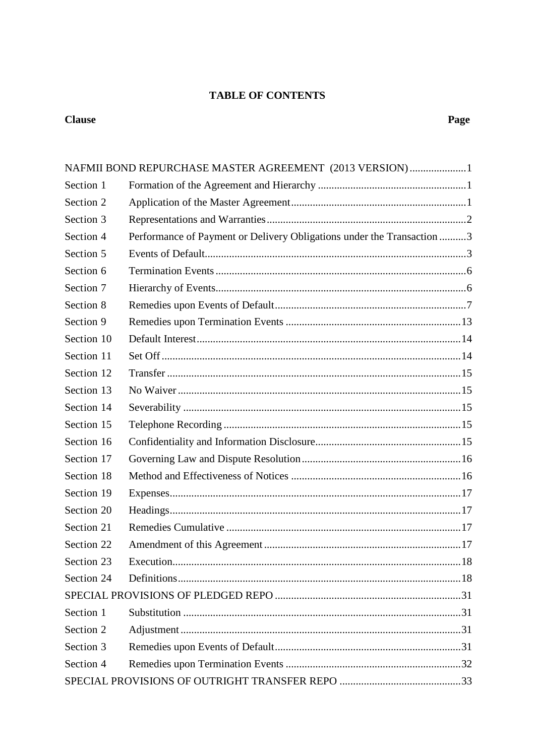# TABLE OF CONTENTS

| Clause | | Page |
|---|---|---|
| NAFMII BOND REPURCHASE MASTER AGREEMENT (2013 VERSION) | | 1 |
| Section 1 | Formation of the Agreement and Hierarchy | 1 |
| Section 2 | Application of the Master Agreement | 1 |
| Section 3 | Representations and Warranties | 2 |
| Section 4 | Performance of Payment or Delivery Obligations under the Transaction | 3 |
| Section 5 | Events of Default | 3 |
| Section 6 | Termination Events | 6 |
| Section 7 | Hierarchy of Events | 6 |
| Section 8 | Remedies upon Events of Default | 7 |
| Section 9 | Remedies upon Termination Events | 13 |
| Section 10 | Default Interest | 14 |
| Section 11 | Set Off | 14 |
| Section 12 | Transfer | 15 |
| Section 13 | No Waiver | 15 |
| Section 14 | Severability | 15 |
| Section 15 | Telephone Recording | 15 |
| Section 16 | Confidentiality and Information Disclosure | 15 |
| Section 17 | Governing Law and Dispute Resolution | 16 |
| Section 18 | Method and Effectiveness of Notices | 16 |
| Section 19 | Expenses | 17 |
| Section 20 | Headings | 17 |
| Section 21 | Remedies Cumulative | 17 |
| Section 22 | Amendment of this Agreement | 17 |
| Section 23 | Execution | 18 |
| Section 24 | Definitions | 18 |
| SPECIAL PROVISIONS OF PLEDGED REPO | | 31 |
| Section 1 | Substitution | 31 |
| Section 2 | Adjustment | 31 |
| Section 3 | Remedies upon Events of Default | 31 |
| Section 4 | Remedies upon Termination Events | 32 |
| SPECIAL PROVISIONS OF OUTRIGHT TRANSFER REPO | | 33 |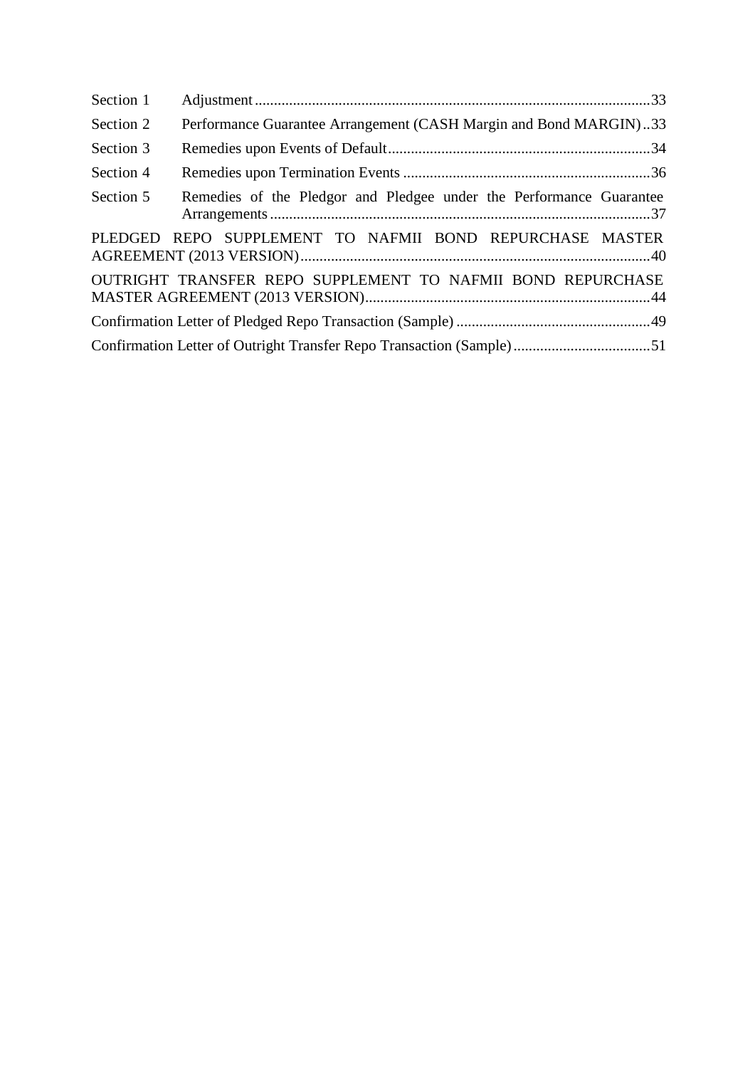Section 1 Adjustment ........................................................................................................33

Section 2 Performance Guarantee Arrangement (CASH Margin and Bond MARGIN)..33

Section 3 Remedies upon Events of Default.....................................................................34

Section 4 Remedies upon Termination Events .................................................................36

Section 5 Remedies of the Pledgor and Pledgee under the Performance Guarantee Arrangements ....................................................................................................37

PLEDGED REPO SUPPLEMENT TO NAFMII BOND REPURCHASE MASTER AGREEMENT (2013 VERSION)............................................................................................40

OUTRIGHT TRANSFER REPO SUPPLEMENT TO NAFMII BOND REPURCHASE MASTER AGREEMENT (2013 VERSION)..........................................................................44

Confirmation Letter of Pledged Repo Transaction (Sample) ...................................................49

Confirmation Letter of Outright Transfer Repo Transaction (Sample)....................................51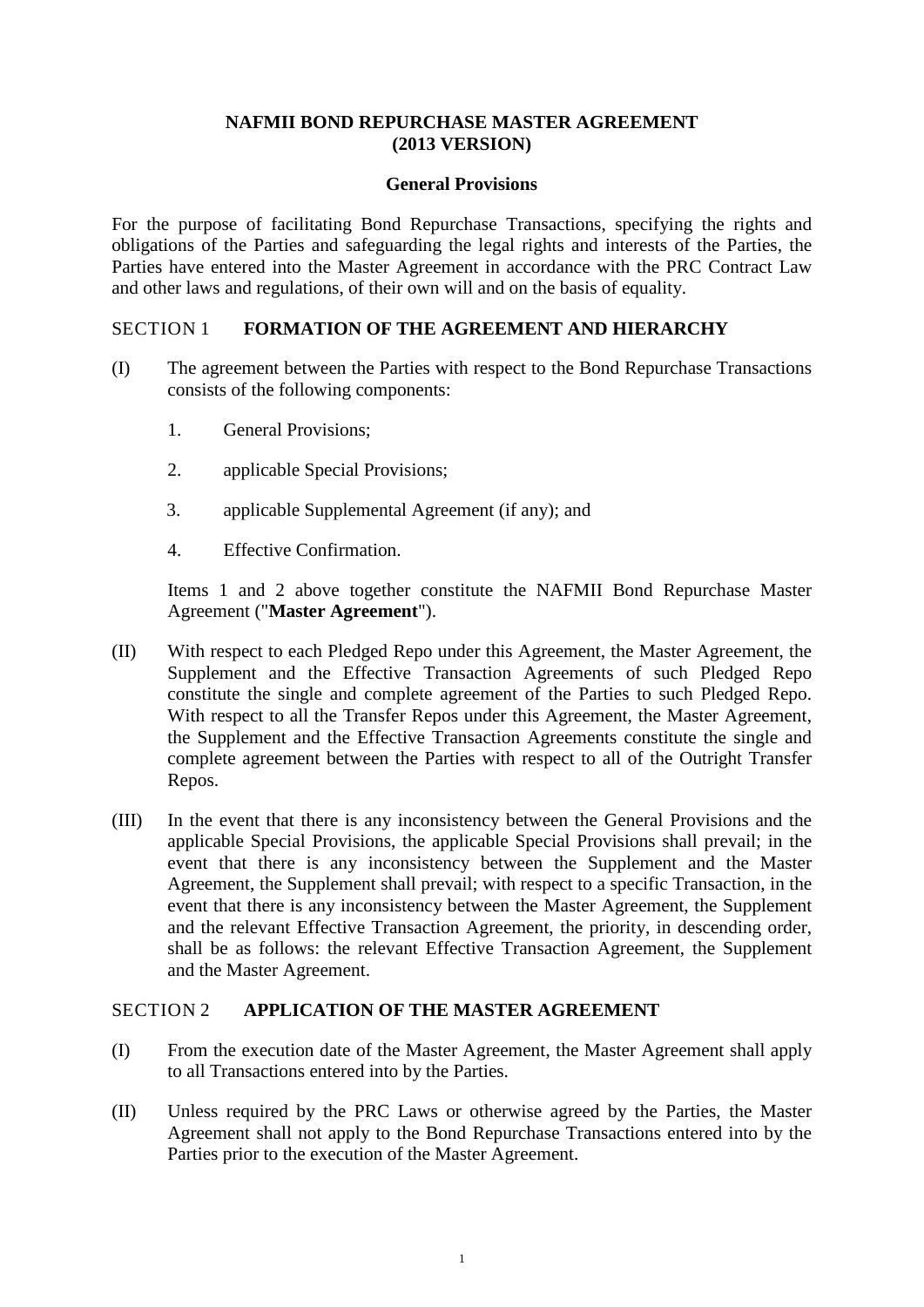# NAFMII BOND REPURCHASE MASTER AGREEMENT (2013 VERSION)

## General Provisions

For the purpose of facilitating Bond Repurchase Transactions, specifying the rights and obligations of the Parties and safeguarding the legal rights and interests of the Parties, the Parties have entered into the Master Agreement in accordance with the PRC Contract Law and other laws and regulations, of their own will and on the basis of equality.

### SECTION 1 FORMATION OF THE AGREEMENT AND HIERARCHY

(I) The agreement between the Parties with respect to the Bond Repurchase Transactions consists of the following components:

1. General Provisions;
2. applicable Special Provisions;
3. applicable Supplemental Agreement (if any); and
4. Effective Confirmation.

Items 1 and 2 above together constitute the NAFMII Bond Repurchase Master Agreement ("**Master Agreement**").

(II) With respect to each Pledged Repo under this Agreement, the Master Agreement, the Supplement and the Effective Transaction Agreements of such Pledged Repo constitute the single and complete agreement of the Parties to such Pledged Repo. With respect to all the Transfer Repos under this Agreement, the Master Agreement, the Supplement and the Effective Transaction Agreements constitute the single and complete agreement between the Parties with respect to all of the Outright Transfer Repos.

(III) In the event that there is any inconsistency between the General Provisions and the applicable Special Provisions, the applicable Special Provisions shall prevail; in the event that there is any inconsistency between the Supplement and the Master Agreement, the Supplement shall prevail; with respect to a specific Transaction, in the event that there is any inconsistency between the Master Agreement, the Supplement and the relevant Effective Transaction Agreement, the priority, in descending order, shall be as follows: the relevant Effective Transaction Agreement, the Supplement and the Master Agreement.

### SECTION 2 APPLICATION OF THE MASTER AGREEMENT

(I) From the execution date of the Master Agreement, the Master Agreement shall apply to all Transactions entered into by the Parties.

(II) Unless required by the PRC Laws or otherwise agreed by the Parties, the Master Agreement shall not apply to the Bond Repurchase Transactions entered into by the Parties prior to the execution of the Master Agreement.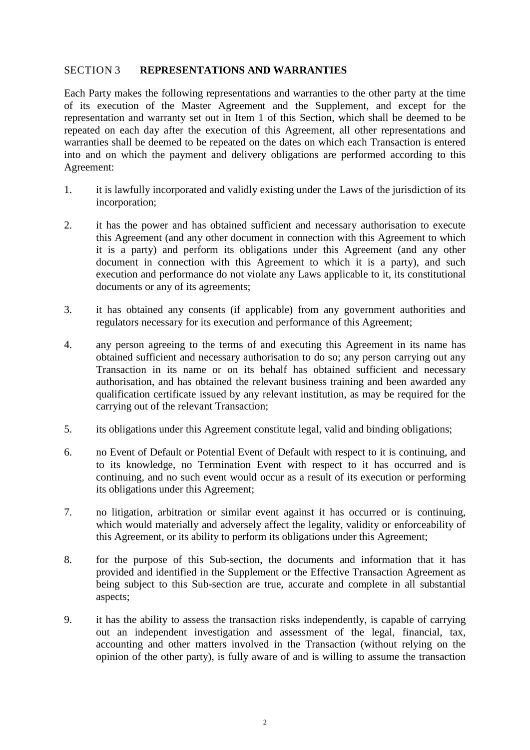## SECTION 3 **REPRESENTATIONS AND WARRANTIES**

Each Party makes the following representations and warranties to the other party at the time of its execution of the Master Agreement and the Supplement, and except for the representation and warranty set out in Item 1 of this Section, which shall be deemed to be repeated on each day after the execution of this Agreement, all other representations and warranties shall be deemed to be repeated on the dates on which each Transaction is entered into and on which the payment and delivery obligations are performed according to this Agreement:

1. it is lawfully incorporated and validly existing under the Laws of the jurisdiction of its incorporation;

2. it has the power and has obtained sufficient and necessary authorisation to execute this Agreement (and any other document in connection with this Agreement to which it is a party) and perform its obligations under this Agreement (and any other document in connection with this Agreement to which it is a party), and such execution and performance do not violate any Laws applicable to it, its constitutional documents or any of its agreements;

3. it has obtained any consents (if applicable) from any government authorities and regulators necessary for its execution and performance of this Agreement;

4. any person agreeing to the terms of and executing this Agreement in its name has obtained sufficient and necessary authorisation to do so; any person carrying out any Transaction in its name or on its behalf has obtained sufficient and necessary authorisation, and has obtained the relevant business training and been awarded any qualification certificate issued by any relevant institution, as may be required for the carrying out of the relevant Transaction;

5. its obligations under this Agreement constitute legal, valid and binding obligations;

6. no Event of Default or Potential Event of Default with respect to it is continuing, and to its knowledge, no Termination Event with respect to it has occurred and is continuing, and no such event would occur as a result of its execution or performing its obligations under this Agreement;

7. no litigation, arbitration or similar event against it has occurred or is continuing, which would materially and adversely affect the legality, validity or enforceability of this Agreement, or its ability to perform its obligations under this Agreement;

8. for the purpose of this Sub-section, the documents and information that it has provided and identified in the Supplement or the Effective Transaction Agreement as being subject to this Sub-section are true, accurate and complete in all substantial aspects;

9. it has the ability to assess the transaction risks independently, is capable of carrying out an independent investigation and assessment of the legal, financial, tax, accounting and other matters involved in the Transaction (without relying on the opinion of the other party), is fully aware of and is willing to assume the transaction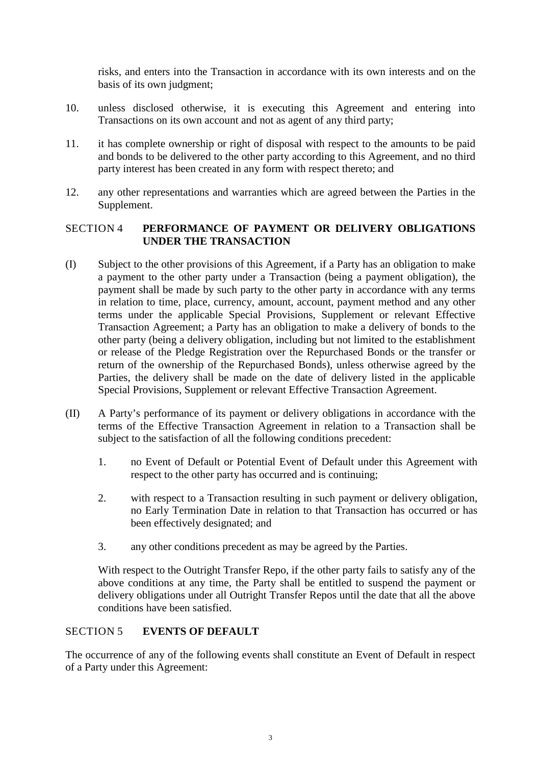risks, and enters into the Transaction in accordance with its own interests and on the basis of its own judgment;

10. unless disclosed otherwise, it is executing this Agreement and entering into Transactions on its own account and not as agent of any third party;

11. it has complete ownership or right of disposal with respect to the amounts to be paid and bonds to be delivered to the other party according to this Agreement, and no third party interest has been created in any form with respect thereto; and

12. any other representations and warranties which are agreed between the Parties in the Supplement.

## SECTION 4 PERFORMANCE OF PAYMENT OR DELIVERY OBLIGATIONS UNDER THE TRANSACTION

(I) Subject to the other provisions of this Agreement, if a Party has an obligation to make a payment to the other party under a Transaction (being a payment obligation), the payment shall be made by such party to the other party in accordance with any terms in relation to time, place, currency, amount, account, payment method and any other terms under the applicable Special Provisions, Supplement or relevant Effective Transaction Agreement; a Party has an obligation to make a delivery of bonds to the other party (being a delivery obligation, including but not limited to the establishment or release of the Pledge Registration over the Repurchased Bonds or the transfer or return of the ownership of the Repurchased Bonds), unless otherwise agreed by the Parties, the delivery shall be made on the date of delivery listed in the applicable Special Provisions, Supplement or relevant Effective Transaction Agreement.

(II) A Party's performance of its payment or delivery obligations in accordance with the terms of the Effective Transaction Agreement in relation to a Transaction shall be subject to the satisfaction of all the following conditions precedent:

1. no Event of Default or Potential Event of Default under this Agreement with respect to the other party has occurred and is continuing;

2. with respect to a Transaction resulting in such payment or delivery obligation, no Early Termination Date in relation to that Transaction has occurred or has been effectively designated; and

3. any other conditions precedent as may be agreed by the Parties.

With respect to the Outright Transfer Repo, if the other party fails to satisfy any of the above conditions at any time, the Party shall be entitled to suspend the payment or delivery obligations under all Outright Transfer Repos until the date that all the above conditions have been satisfied.

## SECTION 5 EVENTS OF DEFAULT

The occurrence of any of the following events shall constitute an Event of Default in respect of a Party under this Agreement: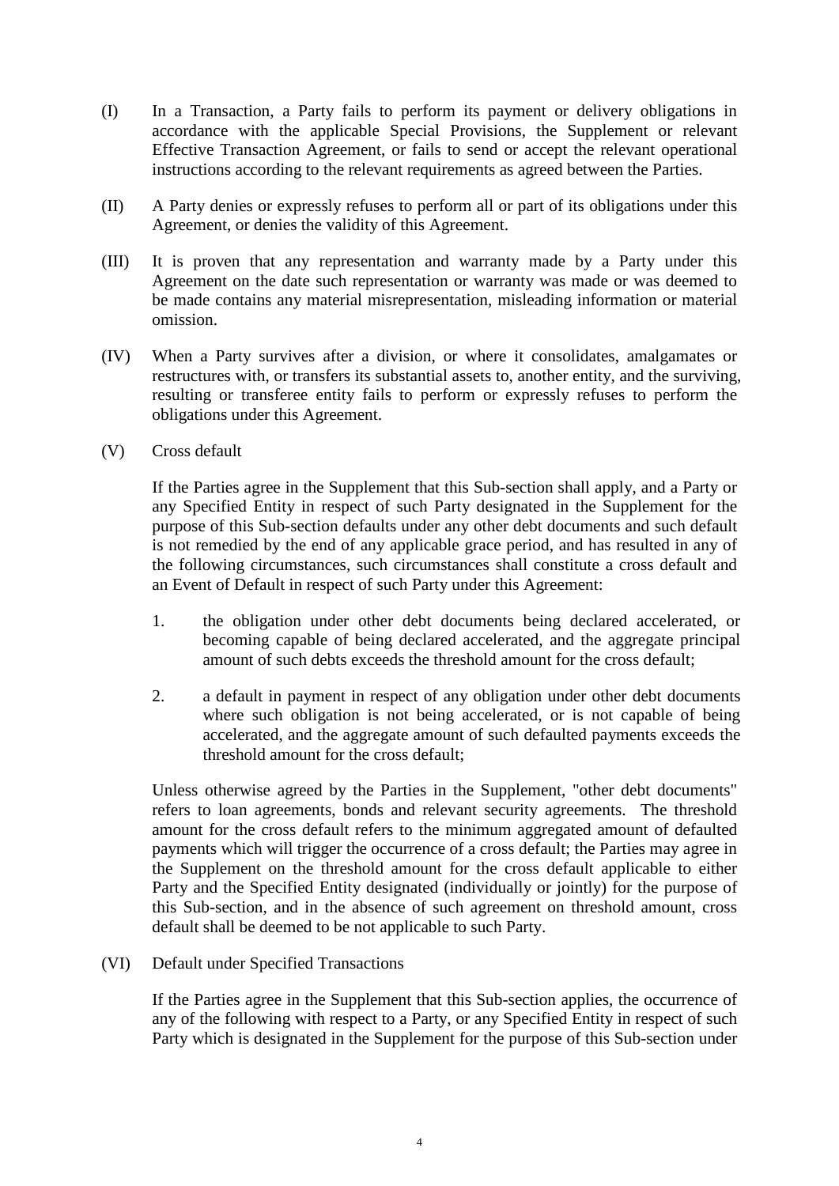(I) In a Transaction, a Party fails to perform its payment or delivery obligations in accordance with the applicable Special Provisions, the Supplement or relevant Effective Transaction Agreement, or fails to send or accept the relevant operational instructions according to the relevant requirements as agreed between the Parties.

(II) A Party denies or expressly refuses to perform all or part of its obligations under this Agreement, or denies the validity of this Agreement.

(III) It is proven that any representation and warranty made by a Party under this Agreement on the date such representation or warranty was made or was deemed to be made contains any material misrepresentation, misleading information or material omission.

(IV) When a Party survives after a division, or where it consolidates, amalgamates or restructures with, or transfers its substantial assets to, another entity, and the surviving, resulting or transferee entity fails to perform or expressly refuses to perform the obligations under this Agreement.

(V) Cross default

If the Parties agree in the Supplement that this Sub-section shall apply, and a Party or any Specified Entity in respect of such Party designated in the Supplement for the purpose of this Sub-section defaults under any other debt documents and such default is not remedied by the end of any applicable grace period, and has resulted in any of the following circumstances, such circumstances shall constitute a cross default and an Event of Default in respect of such Party under this Agreement:

1. the obligation under other debt documents being declared accelerated, or becoming capable of being declared accelerated, and the aggregate principal amount of such debts exceeds the threshold amount for the cross default;

2. a default in payment in respect of any obligation under other debt documents where such obligation is not being accelerated, or is not capable of being accelerated, and the aggregate amount of such defaulted payments exceeds the threshold amount for the cross default;

Unless otherwise agreed by the Parties in the Supplement, "other debt documents" refers to loan agreements, bonds and relevant security agreements. The threshold amount for the cross default refers to the minimum aggregated amount of defaulted payments which will trigger the occurrence of a cross default; the Parties may agree in the Supplement on the threshold amount for the cross default applicable to either Party and the Specified Entity designated (individually or jointly) for the purpose of this Sub-section, and in the absence of such agreement on threshold amount, cross default shall be deemed to be not applicable to such Party.

(VI) Default under Specified Transactions

If the Parties agree in the Supplement that this Sub-section applies, the occurrence of any of the following with respect to a Party, or any Specified Entity in respect of such Party which is designated in the Supplement for the purpose of this Sub-section under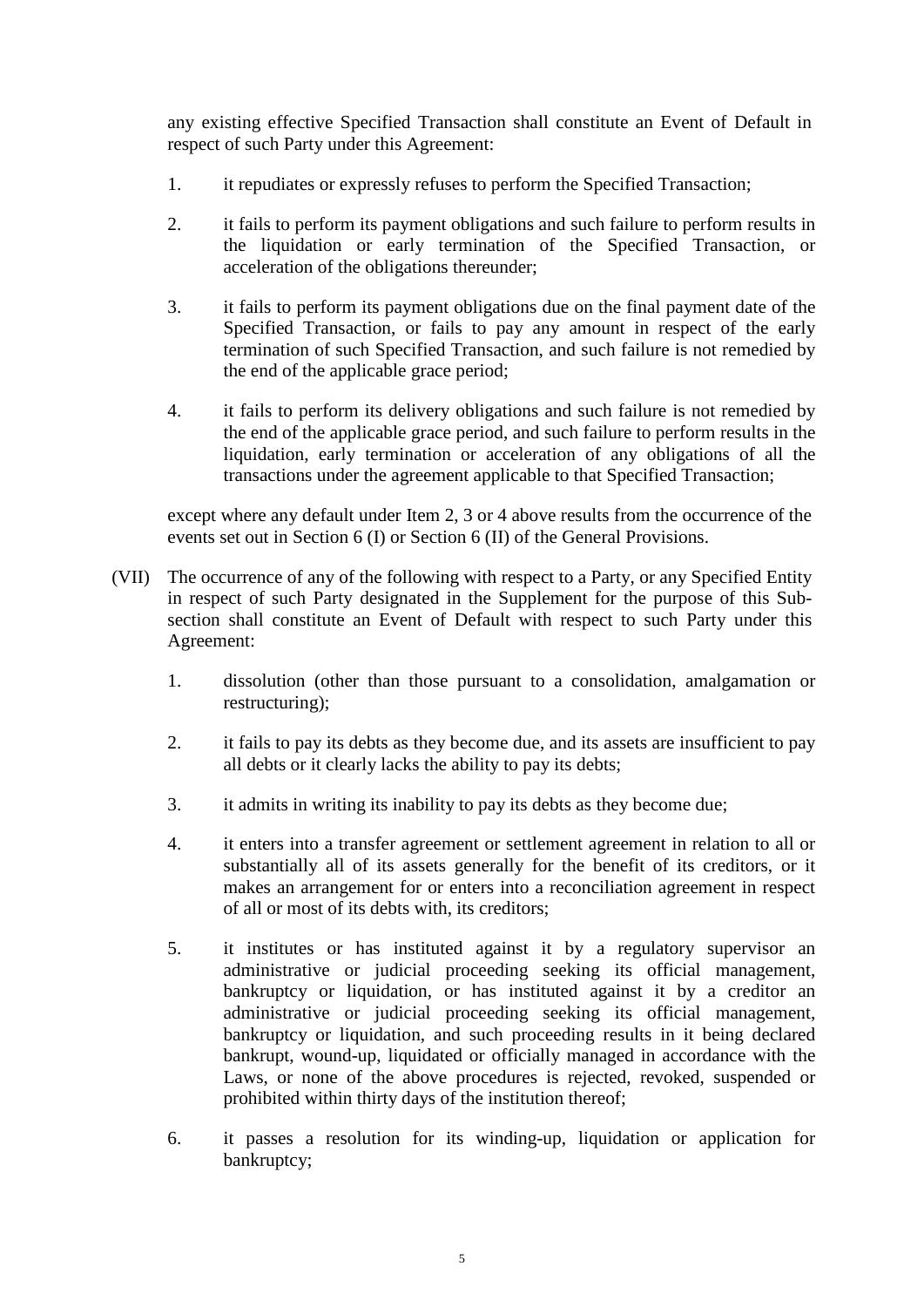any existing effective Specified Transaction shall constitute an Event of Default in respect of such Party under this Agreement:

1. it repudiates or expressly refuses to perform the Specified Transaction;

2. it fails to perform its payment obligations and such failure to perform results in the liquidation or early termination of the Specified Transaction, or acceleration of the obligations thereunder;

3. it fails to perform its payment obligations due on the final payment date of the Specified Transaction, or fails to pay any amount in respect of the early termination of such Specified Transaction, and such failure is not remedied by the end of the applicable grace period;

4. it fails to perform its delivery obligations and such failure is not remedied by the end of the applicable grace period, and such failure to perform results in the liquidation, early termination or acceleration of any obligations of all the transactions under the agreement applicable to that Specified Transaction;

except where any default under Item 2, 3 or 4 above results from the occurrence of the events set out in Section 6 (I) or Section 6 (II) of the General Provisions.

(VII) The occurrence of any of the following with respect to a Party, or any Specified Entity in respect of such Party designated in the Supplement for the purpose of this Sub-section shall constitute an Event of Default with respect to such Party under this Agreement:

1. dissolution (other than those pursuant to a consolidation, amalgamation or restructuring);

2. it fails to pay its debts as they become due, and its assets are insufficient to pay all debts or it clearly lacks the ability to pay its debts;

3. it admits in writing its inability to pay its debts as they become due;

4. it enters into a transfer agreement or settlement agreement in relation to all or substantially all of its assets generally for the benefit of its creditors, or it makes an arrangement for or enters into a reconciliation agreement in respect of all or most of its debts with, its creditors;

5. it institutes or has instituted against it by a regulatory supervisor an administrative or judicial proceeding seeking its official management, bankruptcy or liquidation, or has instituted against it by a creditor an administrative or judicial proceeding seeking its official management, bankruptcy or liquidation, and such proceeding results in it being declared bankrupt, wound-up, liquidated or officially managed in accordance with the Laws, or none of the above procedures is rejected, revoked, suspended or prohibited within thirty days of the institution thereof;

6. it passes a resolution for its winding-up, liquidation or application for bankruptcy;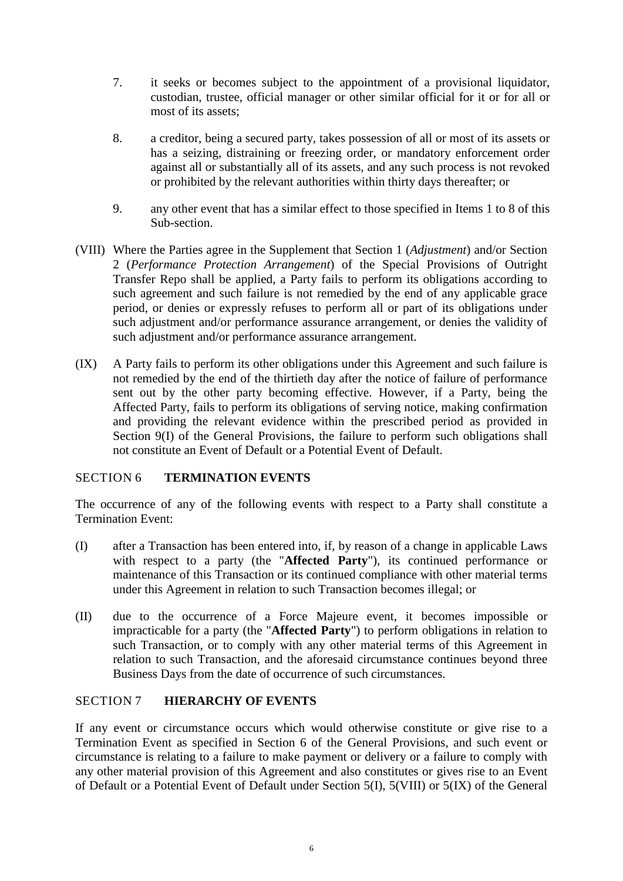7. it seeks or becomes subject to the appointment of a provisional liquidator, custodian, trustee, official manager or other similar official for it or for all or most of its assets;

8. a creditor, being a secured party, takes possession of all or most of its assets or has a seizing, distraining or freezing order, or mandatory enforcement order against all or substantially all of its assets, and any such process is not revoked or prohibited by the relevant authorities within thirty days thereafter; or

9. any other event that has a similar effect to those specified in Items 1 to 8 of this Sub-section.

(VIII) Where the Parties agree in the Supplement that Section 1 (*Adjustment*) and/or Section 2 (*Performance Protection Arrangement*) of the Special Provisions of Outright Transfer Repo shall be applied, a Party fails to perform its obligations according to such agreement and such failure is not remedied by the end of any applicable grace period, or denies or expressly refuses to perform all or part of its obligations under such adjustment and/or performance assurance arrangement, or denies the validity of such adjustment and/or performance assurance arrangement.

(IX) A Party fails to perform its other obligations under this Agreement and such failure is not remedied by the end of the thirtieth day after the notice of failure of performance sent out by the other party becoming effective. However, if a Party, being the Affected Party, fails to perform its obligations of serving notice, making confirmation and providing the relevant evidence within the prescribed period as provided in Section 9(I) of the General Provisions, the failure to perform such obligations shall not constitute an Event of Default or a Potential Event of Default.

## SECTION 6 **TERMINATION EVENTS**

The occurrence of any of the following events with respect to a Party shall constitute a Termination Event:

(I) after a Transaction has been entered into, if, by reason of a change in applicable Laws with respect to a party (the "**Affected Party**"), its continued performance or maintenance of this Transaction or its continued compliance with other material terms under this Agreement in relation to such Transaction becomes illegal; or

(II) due to the occurrence of a Force Majeure event, it becomes impossible or impracticable for a party (the "**Affected Party**") to perform obligations in relation to such Transaction, or to comply with any other material terms of this Agreement in relation to such Transaction, and the aforesaid circumstance continues beyond three Business Days from the date of occurrence of such circumstances.

## SECTION 7 **HIERARCHY OF EVENTS**

If any event or circumstance occurs which would otherwise constitute or give rise to a Termination Event as specified in Section 6 of the General Provisions, and such event or circumstance is relating to a failure to make payment or delivery or a failure to comply with any other material provision of this Agreement and also constitutes or gives rise to an Event of Default or a Potential Event of Default under Section 5(I), 5(VIII) or 5(IX) of the General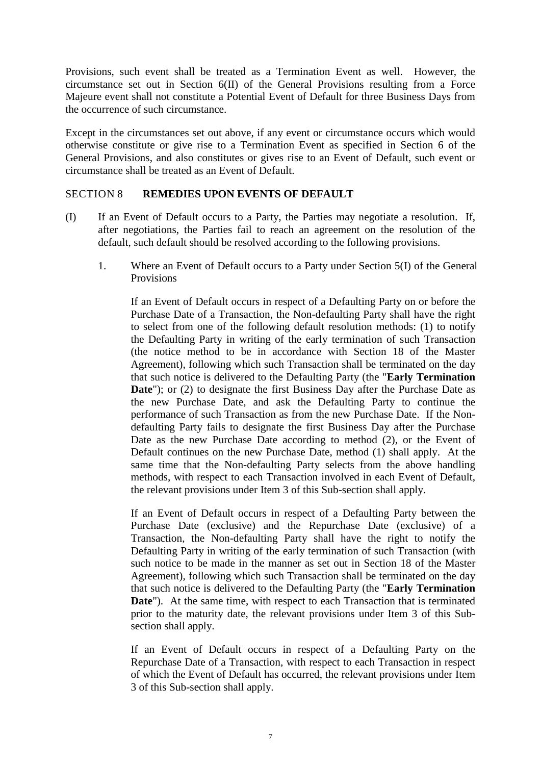Provisions, such event shall be treated as a Termination Event as well. However, the circumstance set out in Section 6(II) of the General Provisions resulting from a Force Majeure event shall not constitute a Potential Event of Default for three Business Days from the occurrence of such circumstance.

Except in the circumstances set out above, if any event or circumstance occurs which would otherwise constitute or give rise to a Termination Event as specified in Section 6 of the General Provisions, and also constitutes or gives rise to an Event of Default, such event or circumstance shall be treated as an Event of Default.

## SECTION 8 REMEDIES UPON EVENTS OF DEFAULT

(I) If an Event of Default occurs to a Party, the Parties may negotiate a resolution. If, after negotiations, the Parties fail to reach an agreement on the resolution of the default, such default should be resolved according to the following provisions.

1. Where an Event of Default occurs to a Party under Section 5(I) of the General Provisions

If an Event of Default occurs in respect of a Defaulting Party on or before the Purchase Date of a Transaction, the Non-defaulting Party shall have the right to select from one of the following default resolution methods: (1) to notify the Defaulting Party in writing of the early termination of such Transaction (the notice method to be in accordance with Section 18 of the Master Agreement), following which such Transaction shall be terminated on the day that such notice is delivered to the Defaulting Party (the "**Early Termination Date**"); or (2) to designate the first Business Day after the Purchase Date as the new Purchase Date, and ask the Defaulting Party to continue the performance of such Transaction as from the new Purchase Date. If the Non-defaulting Party fails to designate the first Business Day after the Purchase Date as the new Purchase Date according to method (2), or the Event of Default continues on the new Purchase Date, method (1) shall apply. At the same time that the Non-defaulting Party selects from the above handling methods, with respect to each Transaction involved in each Event of Default, the relevant provisions under Item 3 of this Sub-section shall apply.

If an Event of Default occurs in respect of a Defaulting Party between the Purchase Date (exclusive) and the Repurchase Date (exclusive) of a Transaction, the Non-defaulting Party shall have the right to notify the Defaulting Party in writing of the early termination of such Transaction (with such notice to be made in the manner as set out in Section 18 of the Master Agreement), following which such Transaction shall be terminated on the day that such notice is delivered to the Defaulting Party (the "**Early Termination Date**"). At the same time, with respect to each Transaction that is terminated prior to the maturity date, the relevant provisions under Item 3 of this Sub-section shall apply.

If an Event of Default occurs in respect of a Defaulting Party on the Repurchase Date of a Transaction, with respect to each Transaction in respect of which the Event of Default has occurred, the relevant provisions under Item 3 of this Sub-section shall apply.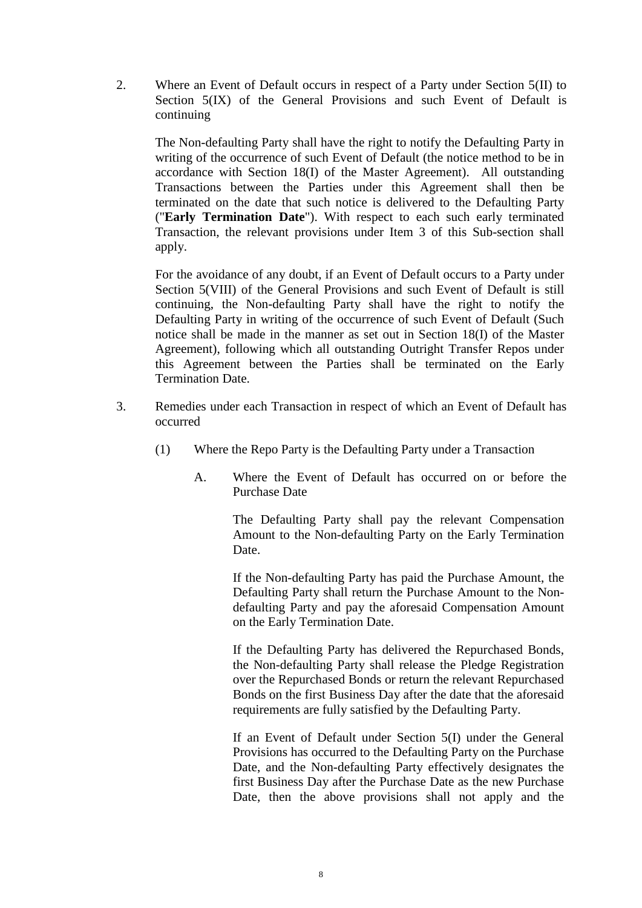2. Where an Event of Default occurs in respect of a Party under Section 5(II) to Section 5(IX) of the General Provisions and such Event of Default is continuing

   The Non-defaulting Party shall have the right to notify the Defaulting Party in writing of the occurrence of such Event of Default (the notice method to be in accordance with Section 18(I) of the Master Agreement). All outstanding Transactions between the Parties under this Agreement shall then be terminated on the date that such notice is delivered to the Defaulting Party ("**Early Termination Date**"). With respect to each such early terminated Transaction, the relevant provisions under Item 3 of this Sub-section shall apply.

   For the avoidance of any doubt, if an Event of Default occurs to a Party under Section 5(VIII) of the General Provisions and such Event of Default is still continuing, the Non-defaulting Party shall have the right to notify the Defaulting Party in writing of the occurrence of such Event of Default (Such notice shall be made in the manner as set out in Section 18(I) of the Master Agreement), following which all outstanding Outright Transfer Repos under this Agreement between the Parties shall be terminated on the Early Termination Date.

3. Remedies under each Transaction in respect of which an Event of Default has occurred

   (1) Where the Repo Party is the Defaulting Party under a Transaction

   A. Where the Event of Default has occurred on or before the Purchase Date

   The Defaulting Party shall pay the relevant Compensation Amount to the Non-defaulting Party on the Early Termination Date.

   If the Non-defaulting Party has paid the Purchase Amount, the Defaulting Party shall return the Purchase Amount to the Non-defaulting Party and pay the aforesaid Compensation Amount on the Early Termination Date.

   If the Defaulting Party has delivered the Repurchased Bonds, the Non-defaulting Party shall release the Pledge Registration over the Repurchased Bonds or return the relevant Repurchased Bonds on the first Business Day after the date that the aforesaid requirements are fully satisfied by the Defaulting Party.

   If an Event of Default under Section 5(I) under the General Provisions has occurred to the Defaulting Party on the Purchase Date, and the Non-defaulting Party effectively designates the first Business Day after the Purchase Date as the new Purchase Date, then the above provisions shall not apply and the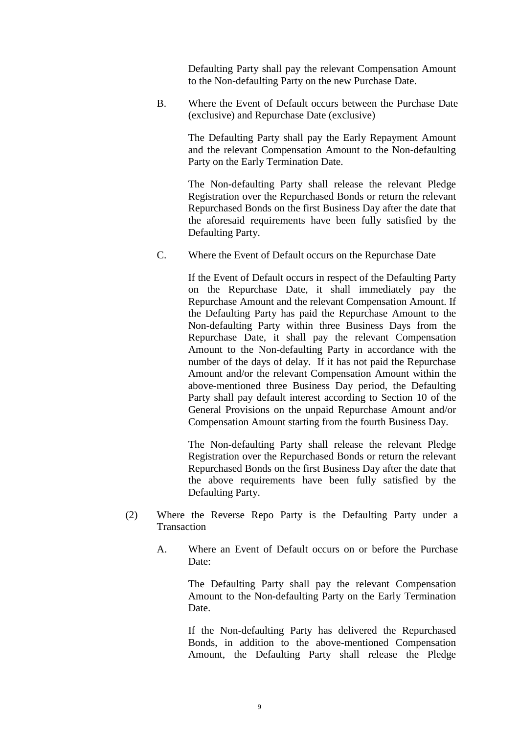Defaulting Party shall pay the relevant Compensation Amount to the Non-defaulting Party on the new Purchase Date.

B. Where the Event of Default occurs between the Purchase Date (exclusive) and Repurchase Date (exclusive)

The Defaulting Party shall pay the Early Repayment Amount and the relevant Compensation Amount to the Non-defaulting Party on the Early Termination Date.

The Non-defaulting Party shall release the relevant Pledge Registration over the Repurchased Bonds or return the relevant Repurchased Bonds on the first Business Day after the date that the aforesaid requirements have been fully satisfied by the Defaulting Party.

C. Where the Event of Default occurs on the Repurchase Date

If the Event of Default occurs in respect of the Defaulting Party on the Repurchase Date, it shall immediately pay the Repurchase Amount and the relevant Compensation Amount. If the Defaulting Party has paid the Repurchase Amount to the Non-defaulting Party within three Business Days from the Repurchase Date, it shall pay the relevant Compensation Amount to the Non-defaulting Party in accordance with the number of the days of delay. If it has not paid the Repurchase Amount and/or the relevant Compensation Amount within the above-mentioned three Business Day period, the Defaulting Party shall pay default interest according to Section 10 of the General Provisions on the unpaid Repurchase Amount and/or Compensation Amount starting from the fourth Business Day.

The Non-defaulting Party shall release the relevant Pledge Registration over the Repurchased Bonds or return the relevant Repurchased Bonds on the first Business Day after the date that the above requirements have been fully satisfied by the Defaulting Party.

(2) Where the Reverse Repo Party is the Defaulting Party under a Transaction

A. Where an Event of Default occurs on or before the Purchase Date:

The Defaulting Party shall pay the relevant Compensation Amount to the Non-defaulting Party on the Early Termination Date.

If the Non-defaulting Party has delivered the Repurchased Bonds, in addition to the above-mentioned Compensation Amount, the Defaulting Party shall release the Pledge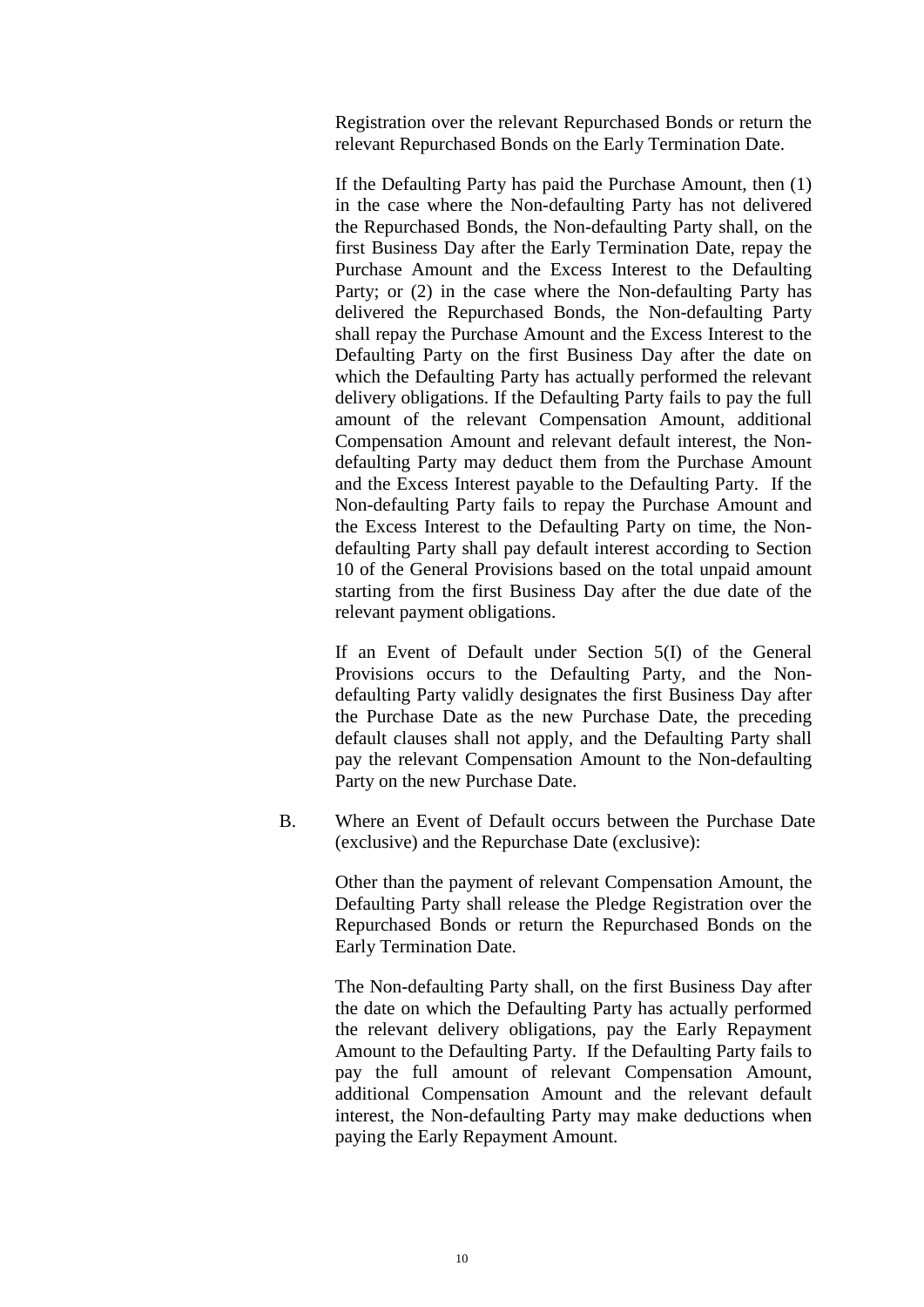Registration over the relevant Repurchased Bonds or return the relevant Repurchased Bonds on the Early Termination Date.

If the Defaulting Party has paid the Purchase Amount, then (1) in the case where the Non-defaulting Party has not delivered the Repurchased Bonds, the Non-defaulting Party shall, on the first Business Day after the Early Termination Date, repay the Purchase Amount and the Excess Interest to the Defaulting Party; or (2) in the case where the Non-defaulting Party has delivered the Repurchased Bonds, the Non-defaulting Party shall repay the Purchase Amount and the Excess Interest to the Defaulting Party on the first Business Day after the date on which the Defaulting Party has actually performed the relevant delivery obligations. If the Defaulting Party fails to pay the full amount of the relevant Compensation Amount, additional Compensation Amount and relevant default interest, the Non-defaulting Party may deduct them from the Purchase Amount and the Excess Interest payable to the Defaulting Party. If the Non-defaulting Party fails to repay the Purchase Amount and the Excess Interest to the Defaulting Party on time, the Non-defaulting Party shall pay default interest according to Section 10 of the General Provisions based on the total unpaid amount starting from the first Business Day after the due date of the relevant payment obligations.

If an Event of Default under Section 5(I) of the General Provisions occurs to the Defaulting Party, and the Non-defaulting Party validly designates the first Business Day after the Purchase Date as the new Purchase Date, the preceding default clauses shall not apply, and the Defaulting Party shall pay the relevant Compensation Amount to the Non-defaulting Party on the new Purchase Date.

B. Where an Event of Default occurs between the Purchase Date (exclusive) and the Repurchase Date (exclusive):

Other than the payment of relevant Compensation Amount, the Defaulting Party shall release the Pledge Registration over the Repurchased Bonds or return the Repurchased Bonds on the Early Termination Date.

The Non-defaulting Party shall, on the first Business Day after the date on which the Defaulting Party has actually performed the relevant delivery obligations, pay the Early Repayment Amount to the Defaulting Party. If the Defaulting Party fails to pay the full amount of relevant Compensation Amount, additional Compensation Amount and the relevant default interest, the Non-defaulting Party may make deductions when paying the Early Repayment Amount.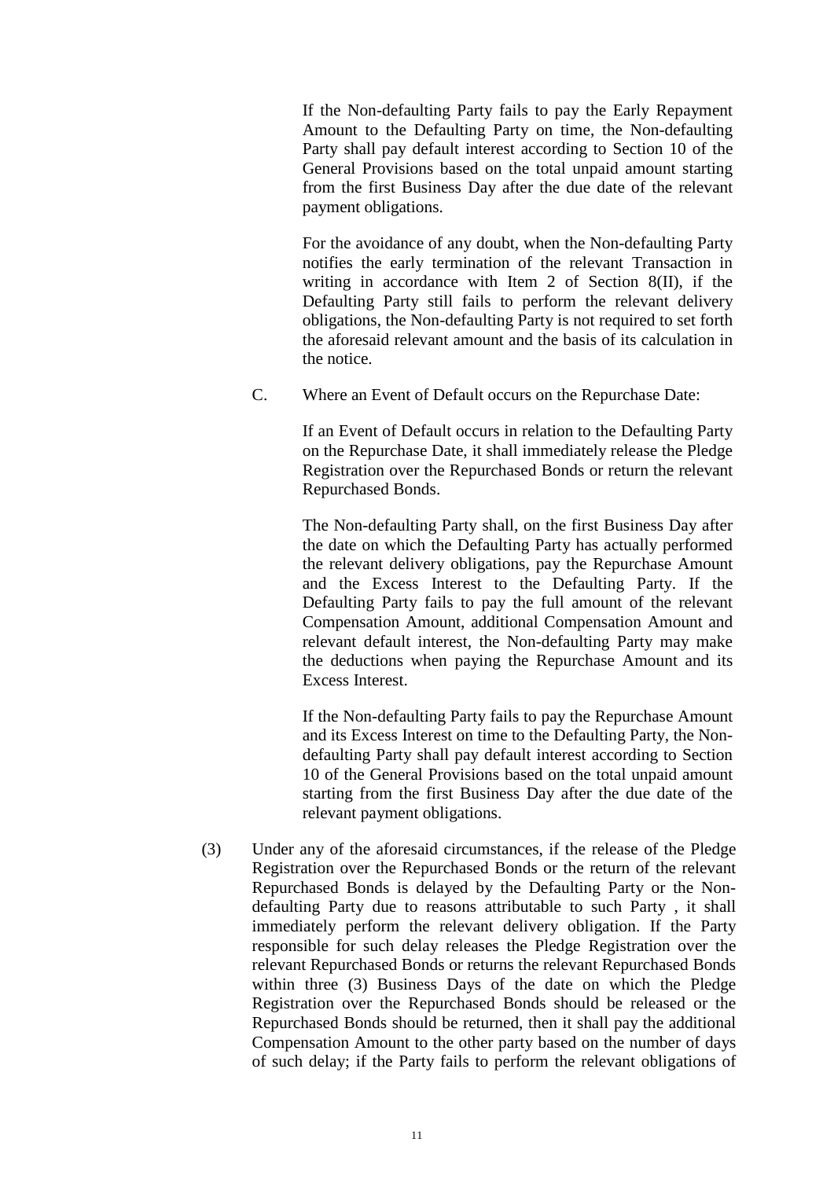If the Non-defaulting Party fails to pay the Early Repayment Amount to the Defaulting Party on time, the Non-defaulting Party shall pay default interest according to Section 10 of the General Provisions based on the total unpaid amount starting from the first Business Day after the due date of the relevant payment obligations.

For the avoidance of any doubt, when the Non-defaulting Party notifies the early termination of the relevant Transaction in writing in accordance with Item 2 of Section 8(II), if the Defaulting Party still fails to perform the relevant delivery obligations, the Non-defaulting Party is not required to set forth the aforesaid relevant amount and the basis of its calculation in the notice.

C. Where an Event of Default occurs on the Repurchase Date:

If an Event of Default occurs in relation to the Defaulting Party on the Repurchase Date, it shall immediately release the Pledge Registration over the Repurchased Bonds or return the relevant Repurchased Bonds.

The Non-defaulting Party shall, on the first Business Day after the date on which the Defaulting Party has actually performed the relevant delivery obligations, pay the Repurchase Amount and the Excess Interest to the Defaulting Party. If the Defaulting Party fails to pay the full amount of the relevant Compensation Amount, additional Compensation Amount and relevant default interest, the Non-defaulting Party may make the deductions when paying the Repurchase Amount and its Excess Interest.

If the Non-defaulting Party fails to pay the Repurchase Amount and its Excess Interest on time to the Defaulting Party, the Non-defaulting Party shall pay default interest according to Section 10 of the General Provisions based on the total unpaid amount starting from the first Business Day after the due date of the relevant payment obligations.

(3) Under any of the aforesaid circumstances, if the release of the Pledge Registration over the Repurchased Bonds or the return of the relevant Repurchased Bonds is delayed by the Defaulting Party or the Non-defaulting Party due to reasons attributable to such Party , it shall immediately perform the relevant delivery obligation. If the Party responsible for such delay releases the Pledge Registration over the relevant Repurchased Bonds or returns the relevant Repurchased Bonds within three (3) Business Days of the date on which the Pledge Registration over the Repurchased Bonds should be released or the Repurchased Bonds should be returned, then it shall pay the additional Compensation Amount to the other party based on the number of days of such delay; if the Party fails to perform the relevant obligations of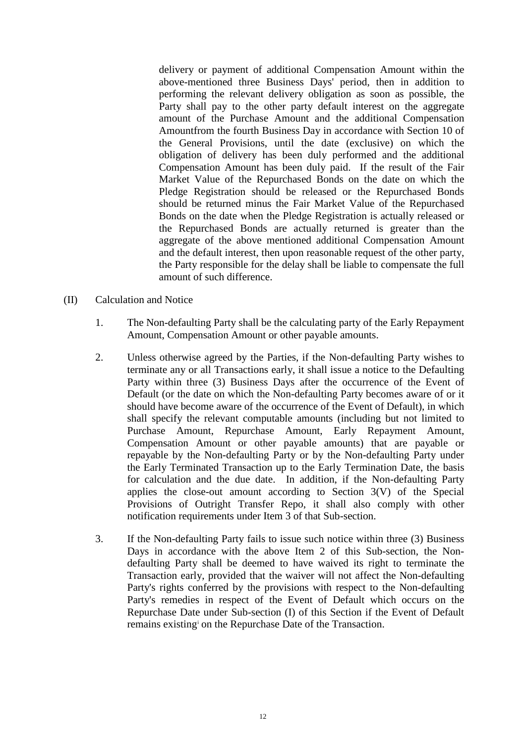delivery or payment of additional Compensation Amount within the above-mentioned three Business Days' period, then in addition to performing the relevant delivery obligation as soon as possible, the Party shall pay to the other party default interest on the aggregate amount of the Purchase Amount and the additional Compensation Amountfrom the fourth Business Day in accordance with Section 10 of the General Provisions, until the date (exclusive) on which the obligation of delivery has been duly performed and the additional Compensation Amount has been duly paid. If the result of the Fair Market Value of the Repurchased Bonds on the date on which the Pledge Registration should be released or the Repurchased Bonds should be returned minus the Fair Market Value of the Repurchased Bonds on the date when the Pledge Registration is actually released or the Repurchased Bonds are actually returned is greater than the aggregate of the above mentioned additional Compensation Amount and the default interest, then upon reasonable request of the other party, the Party responsible for the delay shall be liable to compensate the full amount of such difference.

(II) Calculation and Notice

1. The Non-defaulting Party shall be the calculating party of the Early Repayment Amount, Compensation Amount or other payable amounts.

2. Unless otherwise agreed by the Parties, if the Non-defaulting Party wishes to terminate any or all Transactions early, it shall issue a notice to the Defaulting Party within three (3) Business Days after the occurrence of the Event of Default (or the date on which the Non-defaulting Party becomes aware of or it should have become aware of the occurrence of the Event of Default), in which shall specify the relevant computable amounts (including but not limited to Purchase Amount, Repurchase Amount, Early Repayment Amount, Compensation Amount or other payable amounts) that are payable or repayable by the Non-defaulting Party or by the Non-defaulting Party under the Early Terminated Transaction up to the Early Termination Date, the basis for calculation and the due date. In addition, if the Non-defaulting Party applies the close-out amount according to Section 3(V) of the Special Provisions of Outright Transfer Repo, it shall also comply with other notification requirements under Item 3 of that Sub-section.

3. If the Non-defaulting Party fails to issue such notice within three (3) Business Days in accordance with the above Item 2 of this Sub-section, the Non-defaulting Party shall be deemed to have waived its right to terminate the Transaction early, provided that the waiver will not affect the Non-defaulting Party's rights conferred by the provisions with respect to the Non-defaulting Party's remedies in respect of the Event of Default which occurs on the Repurchase Date under Sub-section (I) of this Section if the Event of Default remains existing[i] on the Repurchase Date of the Transaction.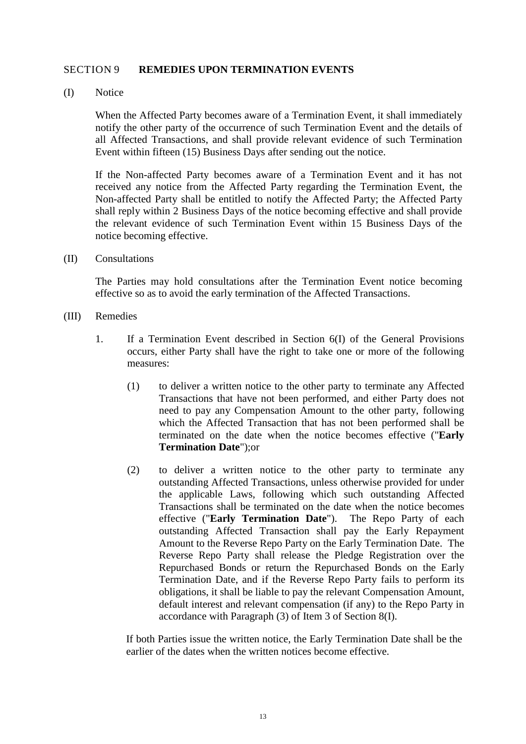## SECTION 9 **REMEDIES UPON TERMINATION EVENTS**

(I) Notice

When the Affected Party becomes aware of a Termination Event, it shall immediately notify the other party of the occurrence of such Termination Event and the details of all Affected Transactions, and shall provide relevant evidence of such Termination Event within fifteen (15) Business Days after sending out the notice.

If the Non-affected Party becomes aware of a Termination Event and it has not received any notice from the Affected Party regarding the Termination Event, the Non-affected Party shall be entitled to notify the Affected Party; the Affected Party shall reply within 2 Business Days of the notice becoming effective and shall provide the relevant evidence of such Termination Event within 15 Business Days of the notice becoming effective.

(II) Consultations

The Parties may hold consultations after the Termination Event notice becoming effective so as to avoid the early termination of the Affected Transactions.

(III) Remedies

1. If a Termination Event described in Section 6(I) of the General Provisions occurs, either Party shall have the right to take one or more of the following measures:

   (1) to deliver a written notice to the other party to terminate any Affected Transactions that have not been performed, and either Party does not need to pay any Compensation Amount to the other party, following which the Affected Transaction that has not been performed shall be terminated on the date when the notice becomes effective ("**Early Termination Date**");or

   (2) to deliver a written notice to the other party to terminate any outstanding Affected Transactions, unless otherwise provided for under the applicable Laws, following which such outstanding Affected Transactions shall be terminated on the date when the notice becomes effective ("**Early Termination Date**"). The Repo Party of each outstanding Affected Transaction shall pay the Early Repayment Amount to the Reverse Repo Party on the Early Termination Date. The Reverse Repo Party shall release the Pledge Registration over the Repurchased Bonds or return the Repurchased Bonds on the Early Termination Date, and if the Reverse Repo Party fails to perform its obligations, it shall be liable to pay the relevant Compensation Amount, default interest and relevant compensation (if any) to the Repo Party in accordance with Paragraph (3) of Item 3 of Section 8(I).

   If both Parties issue the written notice, the Early Termination Date shall be the earlier of the dates when the written notices become effective.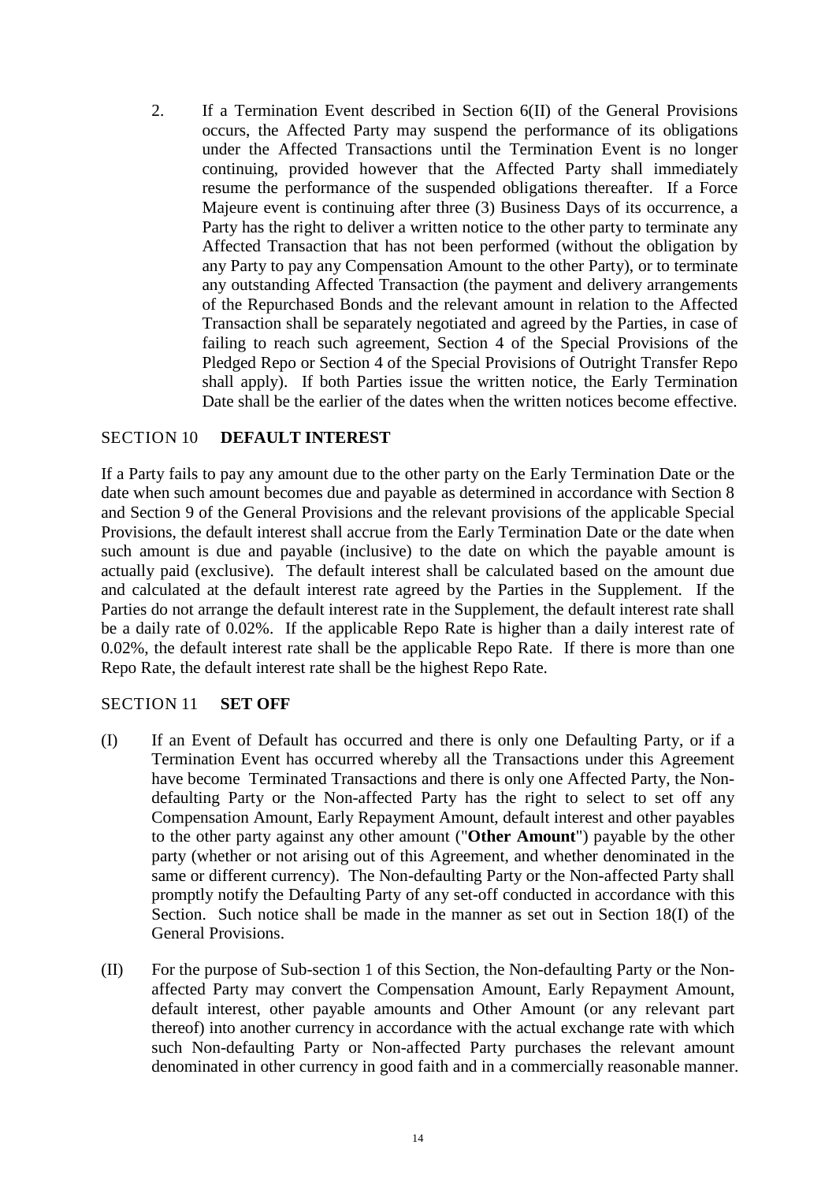2. If a Termination Event described in Section 6(II) of the General Provisions occurs, the Affected Party may suspend the performance of its obligations under the Affected Transactions until the Termination Event is no longer continuing, provided however that the Affected Party shall immediately resume the performance of the suspended obligations thereafter. If a Force Majeure event is continuing after three (3) Business Days of its occurrence, a Party has the right to deliver a written notice to the other party to terminate any Affected Transaction that has not been performed (without the obligation by any Party to pay any Compensation Amount to the other Party), or to terminate any outstanding Affected Transaction (the payment and delivery arrangements of the Repurchased Bonds and the relevant amount in relation to the Affected Transaction shall be separately negotiated and agreed by the Parties, in case of failing to reach such agreement, Section 4 of the Special Provisions of the Pledged Repo or Section 4 of the Special Provisions of Outright Transfer Repo shall apply). If both Parties issue the written notice, the Early Termination Date shall be the earlier of the dates when the written notices become effective.

## SECTION 10 **DEFAULT INTEREST**

If a Party fails to pay any amount due to the other party on the Early Termination Date or the date when such amount becomes due and payable as determined in accordance with Section 8 and Section 9 of the General Provisions and the relevant provisions of the applicable Special Provisions, the default interest shall accrue from the Early Termination Date or the date when such amount is due and payable (inclusive) to the date on which the payable amount is actually paid (exclusive). The default interest shall be calculated based on the amount due and calculated at the default interest rate agreed by the Parties in the Supplement. If the Parties do not arrange the default interest rate in the Supplement, the default interest rate shall be a daily rate of 0.02%. If the applicable Repo Rate is higher than a daily interest rate of 0.02%, the default interest rate shall be the applicable Repo Rate. If there is more than one Repo Rate, the default interest rate shall be the highest Repo Rate.

## SECTION 11 **SET OFF**

(I) If an Event of Default has occurred and there is only one Defaulting Party, or if a Termination Event has occurred whereby all the Transactions under this Agreement have become Terminated Transactions and there is only one Affected Party, the Non-defaulting Party or the Non-affected Party has the right to select to set off any Compensation Amount, Early Repayment Amount, default interest and other payables to the other party against any other amount ("**Other Amount**") payable by the other party (whether or not arising out of this Agreement, and whether denominated in the same or different currency). The Non-defaulting Party or the Non-affected Party shall promptly notify the Defaulting Party of any set-off conducted in accordance with this Section. Such notice shall be made in the manner as set out in Section 18(I) of the General Provisions.

(II) For the purpose of Sub-section 1 of this Section, the Non-defaulting Party or the Non-affected Party may convert the Compensation Amount, Early Repayment Amount, default interest, other payable amounts and Other Amount (or any relevant part thereof) into another currency in accordance with the actual exchange rate with which such Non-defaulting Party or Non-affected Party purchases the relevant amount denominated in other currency in good faith and in a commercially reasonable manner.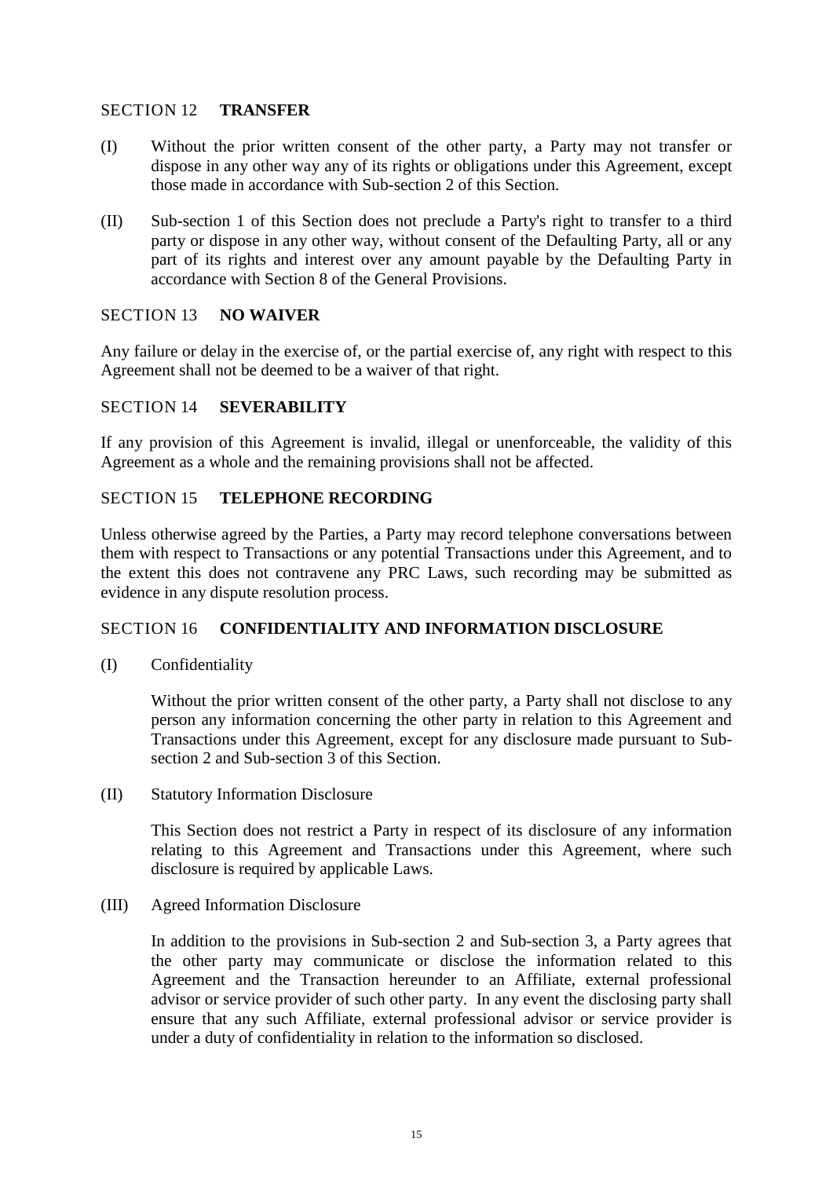## SECTION 12 **TRANSFER**

(I) Without the prior written consent of the other party, a Party may not transfer or dispose in any other way any of its rights or obligations under this Agreement, except those made in accordance with Sub-section 2 of this Section.

(II) Sub-section 1 of this Section does not preclude a Party's right to transfer to a third party or dispose in any other way, without consent of the Defaulting Party, all or any part of its rights and interest over any amount payable by the Defaulting Party in accordance with Section 8 of the General Provisions.

## SECTION 13 **NO WAIVER**

Any failure or delay in the exercise of, or the partial exercise of, any right with respect to this Agreement shall not be deemed to be a waiver of that right.

## SECTION 14 **SEVERABILITY**

If any provision of this Agreement is invalid, illegal or unenforceable, the validity of this Agreement as a whole and the remaining provisions shall not be affected.

## SECTION 15 **TELEPHONE RECORDING**

Unless otherwise agreed by the Parties, a Party may record telephone conversations between them with respect to Transactions or any potential Transactions under this Agreement, and to the extent this does not contravene any PRC Laws, such recording may be submitted as evidence in any dispute resolution process.

## SECTION 16 **CONFIDENTIALITY AND INFORMATION DISCLOSURE**

(I) Confidentiality

Without the prior written consent of the other party, a Party shall not disclose to any person any information concerning the other party in relation to this Agreement and Transactions under this Agreement, except for any disclosure made pursuant to Sub-section 2 and Sub-section 3 of this Section.

(II) Statutory Information Disclosure

This Section does not restrict a Party in respect of its disclosure of any information relating to this Agreement and Transactions under this Agreement, where such disclosure is required by applicable Laws.

(III) Agreed Information Disclosure

In addition to the provisions in Sub-section 2 and Sub-section 3, a Party agrees that the other party may communicate or disclose the information related to this Agreement and the Transaction hereunder to an Affiliate, external professional advisor or service provider of such other party. In any event the disclosing party shall ensure that any such Affiliate, external professional advisor or service provider is under a duty of confidentiality in relation to the information so disclosed.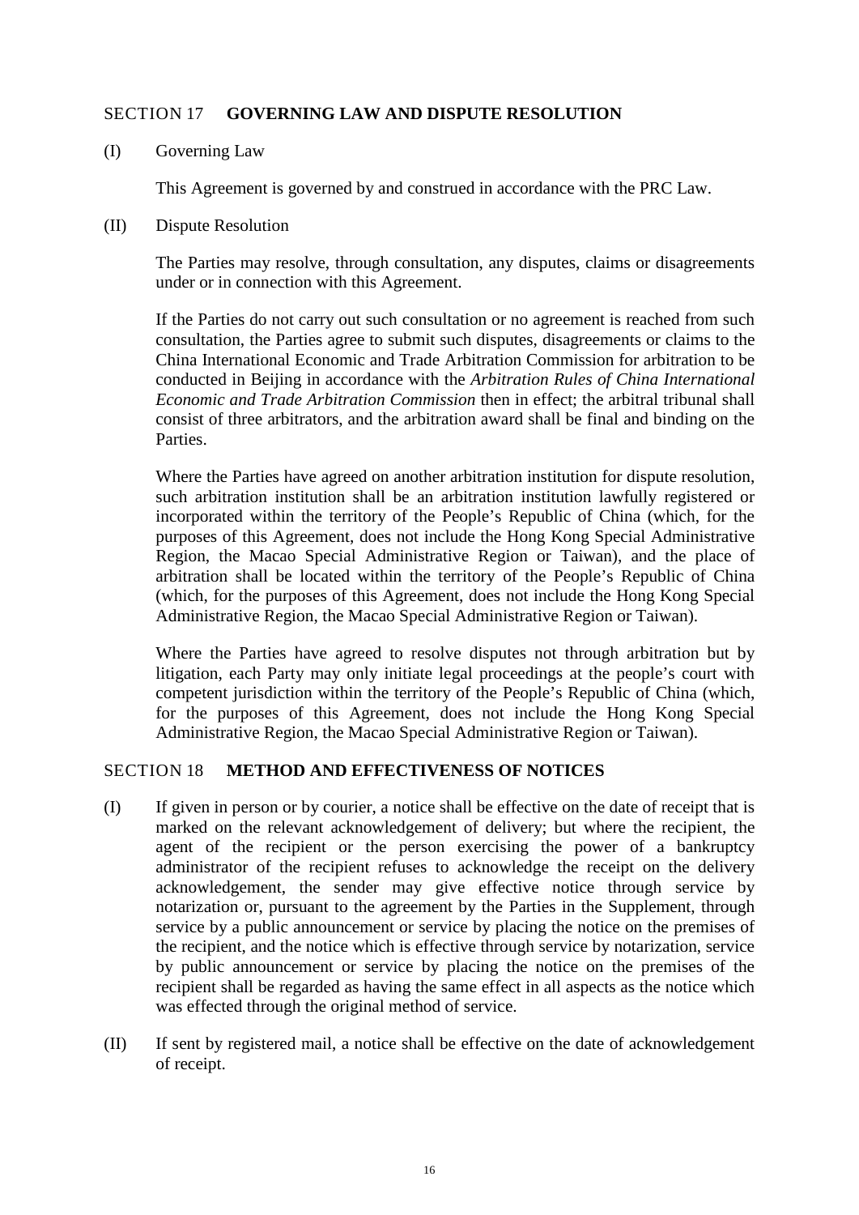## SECTION 17 **GOVERNING LAW AND DISPUTE RESOLUTION**

(I) Governing Law

This Agreement is governed by and construed in accordance with the PRC Law.

(II) Dispute Resolution

The Parties may resolve, through consultation, any disputes, claims or disagreements under or in connection with this Agreement.

If the Parties do not carry out such consultation or no agreement is reached from such consultation, the Parties agree to submit such disputes, disagreements or claims to the China International Economic and Trade Arbitration Commission for arbitration to be conducted in Beijing in accordance with the *Arbitration Rules of China International Economic and Trade Arbitration Commission* then in effect; the arbitral tribunal shall consist of three arbitrators, and the arbitration award shall be final and binding on the Parties.

Where the Parties have agreed on another arbitration institution for dispute resolution, such arbitration institution shall be an arbitration institution lawfully registered or incorporated within the territory of the People's Republic of China (which, for the purposes of this Agreement, does not include the Hong Kong Special Administrative Region, the Macao Special Administrative Region or Taiwan), and the place of arbitration shall be located within the territory of the People's Republic of China (which, for the purposes of this Agreement, does not include the Hong Kong Special Administrative Region, the Macao Special Administrative Region or Taiwan).

Where the Parties have agreed to resolve disputes not through arbitration but by litigation, each Party may only initiate legal proceedings at the people's court with competent jurisdiction within the territory of the People's Republic of China (which, for the purposes of this Agreement, does not include the Hong Kong Special Administrative Region, the Macao Special Administrative Region or Taiwan).

## SECTION 18 **METHOD AND EFFECTIVENESS OF NOTICES**

(I) If given in person or by courier, a notice shall be effective on the date of receipt that is marked on the relevant acknowledgement of delivery; but where the recipient, the agent of the recipient or the person exercising the power of a bankruptcy administrator of the recipient refuses to acknowledge the receipt on the delivery acknowledgement, the sender may give effective notice through service by notarization or, pursuant to the agreement by the Parties in the Supplement, through service by a public announcement or service by placing the notice on the premises of the recipient, and the notice which is effective through service by notarization, service by public announcement or service by placing the notice on the premises of the recipient shall be regarded as having the same effect in all aspects as the notice which was effected through the original method of service.

(II) If sent by registered mail, a notice shall be effective on the date of acknowledgement of receipt.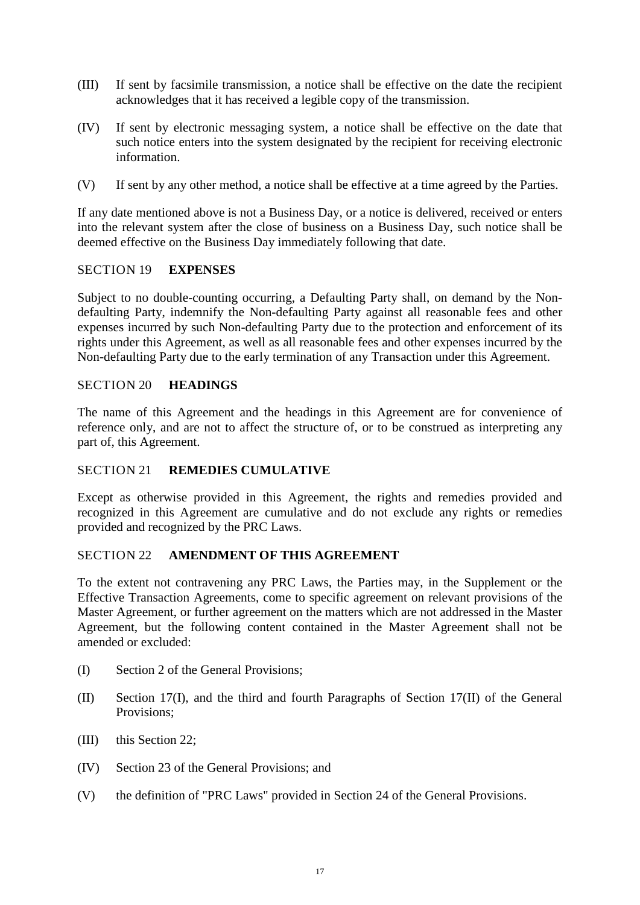(III) If sent by facsimile transmission, a notice shall be effective on the date the recipient acknowledges that it has received a legible copy of the transmission.

(IV) If sent by electronic messaging system, a notice shall be effective on the date that such notice enters into the system designated by the recipient for receiving electronic information.

(V) If sent by any other method, a notice shall be effective at a time agreed by the Parties.

If any date mentioned above is not a Business Day, or a notice is delivered, received or enters into the relevant system after the close of business on a Business Day, such notice shall be deemed effective on the Business Day immediately following that date.

## SECTION 19 **EXPENSES**

Subject to no double-counting occurring, a Defaulting Party shall, on demand by the Non-defaulting Party, indemnify the Non-defaulting Party against all reasonable fees and other expenses incurred by such Non-defaulting Party due to the protection and enforcement of its rights under this Agreement, as well as all reasonable fees and other expenses incurred by the Non-defaulting Party due to the early termination of any Transaction under this Agreement.

## SECTION 20 **HEADINGS**

The name of this Agreement and the headings in this Agreement are for convenience of reference only, and are not to affect the structure of, or to be construed as interpreting any part of, this Agreement.

## SECTION 21 **REMEDIES CUMULATIVE**

Except as otherwise provided in this Agreement, the rights and remedies provided and recognized in this Agreement are cumulative and do not exclude any rights or remedies provided and recognized by the PRC Laws.

## SECTION 22 **AMENDMENT OF THIS AGREEMENT**

To the extent not contravening any PRC Laws, the Parties may, in the Supplement or the Effective Transaction Agreements, come to specific agreement on relevant provisions of the Master Agreement, or further agreement on the matters which are not addressed in the Master Agreement, but the following content contained in the Master Agreement shall not be amended or excluded:

(I) Section 2 of the General Provisions;

(II) Section 17(I), and the third and fourth Paragraphs of Section 17(II) of the General Provisions;

(III) this Section 22;

(IV) Section 23 of the General Provisions; and

(V) the definition of "PRC Laws" provided in Section 24 of the General Provisions.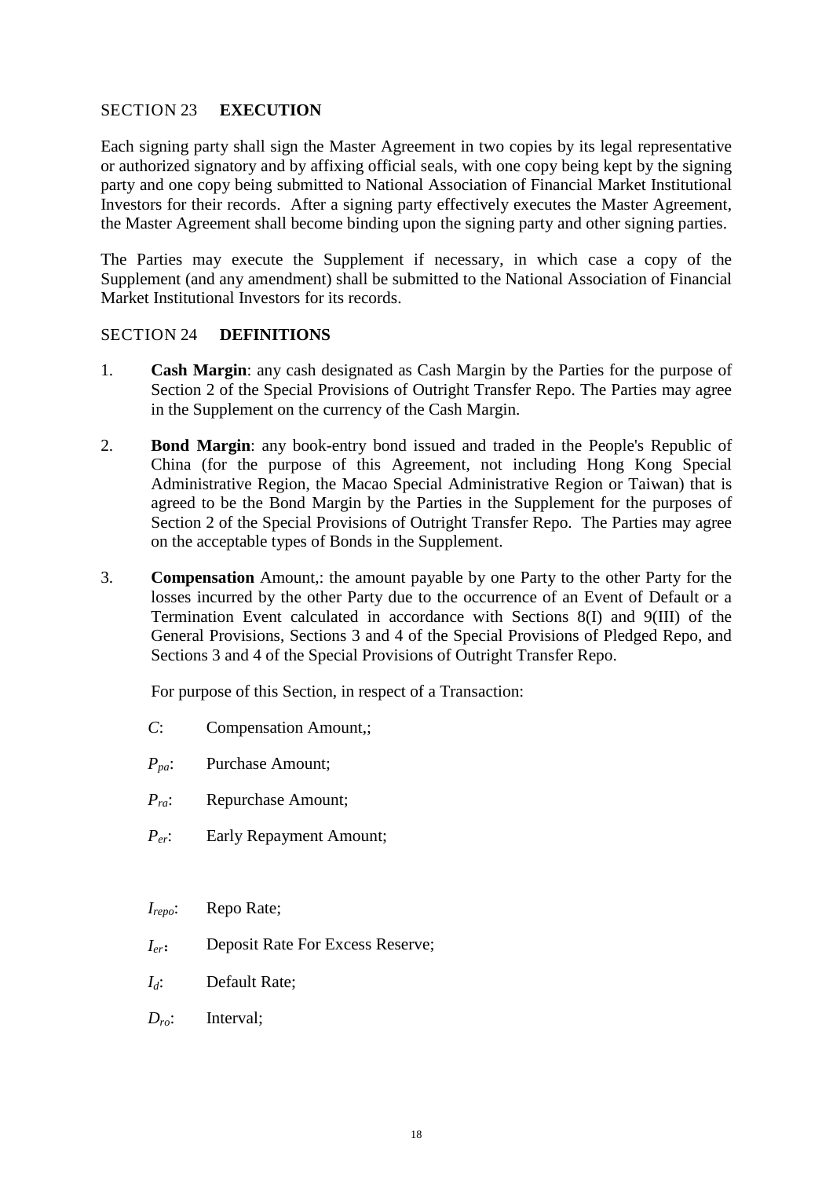## SECTION 23 **EXECUTION**

Each signing party shall sign the Master Agreement in two copies by its legal representative or authorized signatory and by affixing official seals, with one copy being kept by the signing party and one copy being submitted to National Association of Financial Market Institutional Investors for their records. After a signing party effectively executes the Master Agreement, the Master Agreement shall become binding upon the signing party and other signing parties.

The Parties may execute the Supplement if necessary, in which case a copy of the Supplement (and any amendment) shall be submitted to the National Association of Financial Market Institutional Investors for its records.

## SECTION 24 **DEFINITIONS**

1. **Cash Margin**: any cash designated as Cash Margin by the Parties for the purpose of Section 2 of the Special Provisions of Outright Transfer Repo. The Parties may agree in the Supplement on the currency of the Cash Margin.

2. **Bond Margin**: any book-entry bond issued and traded in the People's Republic of China (for the purpose of this Agreement, not including Hong Kong Special Administrative Region, the Macao Special Administrative Region or Taiwan) that is agreed to be the Bond Margin by the Parties in the Supplement for the purposes of Section 2 of the Special Provisions of Outright Transfer Repo. The Parties may agree on the acceptable types of Bonds in the Supplement.

3. **Compensation** Amount,: the amount payable by one Party to the other Party for the losses incurred by the other Party due to the occurrence of an Event of Default or a Termination Event calculated in accordance with Sections 8(I) and 9(III) of the General Provisions, Sections 3 and 4 of the Special Provisions of Pledged Repo, and Sections 3 and 4 of the Special Provisions of Outright Transfer Repo.

   For purpose of this Section, in respect of a Transaction:

   $C$: Compensation Amount,;

   $P_{pa}$: Purchase Amount;

   $P_{ra}$: Repurchase Amount;

   $P_{er}$: Early Repayment Amount;

   $I_{repo}$: Repo Rate;

   $I_{er}$**:** Deposit Rate For Excess Reserve;

   $I_d$: Default Rate;

   $D_{ro}$: Interval;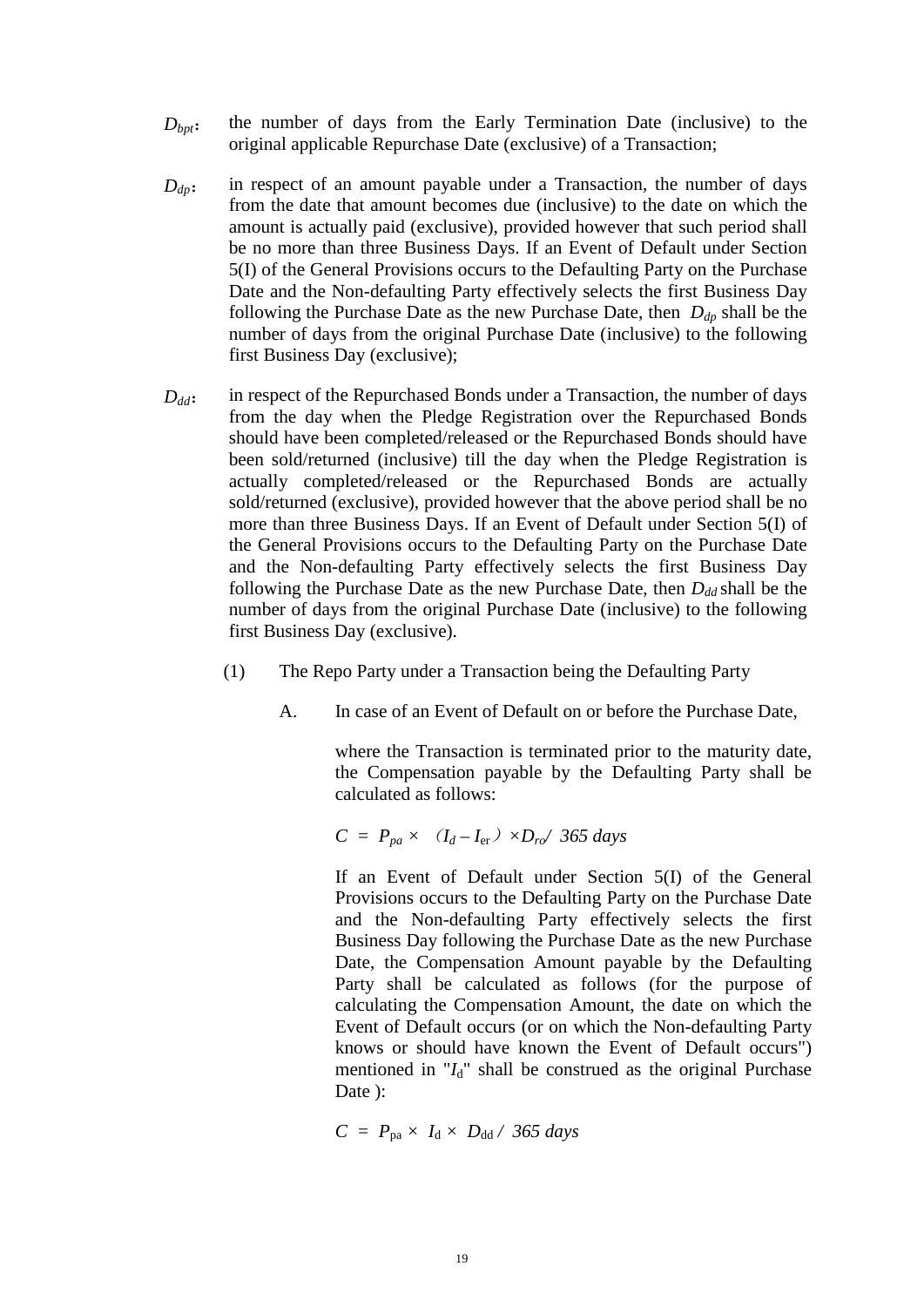$D_{bpt}$: the number of days from the Early Termination Date (inclusive) to the original applicable Repurchase Date (exclusive) of a Transaction;

$D_{dp}$: in respect of an amount payable under a Transaction, the number of days from the date that amount becomes due (inclusive) to the date on which the amount is actually paid (exclusive), provided however that such period shall be no more than three Business Days. If an Event of Default under Section 5(I) of the General Provisions occurs to the Defaulting Party on the Purchase Date and the Non-defaulting Party effectively selects the first Business Day following the Purchase Date as the new Purchase Date, then $D_{dp}$ shall be the number of days from the original Purchase Date (inclusive) to the following first Business Day (exclusive);

$D_{dd}$: in respect of the Repurchased Bonds under a Transaction, the number of days from the day when the Pledge Registration over the Repurchased Bonds should have been completed/released or the Repurchased Bonds should have been sold/returned (inclusive) till the day when the Pledge Registration is actually completed/released or the Repurchased Bonds are actually sold/returned (exclusive), provided however that the above period shall be no more than three Business Days. If an Event of Default under Section 5(I) of the General Provisions occurs to the Defaulting Party on the Purchase Date and the Non-defaulting Party effectively selects the first Business Day following the Purchase Date as the new Purchase Date, then $D_{dd}$ shall be the number of days from the original Purchase Date (inclusive) to the following first Business Day (exclusive).

(1) The Repo Party under a Transaction being the Defaulting Party

A. In case of an Event of Default on or before the Purchase Date,

where the Transaction is terminated prior to the maturity date, the Compensation payable by the Defaulting Party shall be calculated as follows:

$$C = P_{pa} \times (I_d - I_{er}) \times D_{ro} / 365 \text{ days}$$

If an Event of Default under Section 5(I) of the General Provisions occurs to the Defaulting Party on the Purchase Date and the Non-defaulting Party effectively selects the first Business Day following the Purchase Date as the new Purchase Date, the Compensation Amount payable by the Defaulting Party shall be calculated as follows (for the purpose of calculating the Compensation Amount, the date on which the Event of Default occurs (or on which the Non-defaulting Party knows or should have known the Event of Default occurs") mentioned in "$I_d$" shall be construed as the original Purchase Date ):

$$C = P_{pa} \times I_d \times D_{dd} / 365 \text{ days}$$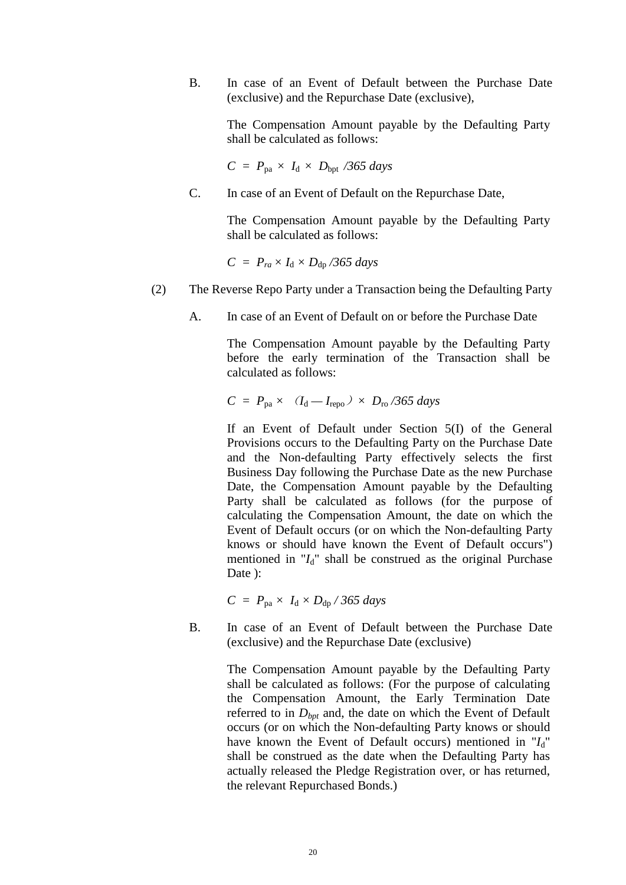B. In case of an Event of Default between the Purchase Date (exclusive) and the Repurchase Date (exclusive),

The Compensation Amount payable by the Defaulting Party shall be calculated as follows:

$C = P_{pa} \times I_d \times D_{bpt} /365 \ days$

C. In case of an Event of Default on the Repurchase Date,

The Compensation Amount payable by the Defaulting Party shall be calculated as follows:

$C = P_{ra} \times I_d \times D_{dp} /365 \ days$

(2) The Reverse Repo Party under a Transaction being the Defaulting Party

A. In case of an Event of Default on or before the Purchase Date

The Compensation Amount payable by the Defaulting Party before the early termination of the Transaction shall be calculated as follows:

$C = P_{pa} \times (I_d - I_{repo}) \times D_{ro} /365 \ days$

If an Event of Default under Section 5(I) of the General Provisions occurs to the Defaulting Party on the Purchase Date and the Non-defaulting Party effectively selects the first Business Day following the Purchase Date as the new Purchase Date, the Compensation Amount payable by the Defaulting Party shall be calculated as follows (for the purpose of calculating the Compensation Amount, the date on which the Event of Default occurs (or on which the Non-defaulting Party knows or should have known the Event of Default occurs") mentioned in "$I_d$" shall be construed as the original Purchase Date ):

$C = P_{pa} \times I_d \times D_{dp} / 365 \ days$

B. In case of an Event of Default between the Purchase Date (exclusive) and the Repurchase Date (exclusive)

The Compensation Amount payable by the Defaulting Party shall be calculated as follows: (For the purpose of calculating the Compensation Amount, the Early Termination Date referred to in $D_{bpt}$ and, the date on which the Event of Default occurs (or on which the Non-defaulting Party knows or should have known the Event of Default occurs) mentioned in "$I_d$" shall be construed as the date when the Defaulting Party has actually released the Pledge Registration over, or has returned, the relevant Repurchased Bonds.)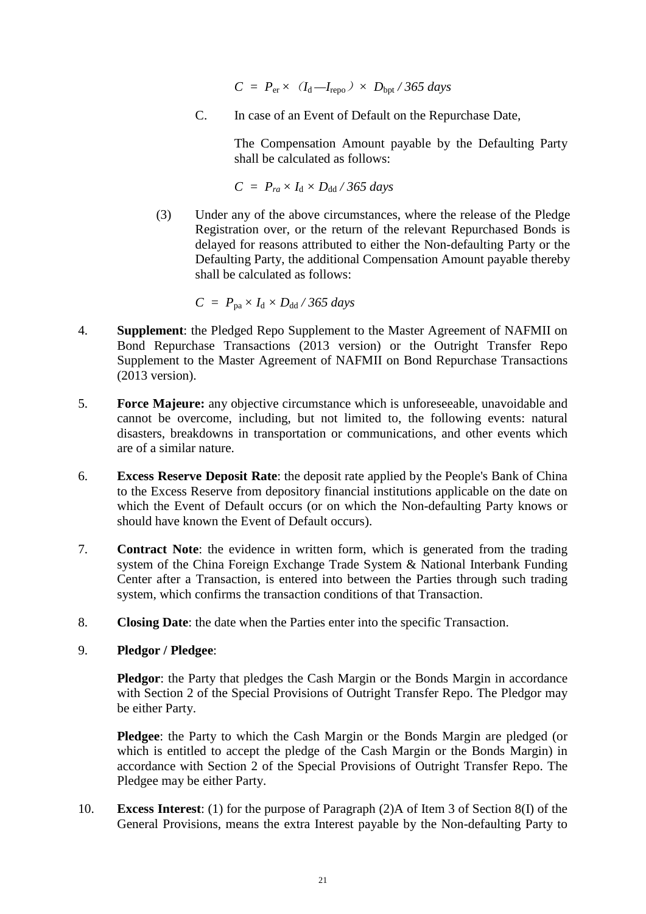$$C = P_{er} \times (I_d - I_{repo}) \times D_{bpt} / 365 \text{ days}$$

C. In case of an Event of Default on the Repurchase Date,

The Compensation Amount payable by the Defaulting Party shall be calculated as follows:

$$C = P_{ra} \times I_d \times D_{dd} / 365 \text{ days}$$

(3) Under any of the above circumstances, where the release of the Pledge Registration over, or the return of the relevant Repurchased Bonds is delayed for reasons attributed to either the Non-defaulting Party or the Defaulting Party, the additional Compensation Amount payable thereby shall be calculated as follows:

$$C = P_{pa} \times I_d \times D_{dd} / 365 \text{ days}$$

4. **Supplement**: the Pledged Repo Supplement to the Master Agreement of NAFMII on Bond Repurchase Transactions (2013 version) or the Outright Transfer Repo Supplement to the Master Agreement of NAFMII on Bond Repurchase Transactions (2013 version).

5. **Force Majeure:** any objective circumstance which is unforeseeable, unavoidable and cannot be overcome, including, but not limited to, the following events: natural disasters, breakdowns in transportation or communications, and other events which are of a similar nature.

6. **Excess Reserve Deposit Rate**: the deposit rate applied by the People's Bank of China to the Excess Reserve from depository financial institutions applicable on the date on which the Event of Default occurs (or on which the Non-defaulting Party knows or should have known the Event of Default occurs).

7. **Contract Note**: the evidence in written form, which is generated from the trading system of the China Foreign Exchange Trade System & National Interbank Funding Center after a Transaction, is entered into between the Parties through such trading system, which confirms the transaction conditions of that Transaction.

8. **Closing Date**: the date when the Parties enter into the specific Transaction.

9. **Pledgor / Pledgee**:

**Pledgor**: the Party that pledges the Cash Margin or the Bonds Margin in accordance with Section 2 of the Special Provisions of Outright Transfer Repo. The Pledgor may be either Party.

**Pledgee**: the Party to which the Cash Margin or the Bonds Margin are pledged (or which is entitled to accept the pledge of the Cash Margin or the Bonds Margin) in accordance with Section 2 of the Special Provisions of Outright Transfer Repo. The Pledgee may be either Party.

10. **Excess Interest**: (1) for the purpose of Paragraph (2)A of Item 3 of Section 8(I) of the General Provisions, means the extra Interest payable by the Non-defaulting Party to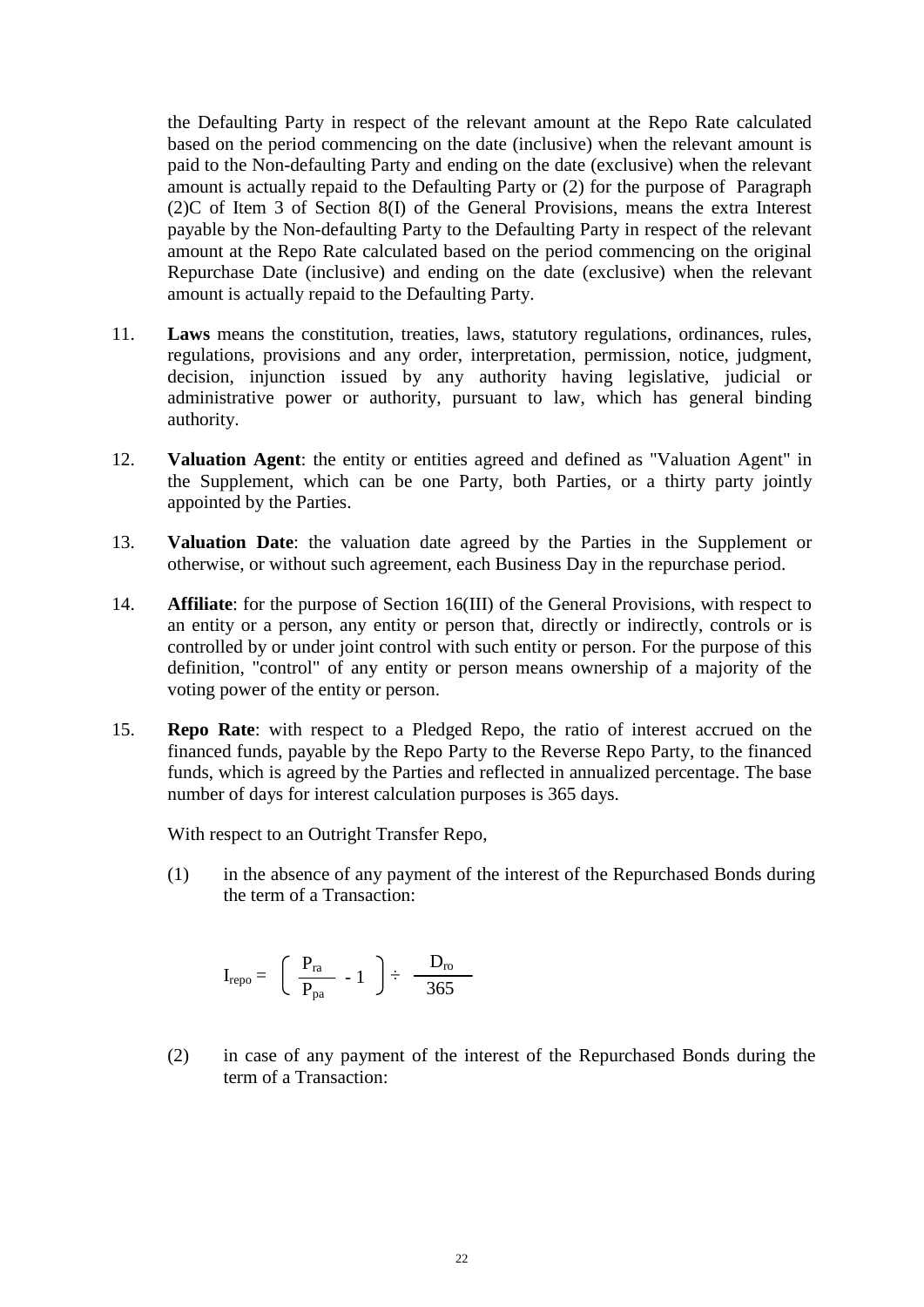the Defaulting Party in respect of the relevant amount at the Repo Rate calculated based on the period commencing on the date (inclusive) when the relevant amount is paid to the Non-defaulting Party and ending on the date (exclusive) when the relevant amount is actually repaid to the Defaulting Party or (2) for the purpose of Paragraph (2)C of Item 3 of Section 8(I) of the General Provisions, means the extra Interest payable by the Non-defaulting Party to the Defaulting Party in respect of the relevant amount at the Repo Rate calculated based on the period commencing on the original Repurchase Date (inclusive) and ending on the date (exclusive) when the relevant amount is actually repaid to the Defaulting Party.

11. **Laws** means the constitution, treaties, laws, statutory regulations, ordinances, rules, regulations, provisions and any order, interpretation, permission, notice, judgment, decision, injunction issued by any authority having legislative, judicial or administrative power or authority, pursuant to law, which has general binding authority.

12. **Valuation Agent**: the entity or entities agreed and defined as "Valuation Agent" in the Supplement, which can be one Party, both Parties, or a thirty party jointly appointed by the Parties.

13. **Valuation Date**: the valuation date agreed by the Parties in the Supplement or otherwise, or without such agreement, each Business Day in the repurchase period.

14. **Affiliate**: for the purpose of Section 16(III) of the General Provisions, with respect to an entity or a person, any entity or person that, directly or indirectly, controls or is controlled by or under joint control with such entity or person. For the purpose of this definition, "control" of any entity or person means ownership of a majority of the voting power of the entity or person.

15. **Repo Rate**: with respect to a Pledged Repo, the ratio of interest accrued on the financed funds, payable by the Repo Party to the Reverse Repo Party, to the financed funds, which is agreed by the Parties and reflected in annualized percentage. The base number of days for interest calculation purposes is 365 days.

    With respect to an Outright Transfer Repo,

    (1) in the absence of any payment of the interest of the Repurchased Bonds during the term of a Transaction:

    $$I_{repo} = \left( \frac{P_{ra}}{P_{pa}} - 1 \right) \div \frac{D_{ro}}{365}$$

    (2) in case of any payment of the interest of the Repurchased Bonds during the term of a Transaction: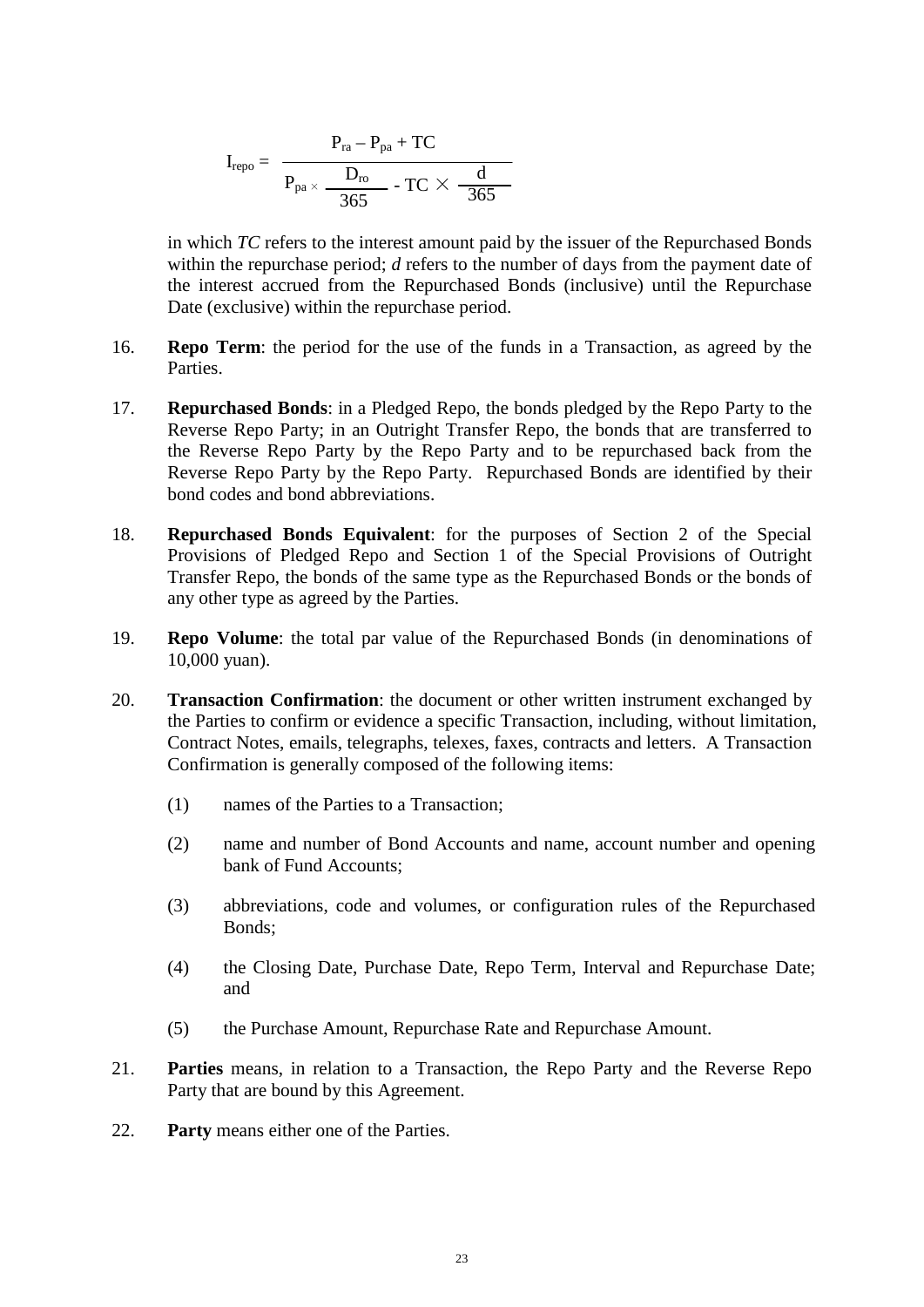$$I_{repo} = \frac{P_{ra} - P_{pa} + TC}{P_{pa} \times \frac{D_{ro}}{365} - TC \times \frac{d}{365}}$$

in which *TC* refers to the interest amount paid by the issuer of the Repurchased Bonds within the repurchase period; *d* refers to the number of days from the payment date of the interest accrued from the Repurchased Bonds (inclusive) until the Repurchase Date (exclusive) within the repurchase period.

16. **Repo Term**: the period for the use of the funds in a Transaction, as agreed by the Parties.

17. **Repurchased Bonds**: in a Pledged Repo, the bonds pledged by the Repo Party to the Reverse Repo Party; in an Outright Transfer Repo, the bonds that are transferred to the Reverse Repo Party by the Repo Party and to be repurchased back from the Reverse Repo Party by the Repo Party. Repurchased Bonds are identified by their bond codes and bond abbreviations.

18. **Repurchased Bonds Equivalent**: for the purposes of Section 2 of the Special Provisions of Pledged Repo and Section 1 of the Special Provisions of Outright Transfer Repo, the bonds of the same type as the Repurchased Bonds or the bonds of any other type as agreed by the Parties.

19. **Repo Volume**: the total par value of the Repurchased Bonds (in denominations of 10,000 yuan).

20. **Transaction Confirmation**: the document or other written instrument exchanged by the Parties to confirm or evidence a specific Transaction, including, without limitation, Contract Notes, emails, telegraphs, telexes, faxes, contracts and letters. A Transaction Confirmation is generally composed of the following items:

    (1) names of the Parties to a Transaction;

    (2) name and number of Bond Accounts and name, account number and opening bank of Fund Accounts;

    (3) abbreviations, code and volumes, or configuration rules of the Repurchased Bonds;

    (4) the Closing Date, Purchase Date, Repo Term, Interval and Repurchase Date; and

    (5) the Purchase Amount, Repurchase Rate and Repurchase Amount.

21. **Parties** means, in relation to a Transaction, the Repo Party and the Reverse Repo Party that are bound by this Agreement.

22. **Party** means either one of the Parties.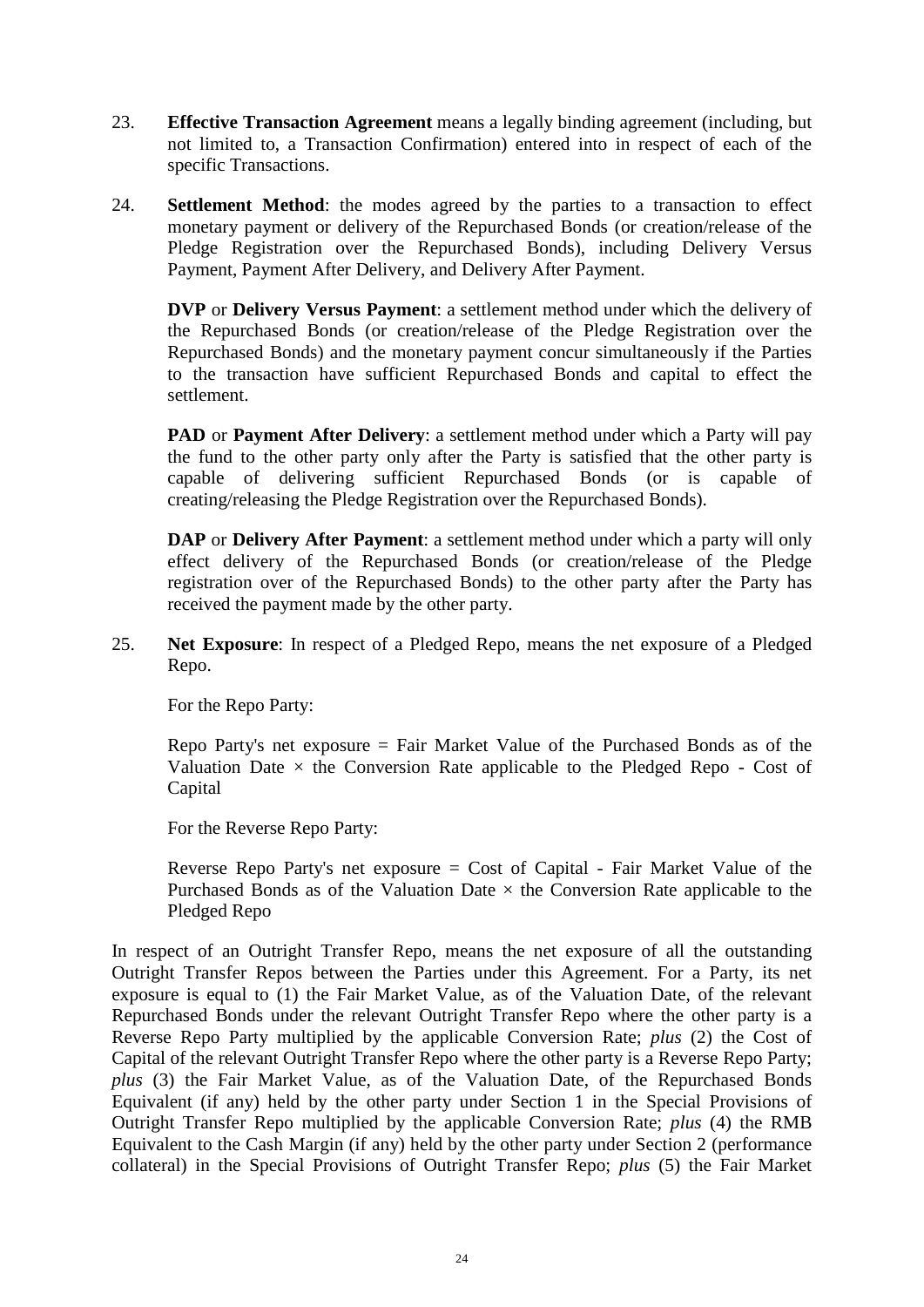23. **Effective Transaction Agreement** means a legally binding agreement (including, but not limited to, a Transaction Confirmation) entered into in respect of each of the specific Transactions.

24. **Settlement Method**: the modes agreed by the parties to a transaction to effect monetary payment or delivery of the Repurchased Bonds (or creation/release of the Pledge Registration over the Repurchased Bonds), including Delivery Versus Payment, Payment After Delivery, and Delivery After Payment.

    **DVP** or **Delivery Versus Payment**: a settlement method under which the delivery of the Repurchased Bonds (or creation/release of the Pledge Registration over the Repurchased Bonds) and the monetary payment concur simultaneously if the Parties to the transaction have sufficient Repurchased Bonds and capital to effect the settlement.

    **PAD** or **Payment After Delivery**: a settlement method under which a Party will pay the fund to the other party only after the Party is satisfied that the other party is capable of delivering sufficient Repurchased Bonds (or is capable of creating/releasing the Pledge Registration over the Repurchased Bonds).

    **DAP** or **Delivery After Payment**: a settlement method under which a party will only effect delivery of the Repurchased Bonds (or creation/release of the Pledge registration over of the Repurchased Bonds) to the other party after the Party has received the payment made by the other party.

25. **Net Exposure**: In respect of a Pledged Repo, means the net exposure of a Pledged Repo.

    For the Repo Party:

    Repo Party's net exposure = Fair Market Value of the Purchased Bonds as of the Valuation Date × the Conversion Rate applicable to the Pledged Repo - Cost of Capital

    For the Reverse Repo Party:

    Reverse Repo Party's net exposure = Cost of Capital - Fair Market Value of the Purchased Bonds as of the Valuation Date × the Conversion Rate applicable to the Pledged Repo

In respect of an Outright Transfer Repo, means the net exposure of all the outstanding Outright Transfer Repos between the Parties under this Agreement. For a Party, its net exposure is equal to (1) the Fair Market Value, as of the Valuation Date, of the relevant Repurchased Bonds under the relevant Outright Transfer Repo where the other party is a Reverse Repo Party multiplied by the applicable Conversion Rate; *plus* (2) the Cost of Capital of the relevant Outright Transfer Repo where the other party is a Reverse Repo Party; *plus* (3) the Fair Market Value, as of the Valuation Date, of the Repurchased Bonds Equivalent (if any) held by the other party under Section 1 in the Special Provisions of Outright Transfer Repo multiplied by the applicable Conversion Rate; *plus* (4) the RMB Equivalent to the Cash Margin (if any) held by the other party under Section 2 (performance collateral) in the Special Provisions of Outright Transfer Repo; *plus* (5) the Fair Market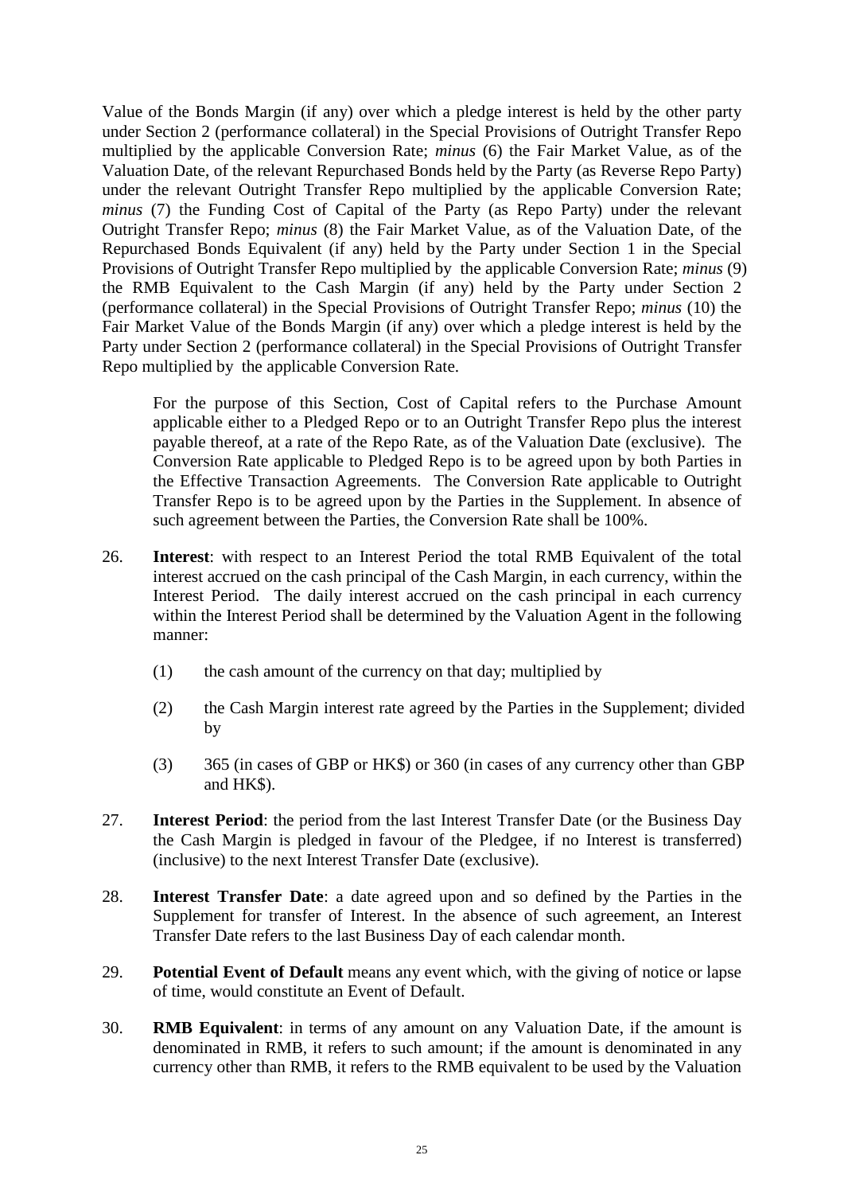Value of the Bonds Margin (if any) over which a pledge interest is held by the other party under Section 2 (performance collateral) in the Special Provisions of Outright Transfer Repo multiplied by the applicable Conversion Rate; *minus* (6) the Fair Market Value, as of the Valuation Date, of the relevant Repurchased Bonds held by the Party (as Reverse Repo Party) under the relevant Outright Transfer Repo multiplied by the applicable Conversion Rate; *minus* (7) the Funding Cost of Capital of the Party (as Repo Party) under the relevant Outright Transfer Repo; *minus* (8) the Fair Market Value, as of the Valuation Date, of the Repurchased Bonds Equivalent (if any) held by the Party under Section 1 in the Special Provisions of Outright Transfer Repo multiplied by the applicable Conversion Rate; *minus* (9) the RMB Equivalent to the Cash Margin (if any) held by the Party under Section 2 (performance collateral) in the Special Provisions of Outright Transfer Repo; *minus* (10) the Fair Market Value of the Bonds Margin (if any) over which a pledge interest is held by the Party under Section 2 (performance collateral) in the Special Provisions of Outright Transfer Repo multiplied by the applicable Conversion Rate.

For the purpose of this Section, Cost of Capital refers to the Purchase Amount applicable either to a Pledged Repo or to an Outright Transfer Repo plus the interest payable thereof, at a rate of the Repo Rate, as of the Valuation Date (exclusive). The Conversion Rate applicable to Pledged Repo is to be agreed upon by both Parties in the Effective Transaction Agreements. The Conversion Rate applicable to Outright Transfer Repo is to be agreed upon by the Parties in the Supplement. In absence of such agreement between the Parties, the Conversion Rate shall be 100%.

26. **Interest**: with respect to an Interest Period the total RMB Equivalent of the total interest accrued on the cash principal of the Cash Margin, in each currency, within the Interest Period. The daily interest accrued on the cash principal in each currency within the Interest Period shall be determined by the Valuation Agent in the following manner:

    (1) the cash amount of the currency on that day; multiplied by

    (2) the Cash Margin interest rate agreed by the Parties in the Supplement; divided by

    (3) 365 (in cases of GBP or HK$) or 360 (in cases of any currency other than GBP and HK$).

27. **Interest Period**: the period from the last Interest Transfer Date (or the Business Day the Cash Margin is pledged in favour of the Pledgee, if no Interest is transferred) (inclusive) to the next Interest Transfer Date (exclusive).

28. **Interest Transfer Date**: a date agreed upon and so defined by the Parties in the Supplement for transfer of Interest. In the absence of such agreement, an Interest Transfer Date refers to the last Business Day of each calendar month.

29. **Potential Event of Default** means any event which, with the giving of notice or lapse of time, would constitute an Event of Default.

30. **RMB Equivalent**: in terms of any amount on any Valuation Date, if the amount is denominated in RMB, it refers to such amount; if the amount is denominated in any currency other than RMB, it refers to the RMB equivalent to be used by the Valuation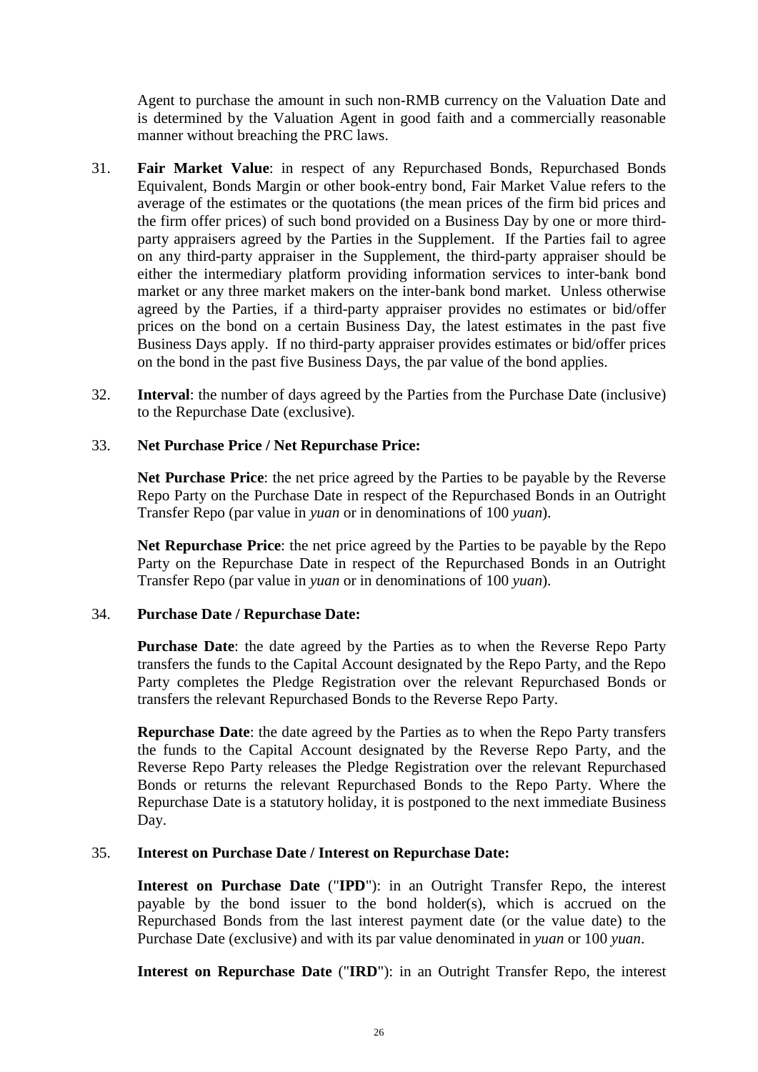Agent to purchase the amount in such non-RMB currency on the Valuation Date and is determined by the Valuation Agent in good faith and a commercially reasonable manner without breaching the PRC laws.

31. **Fair Market Value**: in respect of any Repurchased Bonds, Repurchased Bonds Equivalent, Bonds Margin or other book-entry bond, Fair Market Value refers to the average of the estimates or the quotations (the mean prices of the firm bid prices and the firm offer prices) of such bond provided on a Business Day by one or more third-party appraisers agreed by the Parties in the Supplement. If the Parties fail to agree on any third-party appraiser in the Supplement, the third-party appraiser should be either the intermediary platform providing information services to inter-bank bond market or any three market makers on the inter-bank bond market. Unless otherwise agreed by the Parties, if a third-party appraiser provides no estimates or bid/offer prices on the bond on a certain Business Day, the latest estimates in the past five Business Days apply. If no third-party appraiser provides estimates or bid/offer prices on the bond in the past five Business Days, the par value of the bond applies.

32. **Interval**: the number of days agreed by the Parties from the Purchase Date (inclusive) to the Repurchase Date (exclusive).

33. **Net Purchase Price / Net Repurchase Price:**

    **Net Purchase Price**: the net price agreed by the Parties to be payable by the Reverse Repo Party on the Purchase Date in respect of the Repurchased Bonds in an Outright Transfer Repo (par value in *yuan* or in denominations of 100 *yuan*).

    **Net Repurchase Price**: the net price agreed by the Parties to be payable by the Repo Party on the Repurchase Date in respect of the Repurchased Bonds in an Outright Transfer Repo (par value in *yuan* or in denominations of 100 *yuan*).

34. **Purchase Date / Repurchase Date:**

    **Purchase Date**: the date agreed by the Parties as to when the Reverse Repo Party transfers the funds to the Capital Account designated by the Repo Party, and the Repo Party completes the Pledge Registration over the relevant Repurchased Bonds or transfers the relevant Repurchased Bonds to the Reverse Repo Party.

    **Repurchase Date**: the date agreed by the Parties as to when the Repo Party transfers the funds to the Capital Account designated by the Reverse Repo Party, and the Reverse Repo Party releases the Pledge Registration over the relevant Repurchased Bonds or returns the relevant Repurchased Bonds to the Repo Party. Where the Repurchase Date is a statutory holiday, it is postponed to the next immediate Business Day.

35. **Interest on Purchase Date / Interest on Repurchase Date:**

    **Interest on Purchase Date** ("**IPD**"): in an Outright Transfer Repo, the interest payable by the bond issuer to the bond holder(s), which is accrued on the Repurchased Bonds from the last interest payment date (or the value date) to the Purchase Date (exclusive) and with its par value denominated in *yuan* or 100 *yuan*.

    **Interest on Repurchase Date** ("**IRD**"): in an Outright Transfer Repo, the interest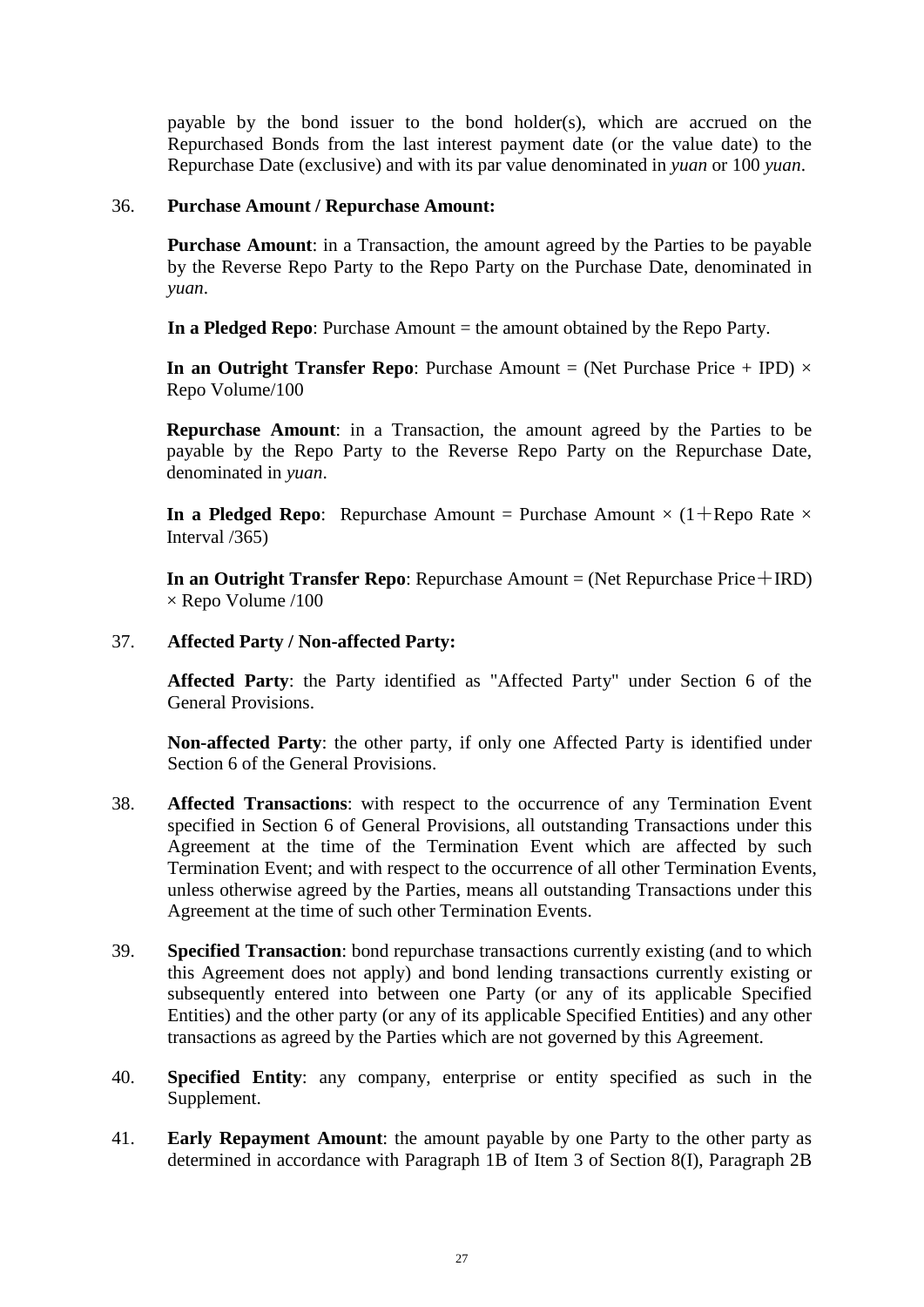payable by the bond issuer to the bond holder(s), which are accrued on the Repurchased Bonds from the last interest payment date (or the value date) to the Repurchase Date (exclusive) and with its par value denominated in *yuan* or 100 *yuan*.

36. **Purchase Amount / Repurchase Amount:**

    **Purchase Amount**: in a Transaction, the amount agreed by the Parties to be payable by the Reverse Repo Party to the Repo Party on the Purchase Date, denominated in *yuan*.

    **In a Pledged Repo**: Purchase Amount = the amount obtained by the Repo Party.

    **In an Outright Transfer Repo**: Purchase Amount = (Net Purchase Price + IPD) × Repo Volume/100

    **Repurchase Amount**: in a Transaction, the amount agreed by the Parties to be payable by the Repo Party to the Reverse Repo Party on the Repurchase Date, denominated in *yuan*.

    **In a Pledged Repo**: Repurchase Amount = Purchase Amount × (1＋Repo Rate × Interval /365)

    **In an Outright Transfer Repo**: Repurchase Amount = (Net Repurchase Price＋IRD) × Repo Volume /100

37. **Affected Party / Non-affected Party:**

    **Affected Party**: the Party identified as "Affected Party" under Section 6 of the General Provisions.

    **Non-affected Party**: the other party, if only one Affected Party is identified under Section 6 of the General Provisions.

38. **Affected Transactions**: with respect to the occurrence of any Termination Event specified in Section 6 of General Provisions, all outstanding Transactions under this Agreement at the time of the Termination Event which are affected by such Termination Event; and with respect to the occurrence of all other Termination Events, unless otherwise agreed by the Parties, means all outstanding Transactions under this Agreement at the time of such other Termination Events.

39. **Specified Transaction**: bond repurchase transactions currently existing (and to which this Agreement does not apply) and bond lending transactions currently existing or subsequently entered into between one Party (or any of its applicable Specified Entities) and the other party (or any of its applicable Specified Entities) and any other transactions as agreed by the Parties which are not governed by this Agreement.

40. **Specified Entity**: any company, enterprise or entity specified as such in the Supplement.

41. **Early Repayment Amount**: the amount payable by one Party to the other party as determined in accordance with Paragraph 1B of Item 3 of Section 8(I), Paragraph 2B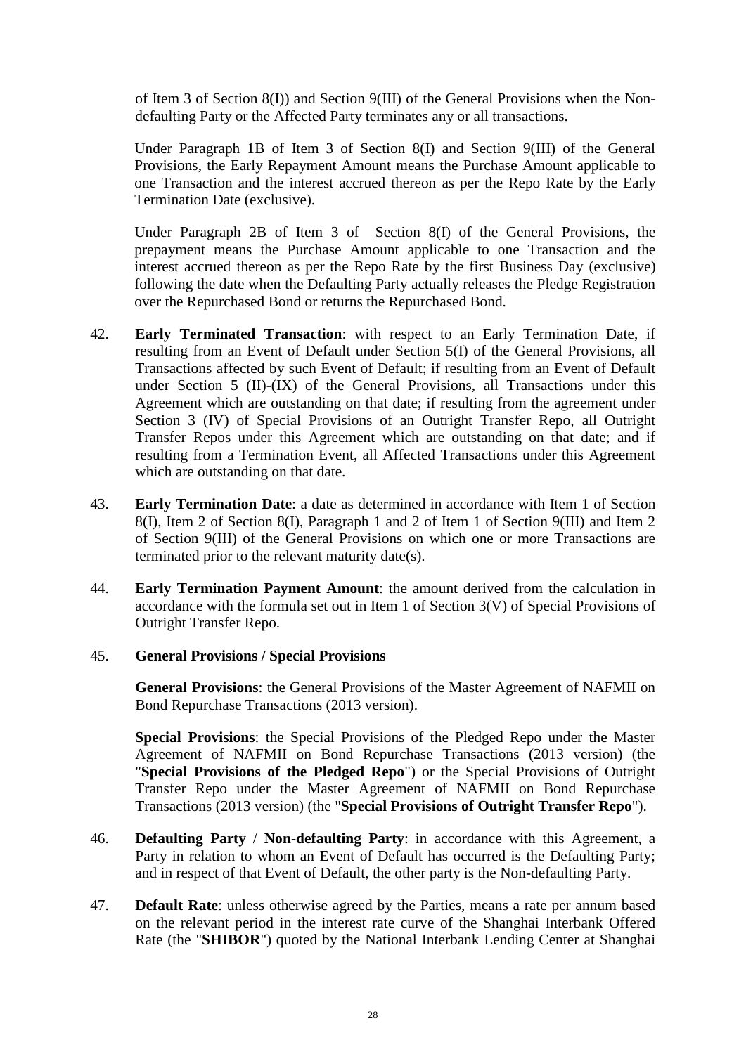of Item 3 of Section 8(I)) and Section 9(III) of the General Provisions when the Non-defaulting Party or the Affected Party terminates any or all transactions.

Under Paragraph 1B of Item 3 of Section 8(I) and Section 9(III) of the General Provisions, the Early Repayment Amount means the Purchase Amount applicable to one Transaction and the interest accrued thereon as per the Repo Rate by the Early Termination Date (exclusive).

Under Paragraph 2B of Item 3 of Section 8(I) of the General Provisions, the prepayment means the Purchase Amount applicable to one Transaction and the interest accrued thereon as per the Repo Rate by the first Business Day (exclusive) following the date when the Defaulting Party actually releases the Pledge Registration over the Repurchased Bond or returns the Repurchased Bond.

42. **Early Terminated Transaction**: with respect to an Early Termination Date, if resulting from an Event of Default under Section 5(I) of the General Provisions, all Transactions affected by such Event of Default; if resulting from an Event of Default under Section 5 (II)-(IX) of the General Provisions, all Transactions under this Agreement which are outstanding on that date; if resulting from the agreement under Section 3 (IV) of Special Provisions of an Outright Transfer Repo, all Outright Transfer Repos under this Agreement which are outstanding on that date; and if resulting from a Termination Event, all Affected Transactions under this Agreement which are outstanding on that date.

43. **Early Termination Date**: a date as determined in accordance with Item 1 of Section 8(I), Item 2 of Section 8(I), Paragraph 1 and 2 of Item 1 of Section 9(III) and Item 2 of Section 9(III) of the General Provisions on which one or more Transactions are terminated prior to the relevant maturity date(s).

44. **Early Termination Payment Amount**: the amount derived from the calculation in accordance with the formula set out in Item 1 of Section 3(V) of Special Provisions of Outright Transfer Repo.

45. **General Provisions / Special Provisions**

**General Provisions**: the General Provisions of the Master Agreement of NAFMII on Bond Repurchase Transactions (2013 version).

**Special Provisions**: the Special Provisions of the Pledged Repo under the Master Agreement of NAFMII on Bond Repurchase Transactions (2013 version) (the "**Special Provisions of the Pledged Repo**") or the Special Provisions of Outright Transfer Repo under the Master Agreement of NAFMII on Bond Repurchase Transactions (2013 version) (the "**Special Provisions of Outright Transfer Repo**").

46. **Defaulting Party** / **Non-defaulting Party**: in accordance with this Agreement, a Party in relation to whom an Event of Default has occurred is the Defaulting Party; and in respect of that Event of Default, the other party is the Non-defaulting Party.

47. **Default Rate**: unless otherwise agreed by the Parties, means a rate per annum based on the relevant period in the interest rate curve of the Shanghai Interbank Offered Rate (the "**SHIBOR**") quoted by the National Interbank Lending Center at Shanghai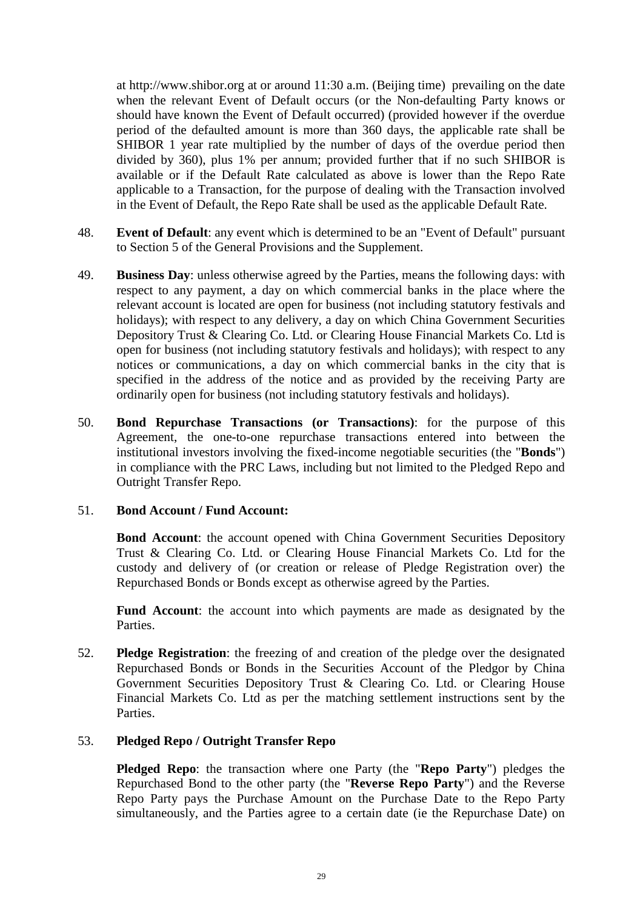at http://www.shibor.org at or around 11:30 a.m. (Beijing time) prevailing on the date when the relevant Event of Default occurs (or the Non-defaulting Party knows or should have known the Event of Default occurred) (provided however if the overdue period of the defaulted amount is more than 360 days, the applicable rate shall be SHIBOR 1 year rate multiplied by the number of days of the overdue period then divided by 360), plus 1% per annum; provided further that if no such SHIBOR is available or if the Default Rate calculated as above is lower than the Repo Rate applicable to a Transaction, for the purpose of dealing with the Transaction involved in the Event of Default, the Repo Rate shall be used as the applicable Default Rate.

48. **Event of Default**: any event which is determined to be an "Event of Default" pursuant to Section 5 of the General Provisions and the Supplement.

49. **Business Day**: unless otherwise agreed by the Parties, means the following days: with respect to any payment, a day on which commercial banks in the place where the relevant account is located are open for business (not including statutory festivals and holidays); with respect to any delivery, a day on which China Government Securities Depository Trust & Clearing Co. Ltd. or Clearing House Financial Markets Co. Ltd is open for business (not including statutory festivals and holidays); with respect to any notices or communications, a day on which commercial banks in the city that is specified in the address of the notice and as provided by the receiving Party are ordinarily open for business (not including statutory festivals and holidays).

50. **Bond Repurchase Transactions (or Transactions)**: for the purpose of this Agreement, the one-to-one repurchase transactions entered into between the institutional investors involving the fixed-income negotiable securities (the "**Bonds**") in compliance with the PRC Laws, including but not limited to the Pledged Repo and Outright Transfer Repo.

51. **Bond Account / Fund Account:**

    **Bond Account**: the account opened with China Government Securities Depository Trust & Clearing Co. Ltd. or Clearing House Financial Markets Co. Ltd for the custody and delivery of (or creation or release of Pledge Registration over) the Repurchased Bonds or Bonds except as otherwise agreed by the Parties.

    **Fund Account**: the account into which payments are made as designated by the Parties.

52. **Pledge Registration**: the freezing of and creation of the pledge over the designated Repurchased Bonds or Bonds in the Securities Account of the Pledgor by China Government Securities Depository Trust & Clearing Co. Ltd. or Clearing House Financial Markets Co. Ltd as per the matching settlement instructions sent by the Parties.

53. **Pledged Repo / Outright Transfer Repo**

    **Pledged Repo**: the transaction where one Party (the "**Repo Party**") pledges the Repurchased Bond to the other party (the "**Reverse Repo Party**") and the Reverse Repo Party pays the Purchase Amount on the Purchase Date to the Repo Party simultaneously, and the Parties agree to a certain date (ie the Repurchase Date) on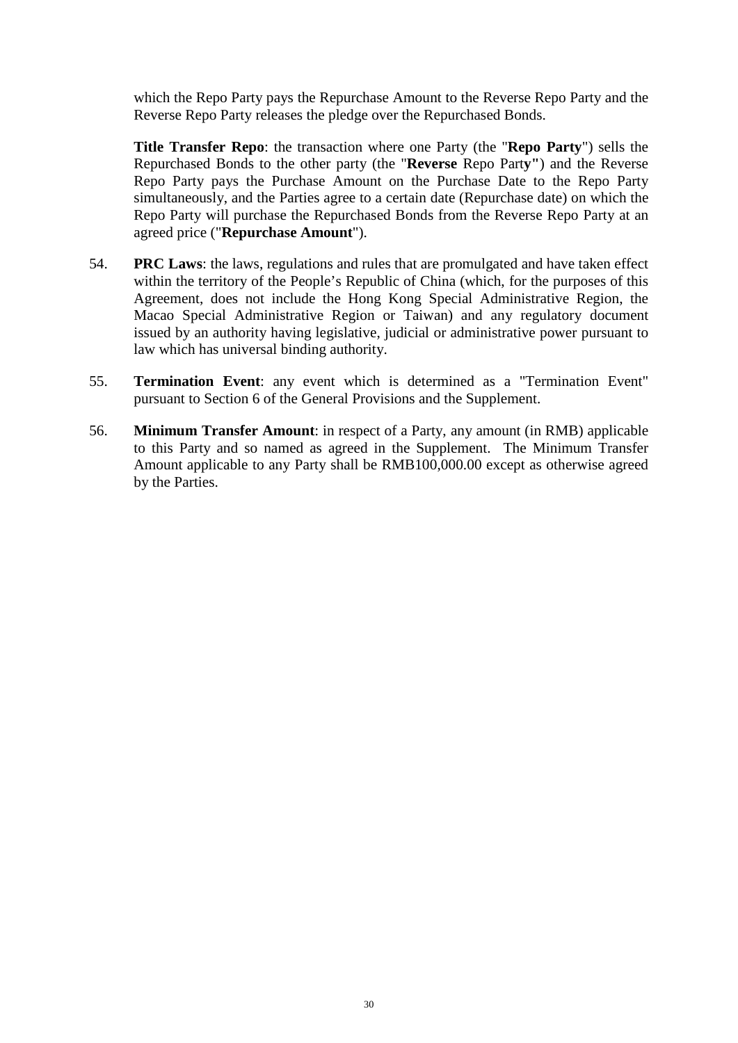which the Repo Party pays the Repurchase Amount to the Reverse Repo Party and the Reverse Repo Party releases the pledge over the Repurchased Bonds.

**Title Transfer Repo**: the transaction where one Party (the "**Repo Party**") sells the Repurchased Bonds to the other party (the "**Reverse** Repo Part**y"**) and the Reverse Repo Party pays the Purchase Amount on the Purchase Date to the Repo Party simultaneously, and the Parties agree to a certain date (Repurchase date) on which the Repo Party will purchase the Repurchased Bonds from the Reverse Repo Party at an agreed price ("**Repurchase Amount**").

54. **PRC Laws**: the laws, regulations and rules that are promulgated and have taken effect within the territory of the People's Republic of China (which, for the purposes of this Agreement, does not include the Hong Kong Special Administrative Region, the Macao Special Administrative Region or Taiwan) and any regulatory document issued by an authority having legislative, judicial or administrative power pursuant to law which has universal binding authority.

55. **Termination Event**: any event which is determined as a "Termination Event" pursuant to Section 6 of the General Provisions and the Supplement.

56. **Minimum Transfer Amount**: in respect of a Party, any amount (in RMB) applicable to this Party and so named as agreed in the Supplement. The Minimum Transfer Amount applicable to any Party shall be RMB100,000.00 except as otherwise agreed by the Parties.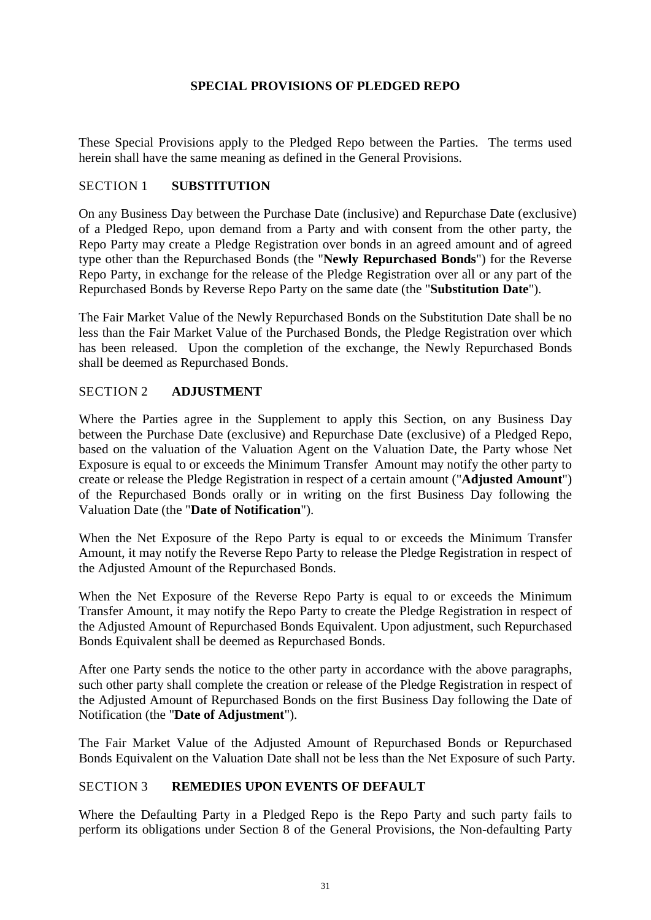# SPECIAL PROVISIONS OF PLEDGED REPO

These Special Provisions apply to the Pledged Repo between the Parties. The terms used herein shall have the same meaning as defined in the General Provisions.

## SECTION 1 SUBSTITUTION

On any Business Day between the Purchase Date (inclusive) and Repurchase Date (exclusive) of a Pledged Repo, upon demand from a Party and with consent from the other party, the Repo Party may create a Pledge Registration over bonds in an agreed amount and of agreed type other than the Repurchased Bonds (the "**Newly Repurchased Bonds**") for the Reverse Repo Party, in exchange for the release of the Pledge Registration over all or any part of the Repurchased Bonds by Reverse Repo Party on the same date (the "**Substitution Date**").

The Fair Market Value of the Newly Repurchased Bonds on the Substitution Date shall be no less than the Fair Market Value of the Purchased Bonds, the Pledge Registration over which has been released. Upon the completion of the exchange, the Newly Repurchased Bonds shall be deemed as Repurchased Bonds.

## SECTION 2 ADJUSTMENT

Where the Parties agree in the Supplement to apply this Section, on any Business Day between the Purchase Date (exclusive) and Repurchase Date (exclusive) of a Pledged Repo, based on the valuation of the Valuation Agent on the Valuation Date, the Party whose Net Exposure is equal to or exceeds the Minimum Transfer Amount may notify the other party to create or release the Pledge Registration in respect of a certain amount ("**Adjusted Amount**") of the Repurchased Bonds orally or in writing on the first Business Day following the Valuation Date (the "**Date of Notification**").

When the Net Exposure of the Repo Party is equal to or exceeds the Minimum Transfer Amount, it may notify the Reverse Repo Party to release the Pledge Registration in respect of the Adjusted Amount of the Repurchased Bonds.

When the Net Exposure of the Reverse Repo Party is equal to or exceeds the Minimum Transfer Amount, it may notify the Repo Party to create the Pledge Registration in respect of the Adjusted Amount of Repurchased Bonds Equivalent. Upon adjustment, such Repurchased Bonds Equivalent shall be deemed as Repurchased Bonds.

After one Party sends the notice to the other party in accordance with the above paragraphs, such other party shall complete the creation or release of the Pledge Registration in respect of the Adjusted Amount of Repurchased Bonds on the first Business Day following the Date of Notification (the "**Date of Adjustment**").

The Fair Market Value of the Adjusted Amount of Repurchased Bonds or Repurchased Bonds Equivalent on the Valuation Date shall not be less than the Net Exposure of such Party.

## SECTION 3 REMEDIES UPON EVENTS OF DEFAULT

Where the Defaulting Party in a Pledged Repo is the Repo Party and such party fails to perform its obligations under Section 8 of the General Provisions, the Non-defaulting Party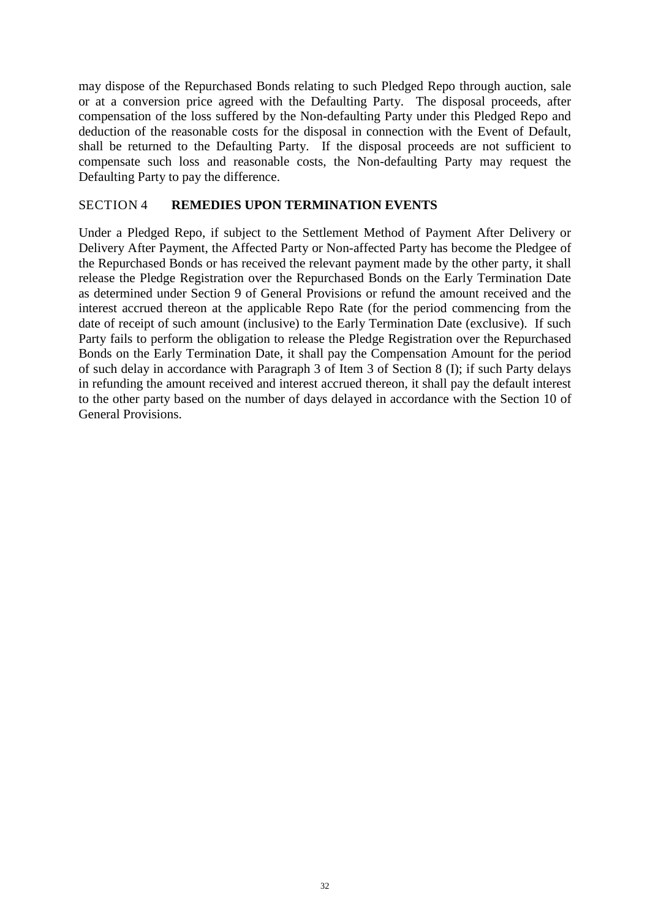may dispose of the Repurchased Bonds relating to such Pledged Repo through auction, sale or at a conversion price agreed with the Defaulting Party. The disposal proceeds, after compensation of the loss suffered by the Non-defaulting Party under this Pledged Repo and deduction of the reasonable costs for the disposal in connection with the Event of Default, shall be returned to the Defaulting Party. If the disposal proceeds are not sufficient to compensate such loss and reasonable costs, the Non-defaulting Party may request the Defaulting Party to pay the difference.

## SECTION 4 **REMEDIES UPON TERMINATION EVENTS**

Under a Pledged Repo, if subject to the Settlement Method of Payment After Delivery or Delivery After Payment, the Affected Party or Non-affected Party has become the Pledgee of the Repurchased Bonds or has received the relevant payment made by the other party, it shall release the Pledge Registration over the Repurchased Bonds on the Early Termination Date as determined under Section 9 of General Provisions or refund the amount received and the interest accrued thereon at the applicable Repo Rate (for the period commencing from the date of receipt of such amount (inclusive) to the Early Termination Date (exclusive). If such Party fails to perform the obligation to release the Pledge Registration over the Repurchased Bonds on the Early Termination Date, it shall pay the Compensation Amount for the period of such delay in accordance with Paragraph 3 of Item 3 of Section 8 (I); if such Party delays in refunding the amount received and interest accrued thereon, it shall pay the default interest to the other party based on the number of days delayed in accordance with the Section 10 of General Provisions.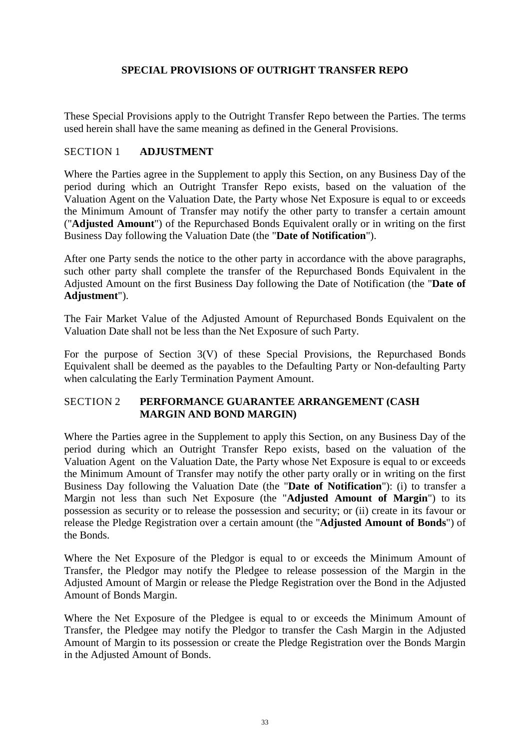# SPECIAL PROVISIONS OF OUTRIGHT TRANSFER REPO

These Special Provisions apply to the Outright Transfer Repo between the Parties. The terms used herein shall have the same meaning as defined in the General Provisions.

## SECTION 1 ADJUSTMENT

Where the Parties agree in the Supplement to apply this Section, on any Business Day of the period during which an Outright Transfer Repo exists, based on the valuation of the Valuation Agent on the Valuation Date, the Party whose Net Exposure is equal to or exceeds the Minimum Amount of Transfer may notify the other party to transfer a certain amount ("**Adjusted Amount**") of the Repurchased Bonds Equivalent orally or in writing on the first Business Day following the Valuation Date (the "**Date of Notification**").

After one Party sends the notice to the other party in accordance with the above paragraphs, such other party shall complete the transfer of the Repurchased Bonds Equivalent in the Adjusted Amount on the first Business Day following the Date of Notification (the "**Date of Adjustment**").

The Fair Market Value of the Adjusted Amount of Repurchased Bonds Equivalent on the Valuation Date shall not be less than the Net Exposure of such Party.

For the purpose of Section 3(V) of these Special Provisions, the Repurchased Bonds Equivalent shall be deemed as the payables to the Defaulting Party or Non-defaulting Party when calculating the Early Termination Payment Amount.

## SECTION 2 PERFORMANCE GUARANTEE ARRANGEMENT (CASH MARGIN AND BOND MARGIN)

Where the Parties agree in the Supplement to apply this Section, on any Business Day of the period during which an Outright Transfer Repo exists, based on the valuation of the Valuation Agent on the Valuation Date, the Party whose Net Exposure is equal to or exceeds the Minimum Amount of Transfer may notify the other party orally or in writing on the first Business Day following the Valuation Date (the "**Date of Notification**"): (i) to transfer a Margin not less than such Net Exposure (the "**Adjusted Amount of Margin**") to its possession as security or to release the possession and security; or (ii) create in its favour or release the Pledge Registration over a certain amount (the "**Adjusted Amount of Bonds**") of the Bonds.

Where the Net Exposure of the Pledgor is equal to or exceeds the Minimum Amount of Transfer, the Pledgor may notify the Pledgee to release possession of the Margin in the Adjusted Amount of Margin or release the Pledge Registration over the Bond in the Adjusted Amount of Bonds Margin.

Where the Net Exposure of the Pledgee is equal to or exceeds the Minimum Amount of Transfer, the Pledgee may notify the Pledgor to transfer the Cash Margin in the Adjusted Amount of Margin to its possession or create the Pledge Registration over the Bonds Margin in the Adjusted Amount of Bonds.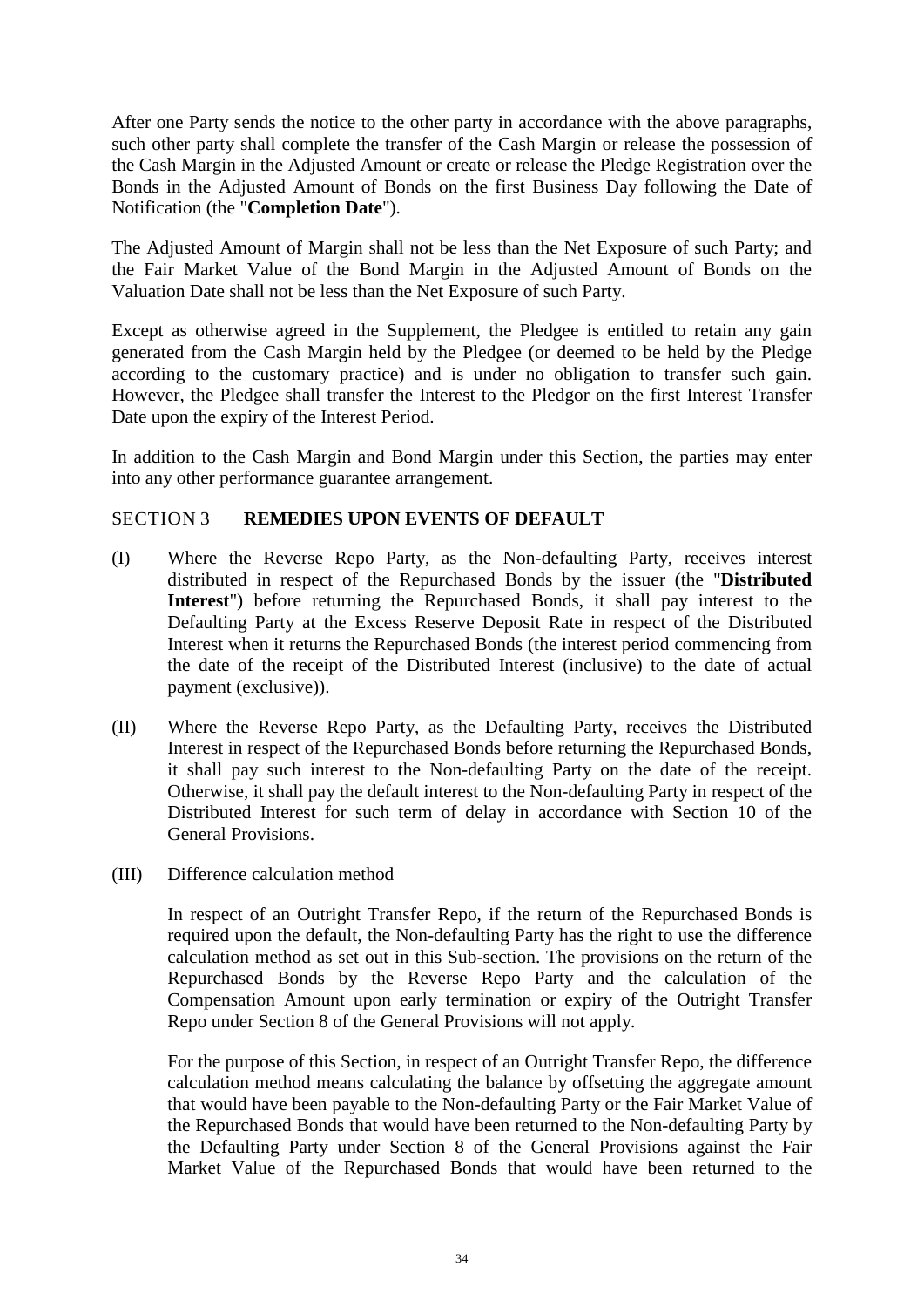After one Party sends the notice to the other party in accordance with the above paragraphs, such other party shall complete the transfer of the Cash Margin or release the possession of the Cash Margin in the Adjusted Amount or create or release the Pledge Registration over the Bonds in the Adjusted Amount of Bonds on the first Business Day following the Date of Notification (the "**Completion Date**").

The Adjusted Amount of Margin shall not be less than the Net Exposure of such Party; and the Fair Market Value of the Bond Margin in the Adjusted Amount of Bonds on the Valuation Date shall not be less than the Net Exposure of such Party.

Except as otherwise agreed in the Supplement, the Pledgee is entitled to retain any gain generated from the Cash Margin held by the Pledgee (or deemed to be held by the Pledge according to the customary practice) and is under no obligation to transfer such gain. However, the Pledgee shall transfer the Interest to the Pledgor on the first Interest Transfer Date upon the expiry of the Interest Period.

In addition to the Cash Margin and Bond Margin under this Section, the parties may enter into any other performance guarantee arrangement.

## SECTION 3 **REMEDIES UPON EVENTS OF DEFAULT**

(I) Where the Reverse Repo Party, as the Non-defaulting Party, receives interest distributed in respect of the Repurchased Bonds by the issuer (the "**Distributed Interest**") before returning the Repurchased Bonds, it shall pay interest to the Defaulting Party at the Excess Reserve Deposit Rate in respect of the Distributed Interest when it returns the Repurchased Bonds (the interest period commencing from the date of the receipt of the Distributed Interest (inclusive) to the date of actual payment (exclusive)).

(II) Where the Reverse Repo Party, as the Defaulting Party, receives the Distributed Interest in respect of the Repurchased Bonds before returning the Repurchased Bonds, it shall pay such interest to the Non-defaulting Party on the date of the receipt. Otherwise, it shall pay the default interest to the Non-defaulting Party in respect of the Distributed Interest for such term of delay in accordance with Section 10 of the General Provisions.

(III) Difference calculation method

In respect of an Outright Transfer Repo, if the return of the Repurchased Bonds is required upon the default, the Non-defaulting Party has the right to use the difference calculation method as set out in this Sub-section. The provisions on the return of the Repurchased Bonds by the Reverse Repo Party and the calculation of the Compensation Amount upon early termination or expiry of the Outright Transfer Repo under Section 8 of the General Provisions will not apply.

For the purpose of this Section, in respect of an Outright Transfer Repo, the difference calculation method means calculating the balance by offsetting the aggregate amount that would have been payable to the Non-defaulting Party or the Fair Market Value of the Repurchased Bonds that would have been returned to the Non-defaulting Party by the Defaulting Party under Section 8 of the General Provisions against the Fair Market Value of the Repurchased Bonds that would have been returned to the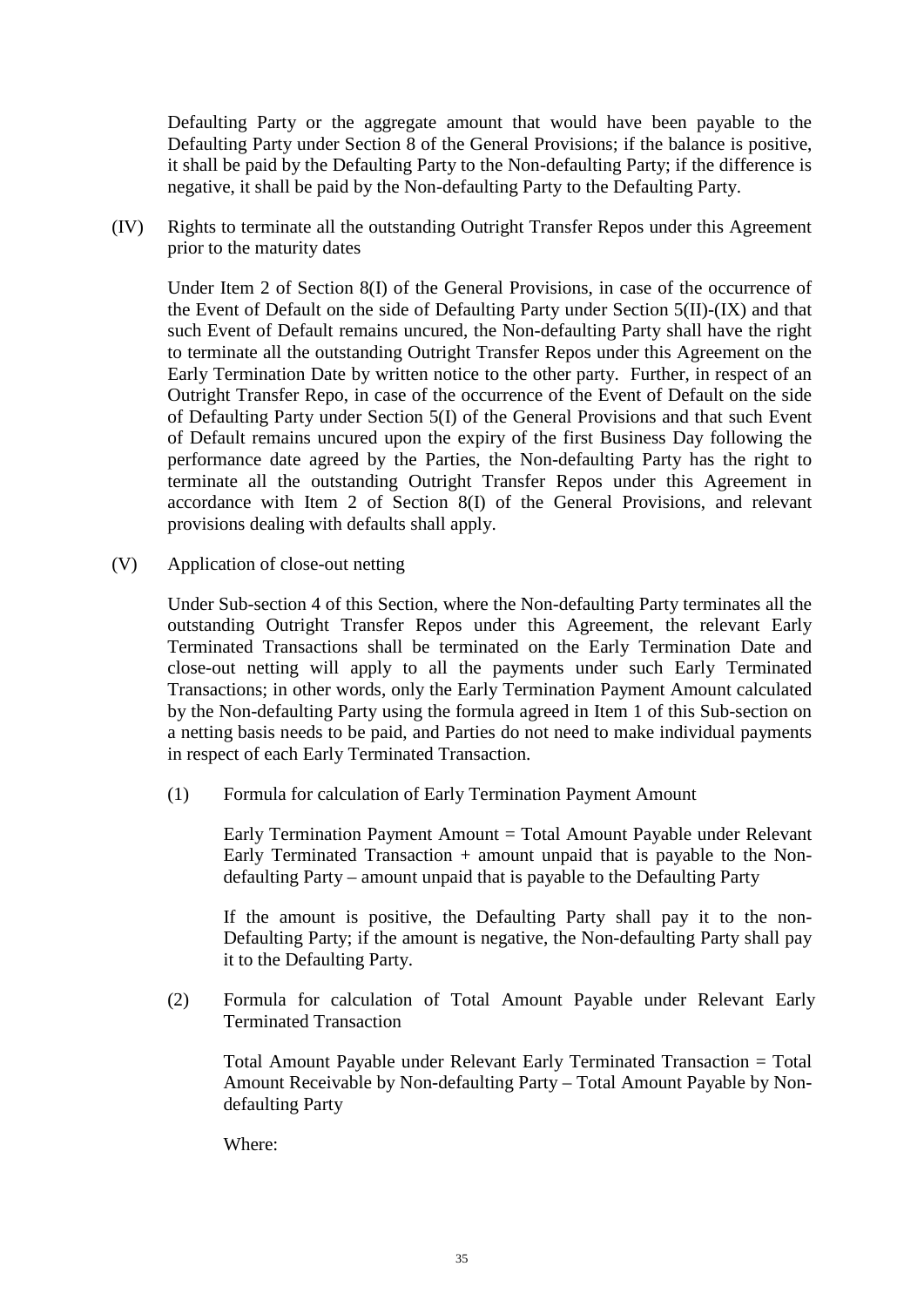Defaulting Party or the aggregate amount that would have been payable to the Defaulting Party under Section 8 of the General Provisions; if the balance is positive, it shall be paid by the Defaulting Party to the Non-defaulting Party; if the difference is negative, it shall be paid by the Non-defaulting Party to the Defaulting Party.

(IV) Rights to terminate all the outstanding Outright Transfer Repos under this Agreement prior to the maturity dates

Under Item 2 of Section 8(I) of the General Provisions, in case of the occurrence of the Event of Default on the side of Defaulting Party under Section 5(II)-(IX) and that such Event of Default remains uncured, the Non-defaulting Party shall have the right to terminate all the outstanding Outright Transfer Repos under this Agreement on the Early Termination Date by written notice to the other party. Further, in respect of an Outright Transfer Repo, in case of the occurrence of the Event of Default on the side of Defaulting Party under Section 5(I) of the General Provisions and that such Event of Default remains uncured upon the expiry of the first Business Day following the performance date agreed by the Parties, the Non-defaulting Party has the right to terminate all the outstanding Outright Transfer Repos under this Agreement in accordance with Item 2 of Section 8(I) of the General Provisions, and relevant provisions dealing with defaults shall apply.

(V) Application of close-out netting

Under Sub-section 4 of this Section, where the Non-defaulting Party terminates all the outstanding Outright Transfer Repos under this Agreement, the relevant Early Terminated Transactions shall be terminated on the Early Termination Date and close-out netting will apply to all the payments under such Early Terminated Transactions; in other words, only the Early Termination Payment Amount calculated by the Non-defaulting Party using the formula agreed in Item 1 of this Sub-section on a netting basis needs to be paid, and Parties do not need to make individual payments in respect of each Early Terminated Transaction.

(1) Formula for calculation of Early Termination Payment Amount

Early Termination Payment Amount = Total Amount Payable under Relevant Early Terminated Transaction + amount unpaid that is payable to the Non-defaulting Party – amount unpaid that is payable to the Defaulting Party

If the amount is positive, the Defaulting Party shall pay it to the non-Defaulting Party; if the amount is negative, the Non-defaulting Party shall pay it to the Defaulting Party.

(2) Formula for calculation of Total Amount Payable under Relevant Early Terminated Transaction

Total Amount Payable under Relevant Early Terminated Transaction = Total Amount Receivable by Non-defaulting Party – Total Amount Payable by Non-defaulting Party

Where: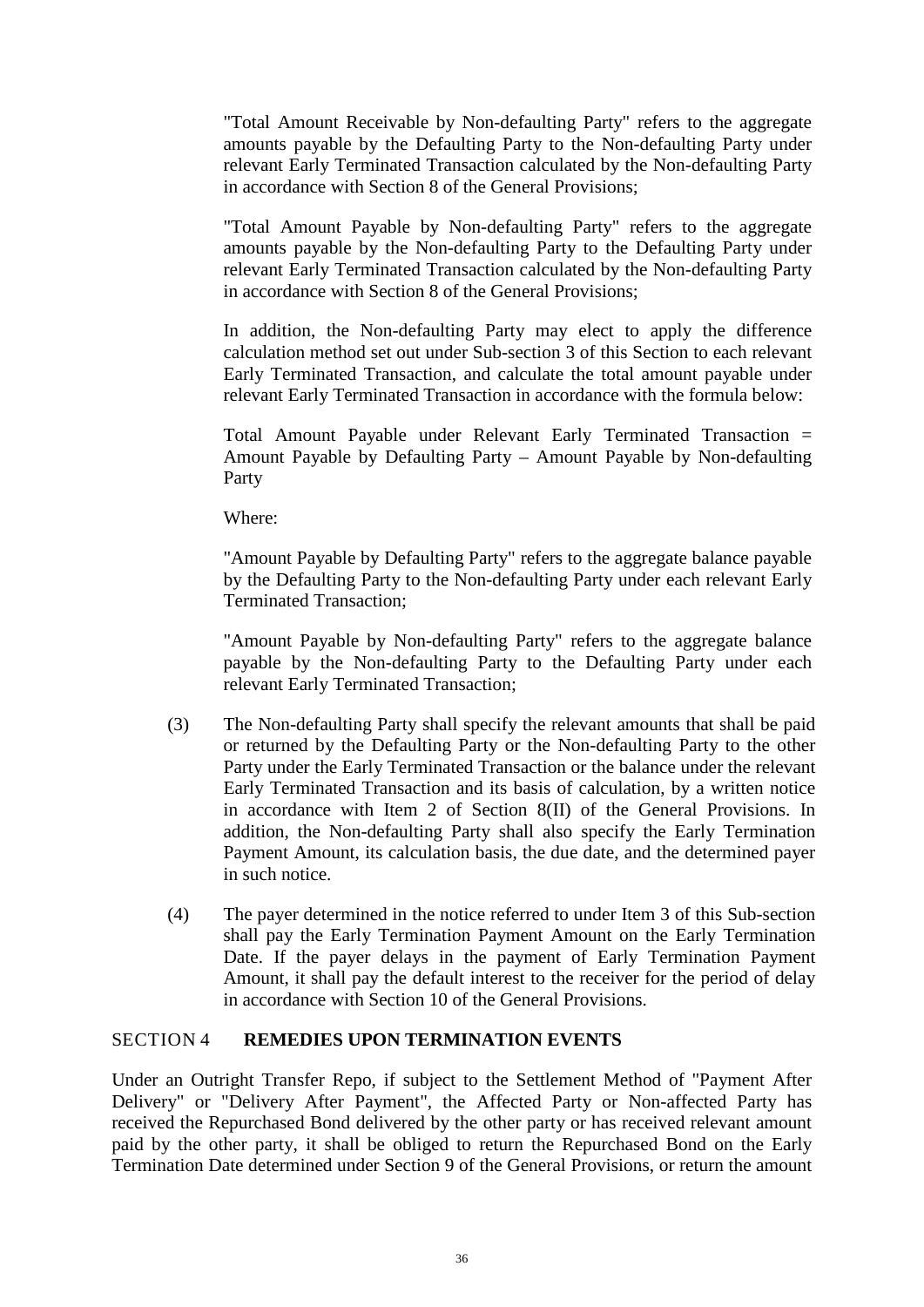"Total Amount Receivable by Non-defaulting Party" refers to the aggregate amounts payable by the Defaulting Party to the Non-defaulting Party under relevant Early Terminated Transaction calculated by the Non-defaulting Party in accordance with Section 8 of the General Provisions;

"Total Amount Payable by Non-defaulting Party" refers to the aggregate amounts payable by the Non-defaulting Party to the Defaulting Party under relevant Early Terminated Transaction calculated by the Non-defaulting Party in accordance with Section 8 of the General Provisions;

In addition, the Non-defaulting Party may elect to apply the difference calculation method set out under Sub-section 3 of this Section to each relevant Early Terminated Transaction, and calculate the total amount payable under relevant Early Terminated Transaction in accordance with the formula below:

Total Amount Payable under Relevant Early Terminated Transaction = Amount Payable by Defaulting Party – Amount Payable by Non-defaulting Party

Where:

"Amount Payable by Defaulting Party" refers to the aggregate balance payable by the Defaulting Party to the Non-defaulting Party under each relevant Early Terminated Transaction;

"Amount Payable by Non-defaulting Party" refers to the aggregate balance payable by the Non-defaulting Party to the Defaulting Party under each relevant Early Terminated Transaction;

(3) The Non-defaulting Party shall specify the relevant amounts that shall be paid or returned by the Defaulting Party or the Non-defaulting Party to the other Party under the Early Terminated Transaction or the balance under the relevant Early Terminated Transaction and its basis of calculation, by a written notice in accordance with Item 2 of Section 8(II) of the General Provisions. In addition, the Non-defaulting Party shall also specify the Early Termination Payment Amount, its calculation basis, the due date, and the determined payer in such notice.

(4) The payer determined in the notice referred to under Item 3 of this Sub-section shall pay the Early Termination Payment Amount on the Early Termination Date. If the payer delays in the payment of Early Termination Payment Amount, it shall pay the default interest to the receiver for the period of delay in accordance with Section 10 of the General Provisions.

## SECTION 4 **REMEDIES UPON TERMINATION EVENTS**

Under an Outright Transfer Repo, if subject to the Settlement Method of "Payment After Delivery" or "Delivery After Payment", the Affected Party or Non-affected Party has received the Repurchased Bond delivered by the other party or has received relevant amount paid by the other party, it shall be obliged to return the Repurchased Bond on the Early Termination Date determined under Section 9 of the General Provisions, or return the amount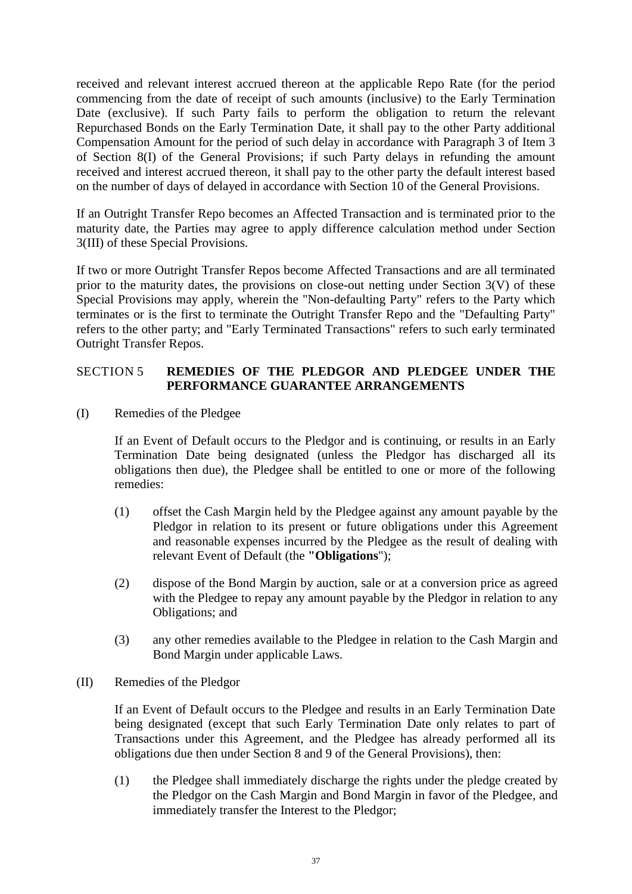received and relevant interest accrued thereon at the applicable Repo Rate (for the period commencing from the date of receipt of such amounts (inclusive) to the Early Termination Date (exclusive). If such Party fails to perform the obligation to return the relevant Repurchased Bonds on the Early Termination Date, it shall pay to the other Party additional Compensation Amount for the period of such delay in accordance with Paragraph 3 of Item 3 of Section 8(I) of the General Provisions; if such Party delays in refunding the amount received and interest accrued thereon, it shall pay to the other party the default interest based on the number of days of delayed in accordance with Section 10 of the General Provisions.

If an Outright Transfer Repo becomes an Affected Transaction and is terminated prior to the maturity date, the Parties may agree to apply difference calculation method under Section 3(III) of these Special Provisions.

If two or more Outright Transfer Repos become Affected Transactions and are all terminated prior to the maturity dates, the provisions on close-out netting under Section 3(V) of these Special Provisions may apply, wherein the "Non-defaulting Party" refers to the Party which terminates or is the first to terminate the Outright Transfer Repo and the "Defaulting Party" refers to the other party; and "Early Terminated Transactions" refers to such early terminated Outright Transfer Repos.

## SECTION 5 **REMEDIES OF THE PLEDGOR AND PLEDGEE UNDER THE PERFORMANCE GUARANTEE ARRANGEMENTS**

(I) Remedies of the Pledgee

If an Event of Default occurs to the Pledgor and is continuing, or results in an Early Termination Date being designated (unless the Pledgor has discharged all its obligations then due), the Pledgee shall be entitled to one or more of the following remedies:

(1) offset the Cash Margin held by the Pledgee against any amount payable by the Pledgor in relation to its present or future obligations under this Agreement and reasonable expenses incurred by the Pledgee as the result of dealing with relevant Event of Default (the **"Obligations**");

(2) dispose of the Bond Margin by auction, sale or at a conversion price as agreed with the Pledgee to repay any amount payable by the Pledgor in relation to any Obligations; and

(3) any other remedies available to the Pledgee in relation to the Cash Margin and Bond Margin under applicable Laws.

(II) Remedies of the Pledgor

If an Event of Default occurs to the Pledgee and results in an Early Termination Date being designated (except that such Early Termination Date only relates to part of Transactions under this Agreement, and the Pledgee has already performed all its obligations due then under Section 8 and 9 of the General Provisions), then:

(1) the Pledgee shall immediately discharge the rights under the pledge created by the Pledgor on the Cash Margin and Bond Margin in favor of the Pledgee, and immediately transfer the Interest to the Pledgor;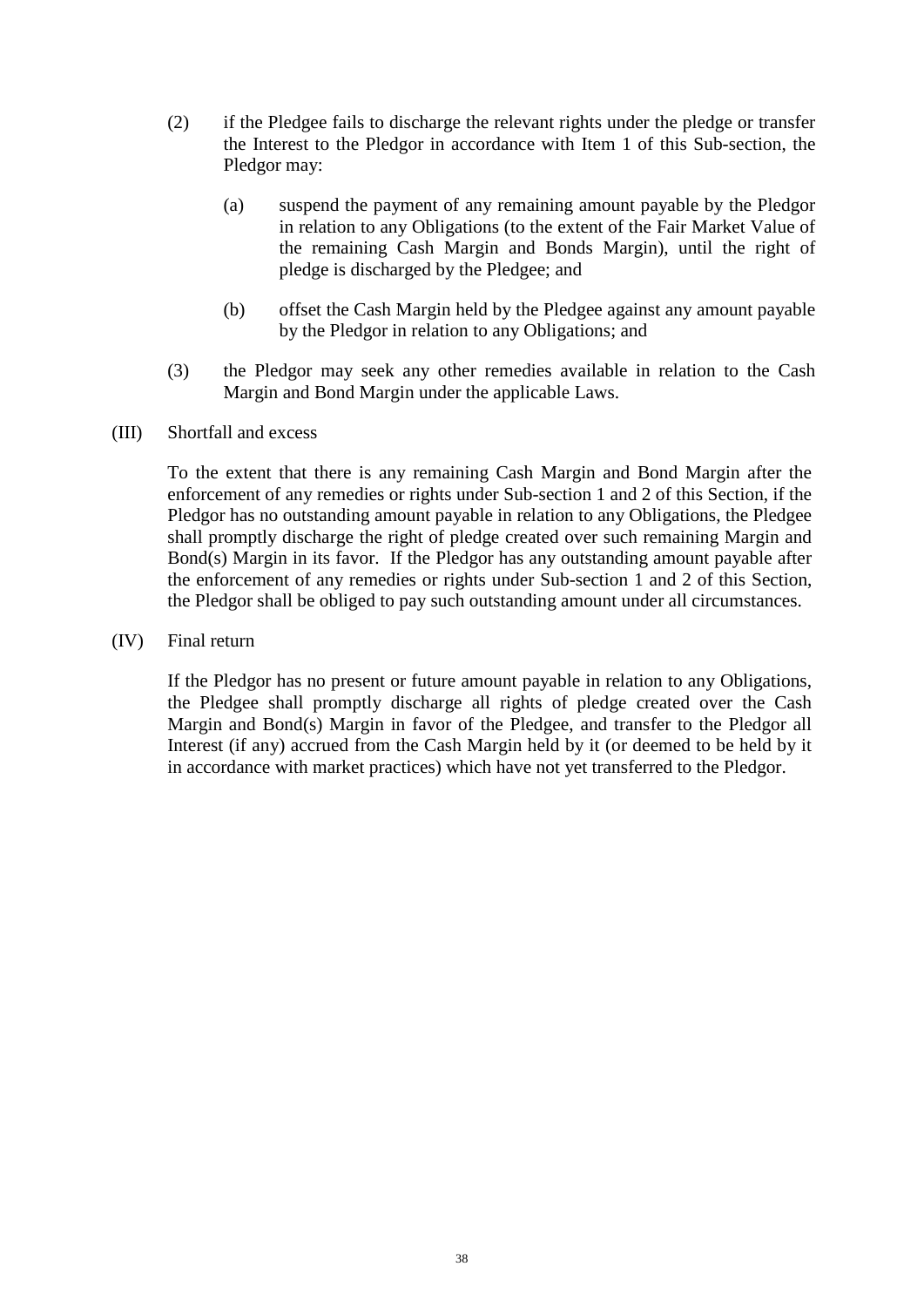(2) if the Pledgee fails to discharge the relevant rights under the pledge or transfer the Interest to the Pledgor in accordance with Item 1 of this Sub-section, the Pledgor may:

   (a) suspend the payment of any remaining amount payable by the Pledgor in relation to any Obligations (to the extent of the Fair Market Value of the remaining Cash Margin and Bonds Margin), until the right of pledge is discharged by the Pledgee; and

   (b) offset the Cash Margin held by the Pledgee against any amount payable by the Pledgor in relation to any Obligations; and

(3) the Pledgor may seek any other remedies available in relation to the Cash Margin and Bond Margin under the applicable Laws.

(III) Shortfall and excess

To the extent that there is any remaining Cash Margin and Bond Margin after the enforcement of any remedies or rights under Sub-section 1 and 2 of this Section, if the Pledgor has no outstanding amount payable in relation to any Obligations, the Pledgee shall promptly discharge the right of pledge created over such remaining Margin and Bond(s) Margin in its favor. If the Pledgor has any outstanding amount payable after the enforcement of any remedies or rights under Sub-section 1 and 2 of this Section, the Pledgor shall be obliged to pay such outstanding amount under all circumstances.

(IV) Final return

If the Pledgor has no present or future amount payable in relation to any Obligations, the Pledgee shall promptly discharge all rights of pledge created over the Cash Margin and Bond(s) Margin in favor of the Pledgee, and transfer to the Pledgor all Interest (if any) accrued from the Cash Margin held by it (or deemed to be held by it in accordance with market practices) which have not yet transferred to the Pledgor.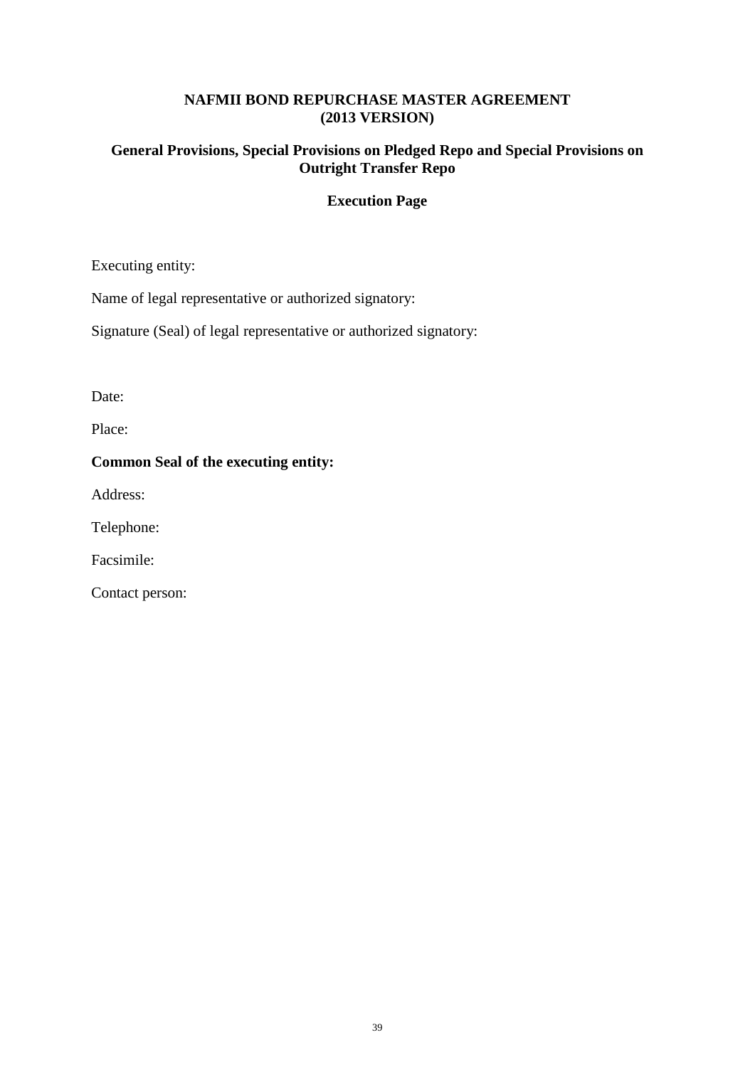# NAFMII BOND REPURCHASE MASTER AGREEMENT (2013 VERSION)

## General Provisions, Special Provisions on Pledged Repo and Special Provisions on Outright Transfer Repo

### Execution Page

Executing entity:

Name of legal representative or authorized signatory:

Signature (Seal) of legal representative or authorized signatory:

Date:

Place:

**Common Seal of the executing entity:**

Address:

Telephone:

Facsimile:

Contact person: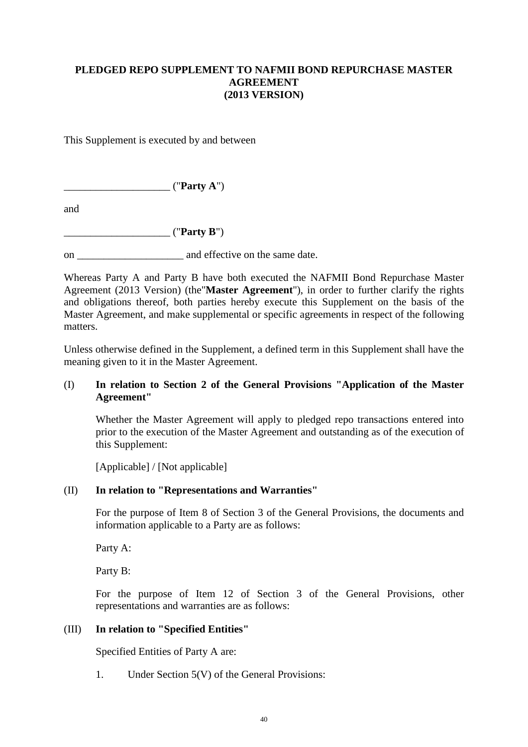# PLEDGED REPO SUPPLEMENT TO NAFMII BOND REPURCHASE MASTER AGREEMENT (2013 VERSION)

This Supplement is executed by and between

____________________ ("**Party A**")

and

____________________ ("**Party B**")

on ____________________ and effective on the same date.

Whereas Party A and Party B have both executed the NAFMII Bond Repurchase Master Agreement (2013 Version) (the"**Master Agreement**"), in order to further clarify the rights and obligations thereof, both parties hereby execute this Supplement on the basis of the Master Agreement, and make supplemental or specific agreements in respect of the following matters.

Unless otherwise defined in the Supplement, a defined term in this Supplement shall have the meaning given to it in the Master Agreement.

(I) **In relation to Section 2 of the General Provisions "Application of the Master Agreement"**

Whether the Master Agreement will apply to pledged repo transactions entered into prior to the execution of the Master Agreement and outstanding as of the execution of this Supplement:

[Applicable] / [Not applicable]

(II) **In relation to "Representations and Warranties"**

For the purpose of Item 8 of Section 3 of the General Provisions, the documents and information applicable to a Party are as follows:

Party A:

Party B:

For the purpose of Item 12 of Section 3 of the General Provisions, other representations and warranties are as follows:

(III) **In relation to "Specified Entities"**

Specified Entities of Party A are:

1. Under Section 5(V) of the General Provisions: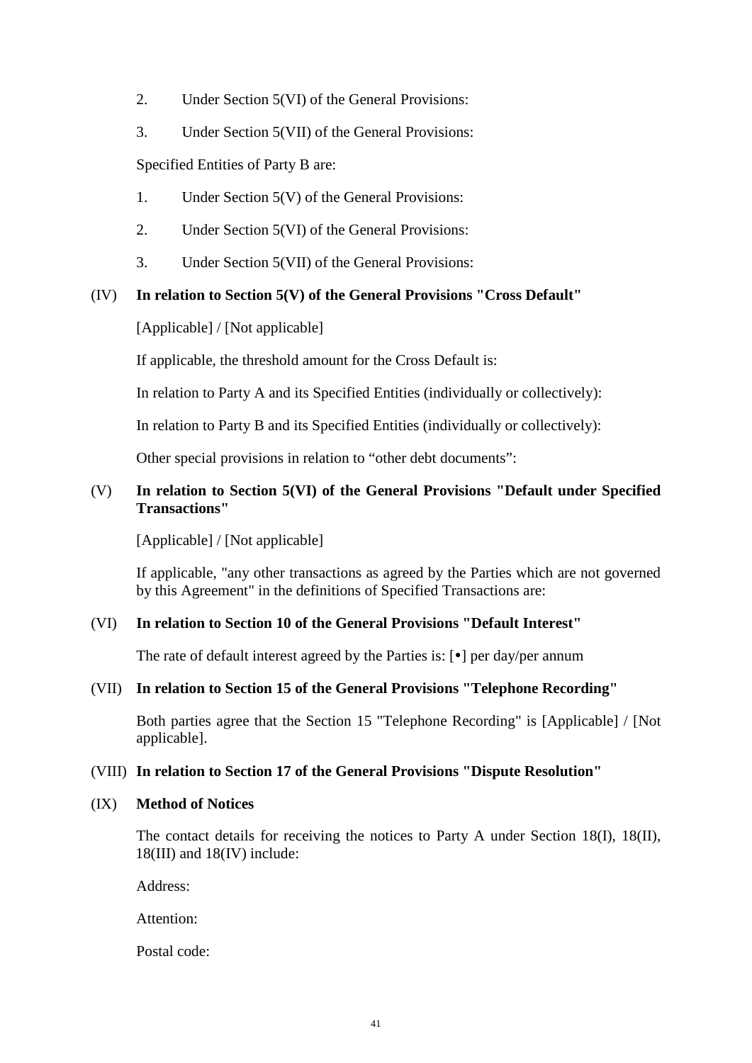2. Under Section 5(VI) of the General Provisions:

3. Under Section 5(VII) of the General Provisions:

Specified Entities of Party B are:

1. Under Section 5(V) of the General Provisions:

2. Under Section 5(VI) of the General Provisions:

3. Under Section 5(VII) of the General Provisions:

(IV) **In relation to Section 5(V) of the General Provisions "Cross Default"**

[Applicable] / [Not applicable]

If applicable, the threshold amount for the Cross Default is:

In relation to Party A and its Specified Entities (individually or collectively):

In relation to Party B and its Specified Entities (individually or collectively):

Other special provisions in relation to "other debt documents":

(V) **In relation to Section 5(VI) of the General Provisions "Default under Specified Transactions"**

[Applicable] / [Not applicable]

If applicable, "any other transactions as agreed by the Parties which are not governed by this Agreement" in the definitions of Specified Transactions are:

(VI) **In relation to Section 10 of the General Provisions "Default Interest"**

The rate of default interest agreed by the Parties is: [•] per day/per annum

(VII) **In relation to Section 15 of the General Provisions "Telephone Recording"**

Both parties agree that the Section 15 "Telephone Recording" is [Applicable] / [Not applicable].

(VIII) **In relation to Section 17 of the General Provisions "Dispute Resolution"**

(IX) **Method of Notices**

The contact details for receiving the notices to Party A under Section 18(I), 18(II), 18(III) and 18(IV) include:

Address:

Attention:

Postal code: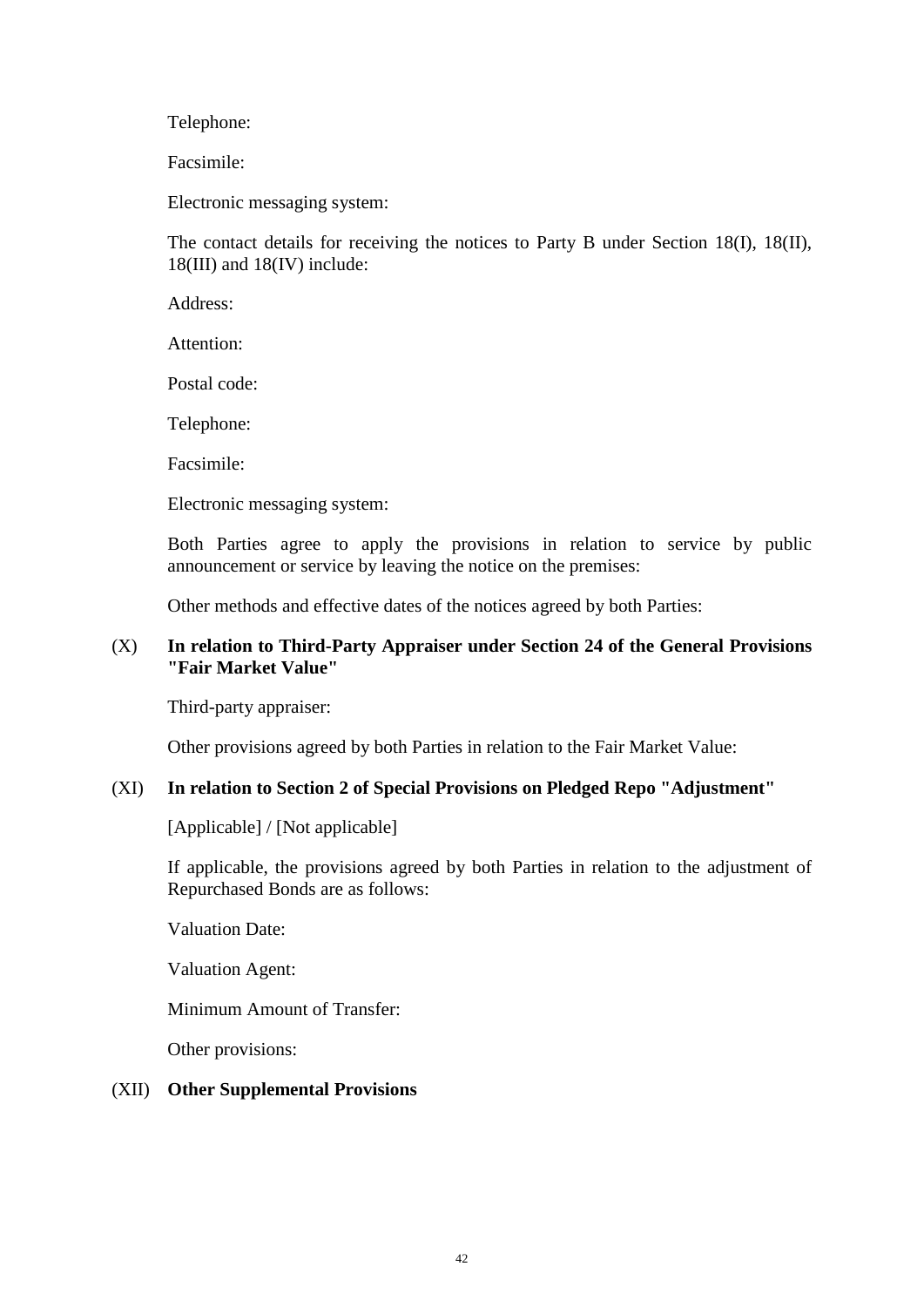Telephone:

Facsimile:

Electronic messaging system:

The contact details for receiving the notices to Party B under Section 18(I), 18(II), 18(III) and 18(IV) include:

Address:

Attention:

Postal code:

Telephone:

Facsimile:

Electronic messaging system:

Both Parties agree to apply the provisions in relation to service by public announcement or service by leaving the notice on the premises:

Other methods and effective dates of the notices agreed by both Parties:

(X) **In relation to Third-Party Appraiser under Section 24 of the General Provisions "Fair Market Value"**

Third-party appraiser:

Other provisions agreed by both Parties in relation to the Fair Market Value:

(XI) **In relation to Section 2 of Special Provisions on Pledged Repo "Adjustment"**

[Applicable] / [Not applicable]

If applicable, the provisions agreed by both Parties in relation to the adjustment of Repurchased Bonds are as follows:

Valuation Date:

Valuation Agent:

Minimum Amount of Transfer:

Other provisions:

(XII) **Other Supplemental Provisions**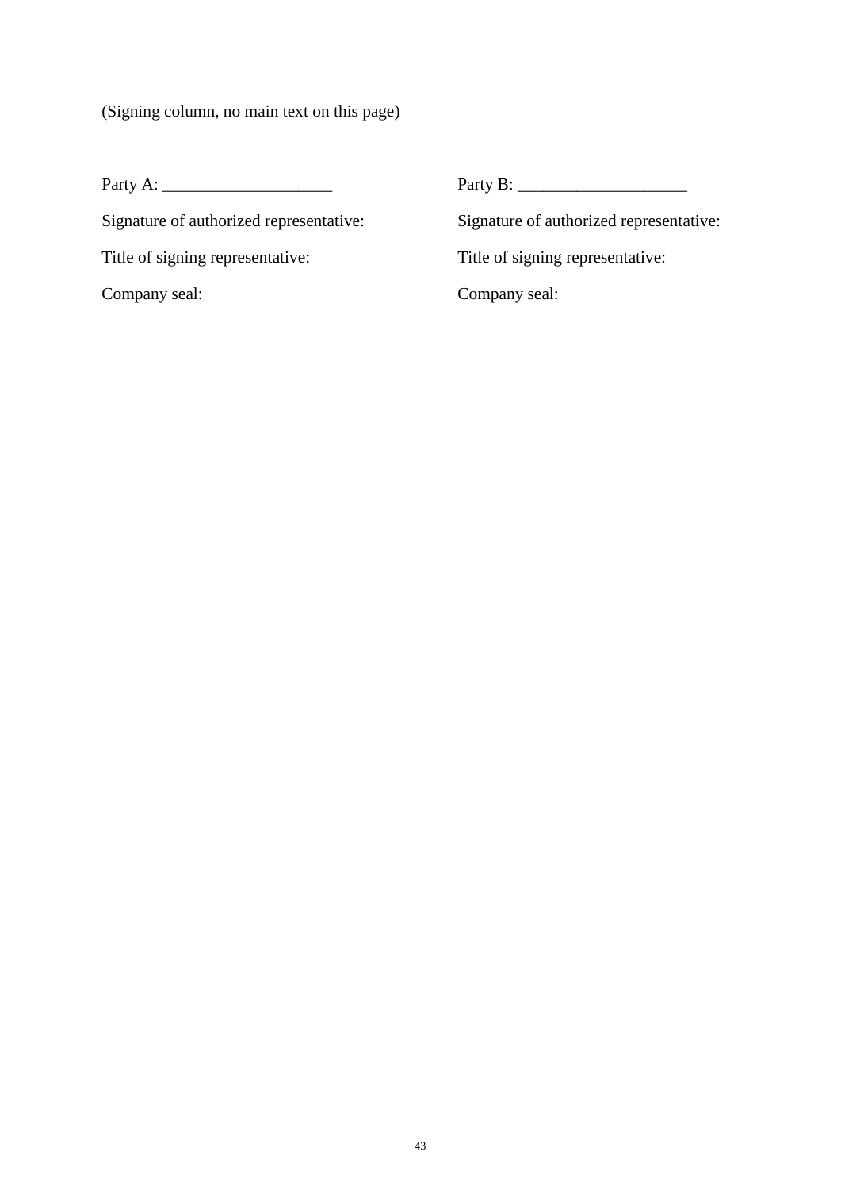(Signing column, no main text on this page)

| | |
|---|---|
| Party A: ____________________ | Party B: ____________________ |
| Signature of authorized representative: | Signature of authorized representative: |
| Title of signing representative: | Title of signing representative: |
| Company seal: | Company seal: |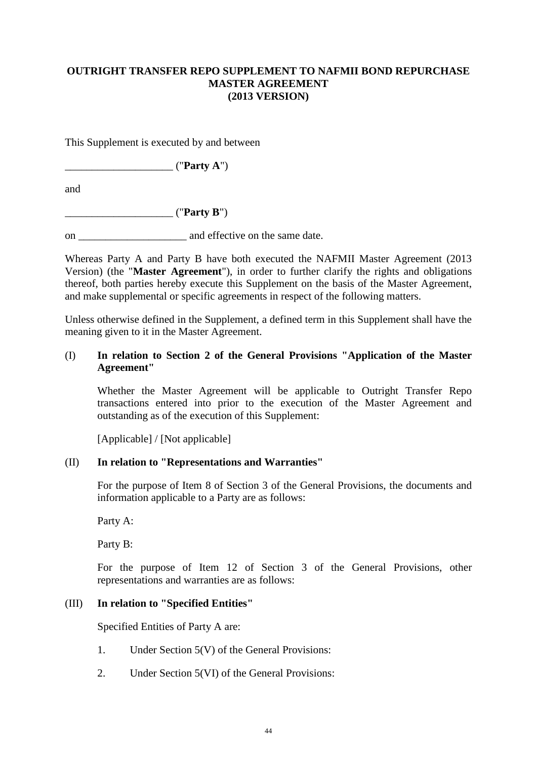**OUTRIGHT TRANSFER REPO SUPPLEMENT TO NAFMII BOND REPURCHASE MASTER AGREEMENT (2013 VERSION)**

This Supplement is executed by and between

____________________ ("**Party A**")

and

____________________ ("**Party B**")

on ____________________ and effective on the same date.

Whereas Party A and Party B have both executed the NAFMII Master Agreement (2013 Version) (the "**Master Agreement**"), in order to further clarify the rights and obligations thereof, both parties hereby execute this Supplement on the basis of the Master Agreement, and make supplemental or specific agreements in respect of the following matters.

Unless otherwise defined in the Supplement, a defined term in this Supplement shall have the meaning given to it in the Master Agreement.

(I) **In relation to Section 2 of the General Provisions "Application of the Master Agreement"**

Whether the Master Agreement will be applicable to Outright Transfer Repo transactions entered into prior to the execution of the Master Agreement and outstanding as of the execution of this Supplement:

[Applicable] / [Not applicable]

(II) **In relation to "Representations and Warranties"**

For the purpose of Item 8 of Section 3 of the General Provisions, the documents and information applicable to a Party are as follows:

Party A:

Party B:

For the purpose of Item 12 of Section 3 of the General Provisions, other representations and warranties are as follows:

(III) **In relation to "Specified Entities"**

Specified Entities of Party A are:

1. Under Section 5(V) of the General Provisions:

2. Under Section 5(VI) of the General Provisions: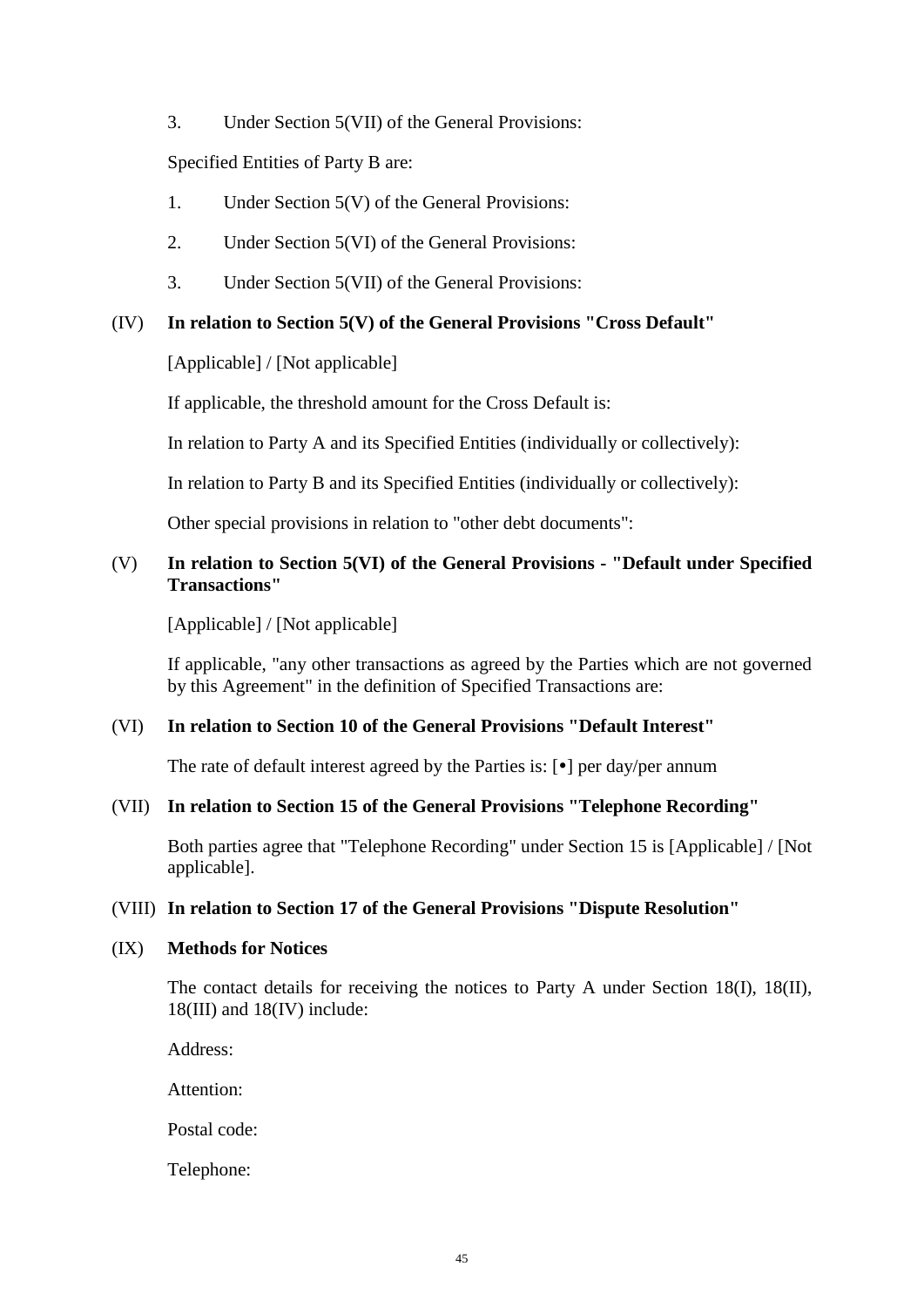3. Under Section 5(VII) of the General Provisions:

Specified Entities of Party B are:

1. Under Section 5(V) of the General Provisions:

2. Under Section 5(VI) of the General Provisions:

3. Under Section 5(VII) of the General Provisions:

(IV) **In relation to Section 5(V) of the General Provisions "Cross Default"**

[Applicable] / [Not applicable]

If applicable, the threshold amount for the Cross Default is:

In relation to Party A and its Specified Entities (individually or collectively):

In relation to Party B and its Specified Entities (individually or collectively):

Other special provisions in relation to "other debt documents":

(V) **In relation to Section 5(VI) of the General Provisions - "Default under Specified Transactions"**

[Applicable] / [Not applicable]

If applicable, "any other transactions as agreed by the Parties which are not governed by this Agreement" in the definition of Specified Transactions are:

(VI) **In relation to Section 10 of the General Provisions "Default Interest"**

The rate of default interest agreed by the Parties is: [•] per day/per annum

(VII) **In relation to Section 15 of the General Provisions "Telephone Recording"**

Both parties agree that "Telephone Recording" under Section 15 is [Applicable] / [Not applicable].

(VIII) **In relation to Section 17 of the General Provisions "Dispute Resolution"**

(IX) **Methods for Notices**

The contact details for receiving the notices to Party A under Section 18(I), 18(II), 18(III) and 18(IV) include:

Address:

Attention:

Postal code:

Telephone: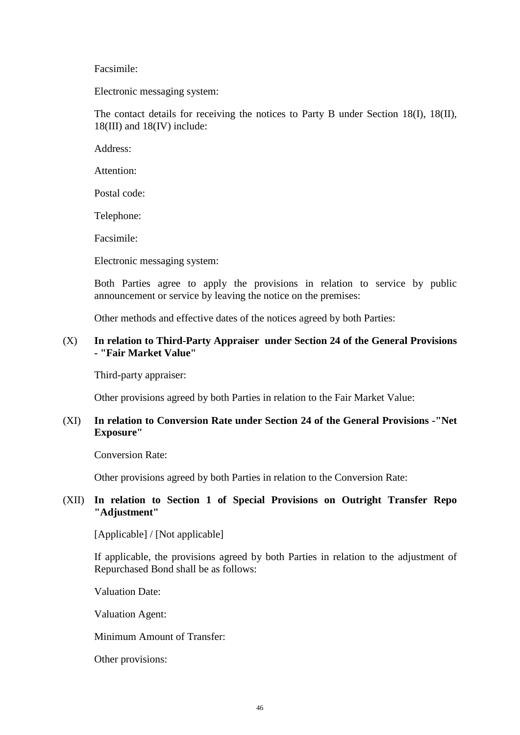Facsimile:

Electronic messaging system:

The contact details for receiving the notices to Party B under Section 18(I), 18(II), 18(III) and 18(IV) include:

Address:

Attention:

Postal code:

Telephone:

Facsimile:

Electronic messaging system:

Both Parties agree to apply the provisions in relation to service by public announcement or service by leaving the notice on the premises:

Other methods and effective dates of the notices agreed by both Parties:

(X) **In relation to Third-Party Appraiser under Section 24 of the General Provisions - "Fair Market Value"**

Third-party appraiser:

Other provisions agreed by both Parties in relation to the Fair Market Value:

(XI) **In relation to Conversion Rate under Section 24 of the General Provisions -"Net Exposure"**

Conversion Rate:

Other provisions agreed by both Parties in relation to the Conversion Rate:

(XII) **In relation to Section 1 of Special Provisions on Outright Transfer Repo "Adjustment"**

[Applicable] / [Not applicable]

If applicable, the provisions agreed by both Parties in relation to the adjustment of Repurchased Bond shall be as follows:

Valuation Date:

Valuation Agent:

Minimum Amount of Transfer:

Other provisions: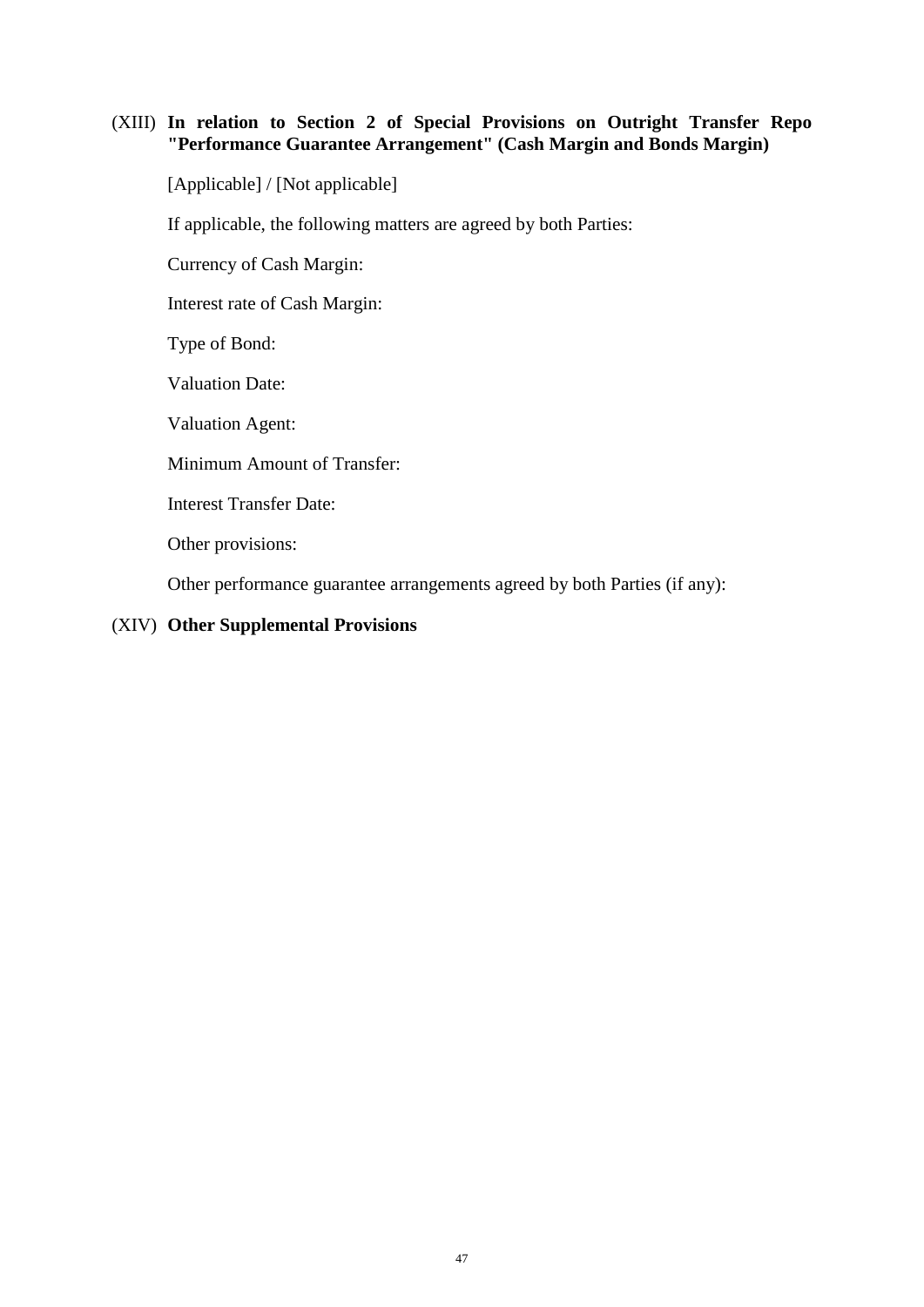(XIII) **In relation to Section 2 of Special Provisions on Outright Transfer Repo "Performance Guarantee Arrangement" (Cash Margin and Bonds Margin)**

[Applicable] / [Not applicable]

If applicable, the following matters are agreed by both Parties:

Currency of Cash Margin:

Interest rate of Cash Margin:

Type of Bond:

Valuation Date:

Valuation Agent:

Minimum Amount of Transfer:

Interest Transfer Date:

Other provisions:

Other performance guarantee arrangements agreed by both Parties (if any):

(XIV) **Other Supplemental Provisions**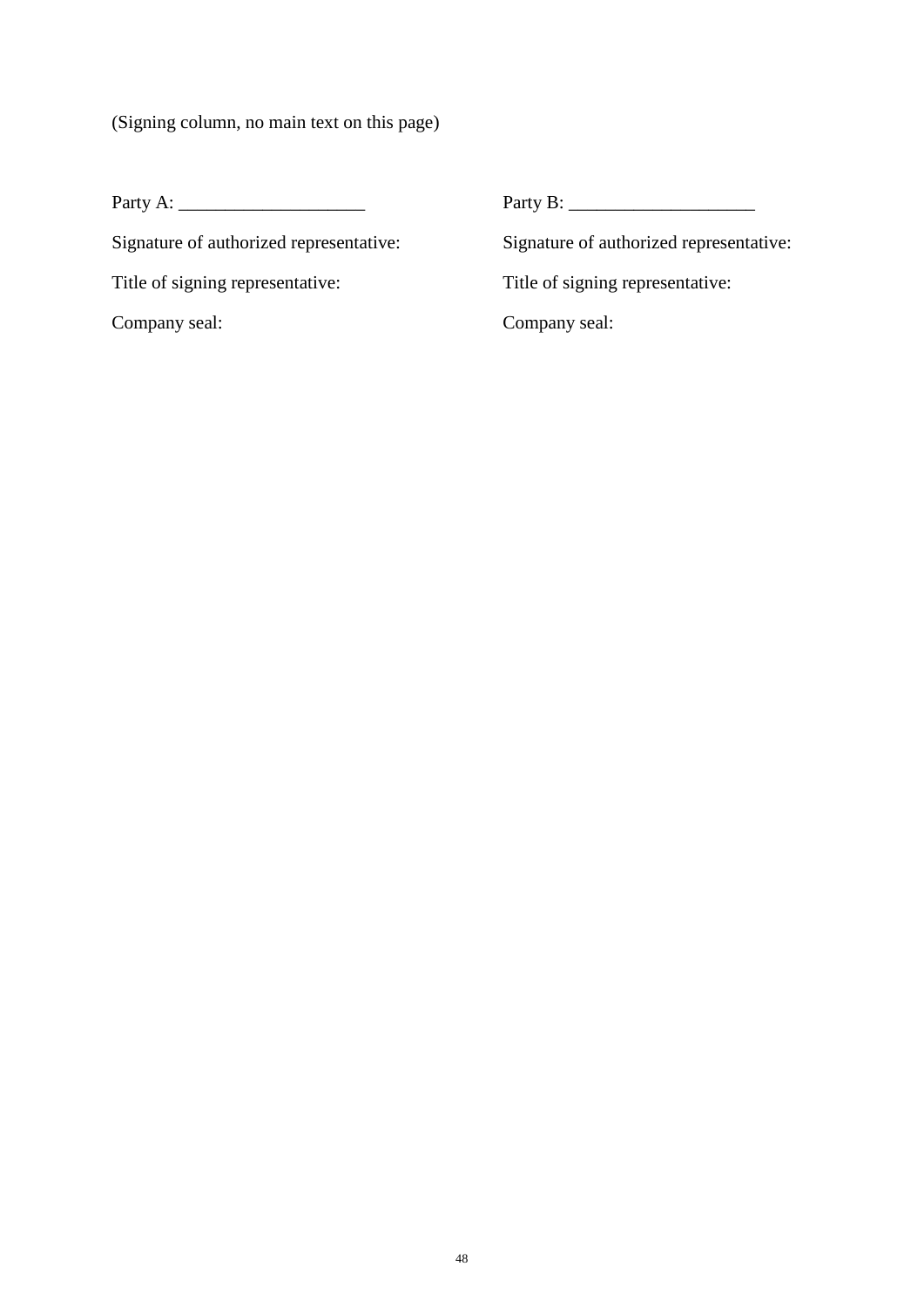(Signing column, no main text on this page)

| Party A: ____________________ | Party B: ____________________ |
|---|---|
| Signature of authorized representative: | Signature of authorized representative: |
| Title of signing representative: | Title of signing representative: |
| Company seal: | Company seal: |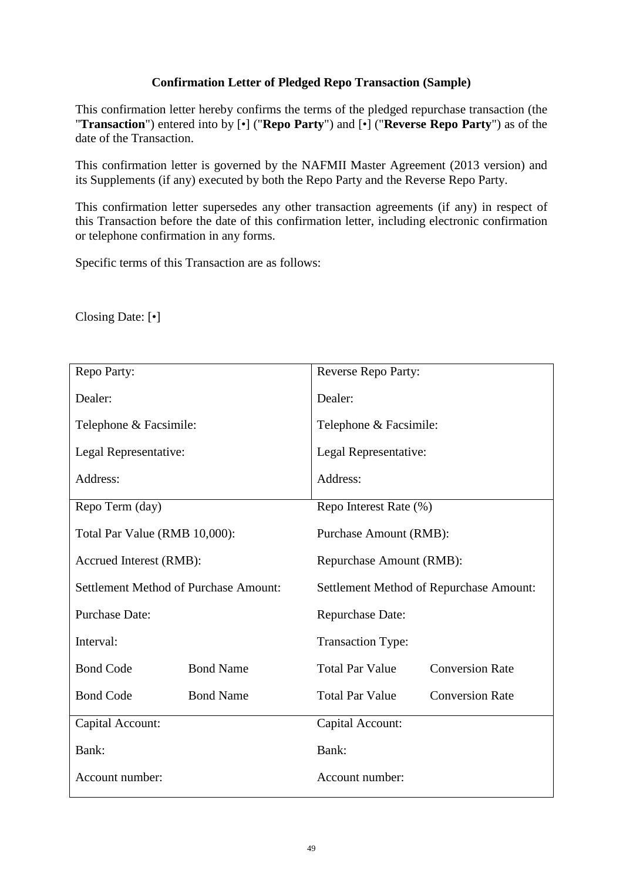**Confirmation Letter of Pledged Repo Transaction (Sample)**

This confirmation letter hereby confirms the terms of the pledged repurchase transaction (the "**Transaction**") entered into by [•] ("**Repo Party**") and [•] ("**Reverse Repo Party**") as of the date of the Transaction.

This confirmation letter is governed by the NAFMII Master Agreement (2013 version) and its Supplements (if any) executed by both the Repo Party and the Reverse Repo Party.

This confirmation letter supersedes any other transaction agreements (if any) in respect of this Transaction before the date of this confirmation letter, including electronic confirmation or telephone confirmation in any forms.

Specific terms of this Transaction are as follows:

Closing Date: [•]

| | | | |
|---|---|---|---|
| Repo Party: | | Reverse Repo Party: | |
| Dealer: | | Dealer: | |
| Telephone & Facsimile: | | Telephone & Facsimile: | |
| Legal Representative: | | Legal Representative: | |
| Address: | | Address: | |
| Repo Term (day) | | Repo Interest Rate (%) | |
| Total Par Value (RMB 10,000): | | Purchase Amount (RMB): | |
| Accrued Interest (RMB): | | Repurchase Amount (RMB): | |
| Settlement Method of Purchase Amount: | | Settlement Method of Repurchase Amount: | |
| Purchase Date: | | Repurchase Date: | |
| Interval: | | Transaction Type: | |
| Bond Code | Bond Name | Total Par Value | Conversion Rate |
| Bond Code | Bond Name | Total Par Value | Conversion Rate |
| Capital Account: | | Capital Account: | |
| Bank: | | Bank: | |
| Account number: | | Account number: | |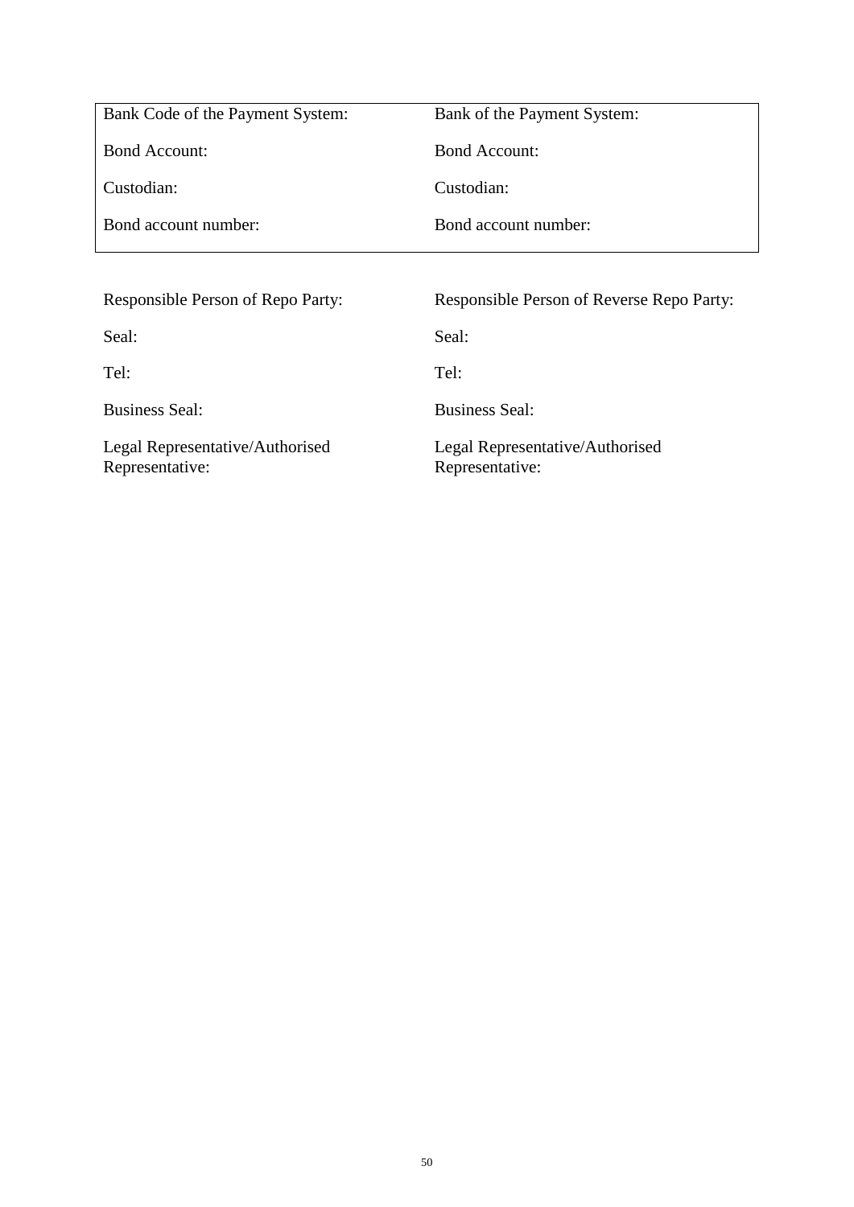| Bank Code of the Payment System: | Bank of the Payment System: |
|---|---|
| Bond Account: | Bond Account: |
| Custodian: | Custodian: |
| Bond account number: | Bond account number: |

Responsible Person of Repo Party: Responsible Person of Reverse Repo Party:

Seal: Seal:

Tel: Tel:

Business Seal: Business Seal:

Legal Representative/Authorised Representative: Legal Representative/Authorised Representative: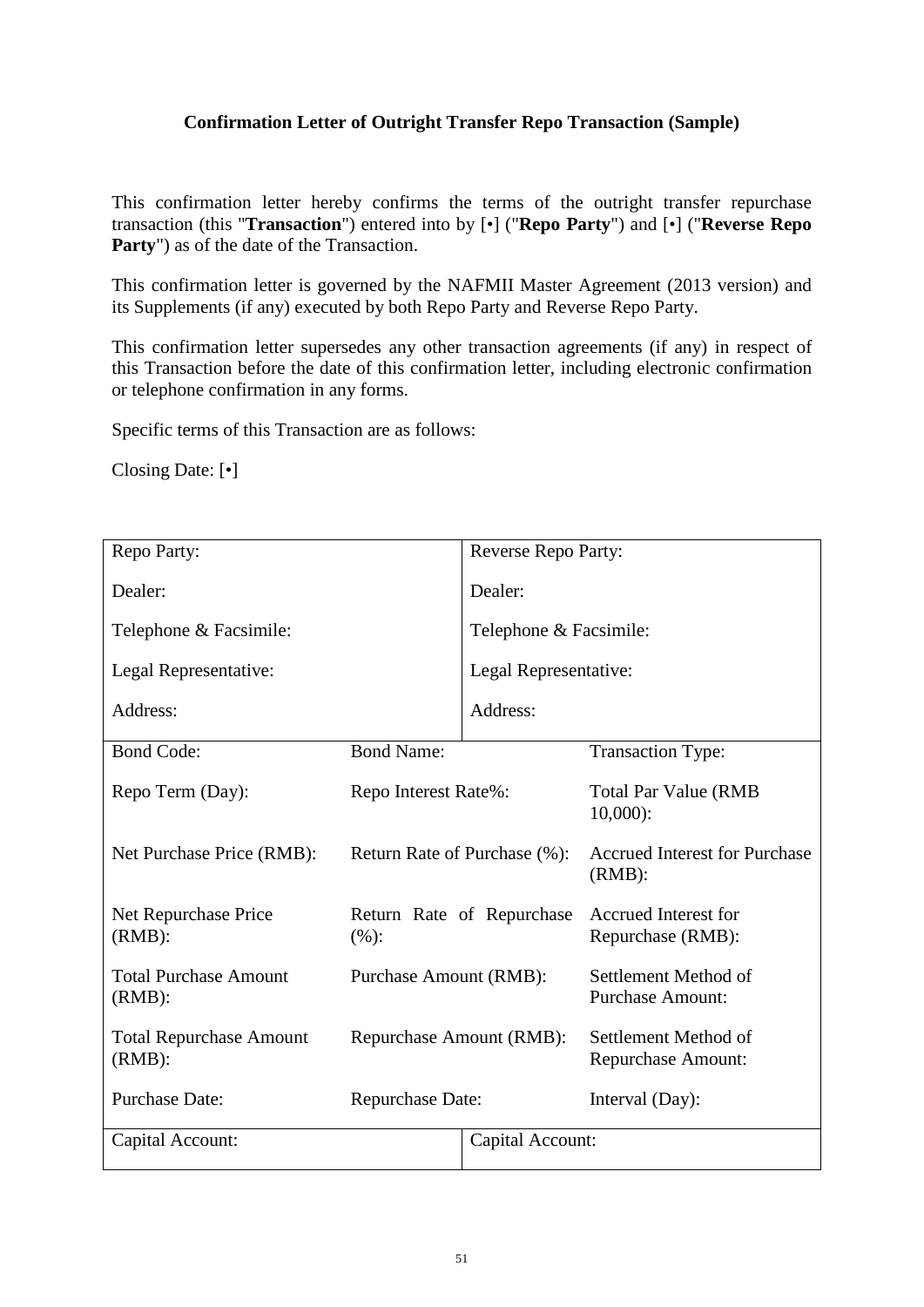**Confirmation Letter of Outright Transfer Repo Transaction (Sample)**

This confirmation letter hereby confirms the terms of the outright transfer repurchase transaction (this "**Transaction**") entered into by [•] ("**Repo Party**") and [•] ("**Reverse Repo Party**") as of the date of the Transaction.

This confirmation letter is governed by the NAFMII Master Agreement (2013 version) and its Supplements (if any) executed by both Repo Party and Reverse Repo Party.

This confirmation letter supersedes any other transaction agreements (if any) in respect of this Transaction before the date of this confirmation letter, including electronic confirmation or telephone confirmation in any forms.

Specific terms of this Transaction are as follows:

Closing Date: [•]

| Repo Party: | | Reverse Repo Party: |
|---|---|---|
| Dealer: | | Dealer: |
| Telephone & Facsimile: | | Telephone & Facsimile: |
| Legal Representative: | | Legal Representative: |
| Address: | | Address: |
| Bond Code: | Bond Name: | Transaction Type: |
| Repo Term (Day): | Repo Interest Rate%: | Total Par Value (RMB 10,000): |
| Net Purchase Price (RMB): | Return Rate of Purchase (%): | Accrued Interest for Purchase (RMB): |
| Net Repurchase Price (RMB): | Return Rate of Repurchase (%): | Accrued Interest for Repurchase (RMB): |
| Total Purchase Amount (RMB): | Purchase Amount (RMB): | Settlement Method of Purchase Amount: |
| Total Repurchase Amount (RMB): | Repurchase Amount (RMB): | Settlement Method of Repurchase Amount: |
| Purchase Date: | Repurchase Date: | Interval (Day): |
| Capital Account: | | Capital Account: |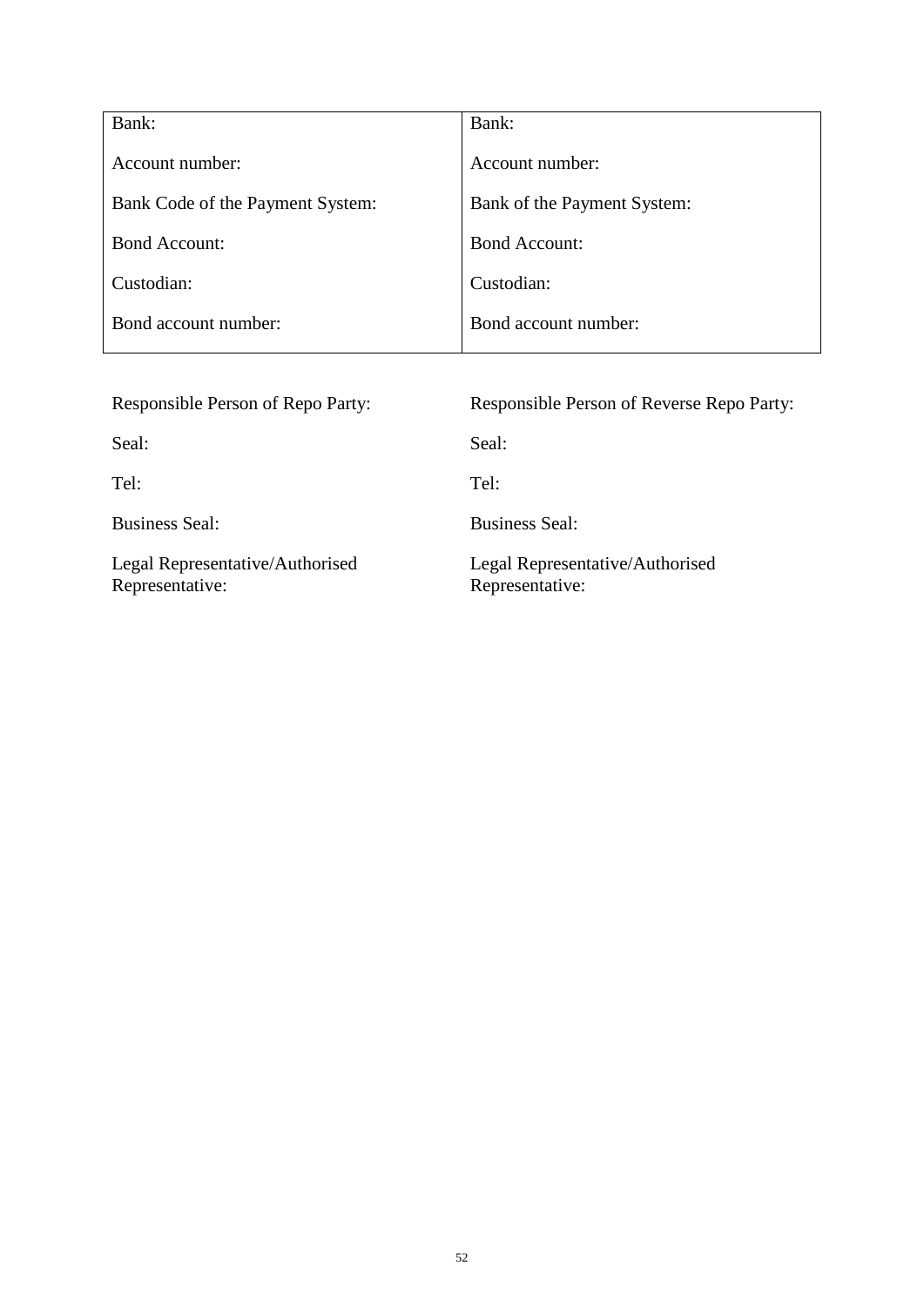| | |
|---|---|
| Bank: | Bank: |
| Account number: | Account number: |
| Bank Code of the Payment System: | Bank of the Payment System: |
| Bond Account: | Bond Account: |
| Custodian: | Custodian: |
| Bond account number: | Bond account number: |

| | |
|---|---|
| Responsible Person of Repo Party: | Responsible Person of Reverse Repo Party: |
| Seal: | Seal: |
| Tel: | Tel: |
| Business Seal: | Business Seal: |
| Legal Representative/Authorised Representative: | Legal Representative/Authorised Representative: |